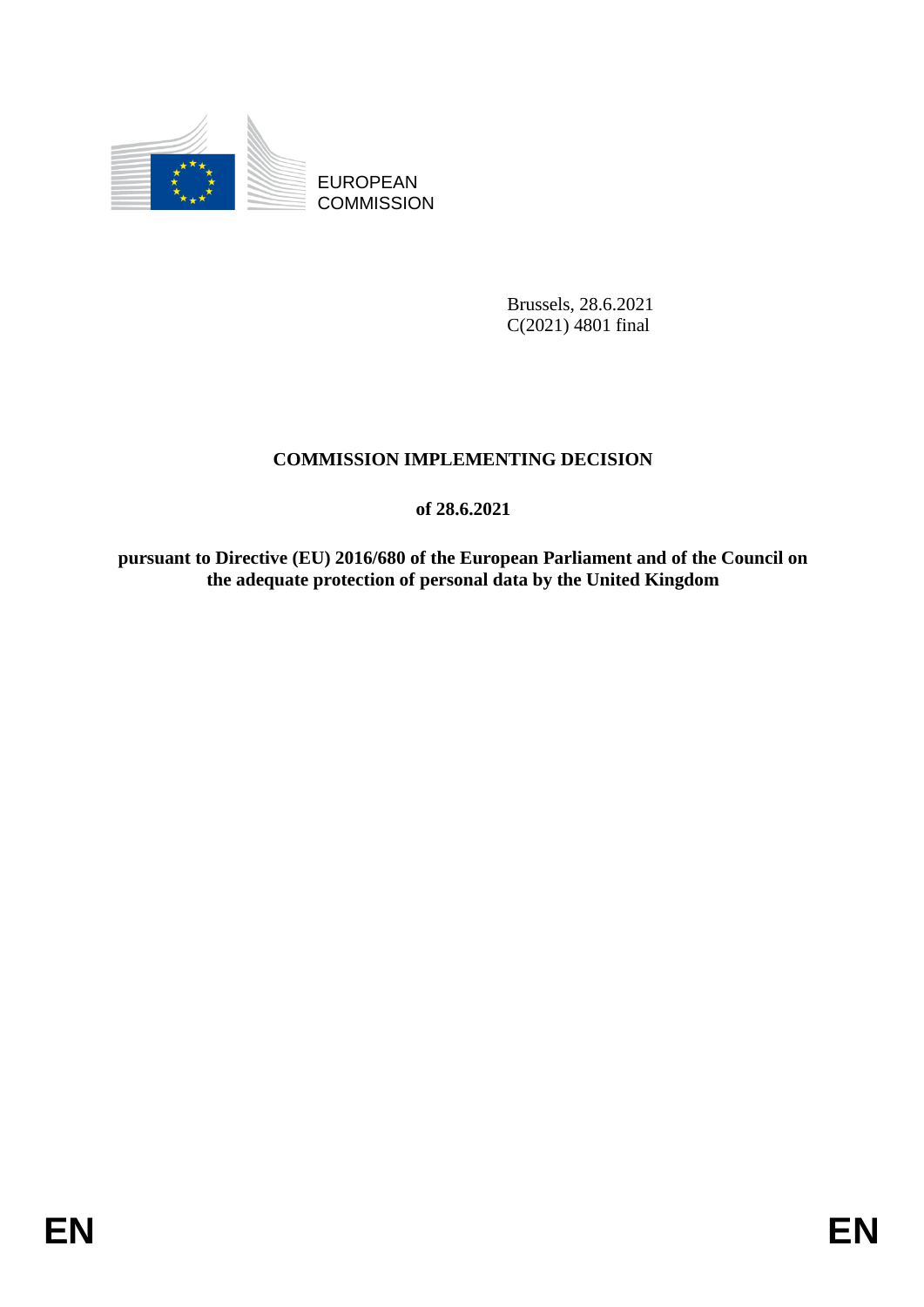EUROPEAN
COMMISSION

Brussels, 28.6.2021
C(2021) 4801 final

# COMMISSION IMPLEMENTING DECISION

**of 28.6.2021**

**pursuant to Directive (EU) 2016/680 of the European Parliament and of the Council on the adequate protection of personal data by the United Kingdom**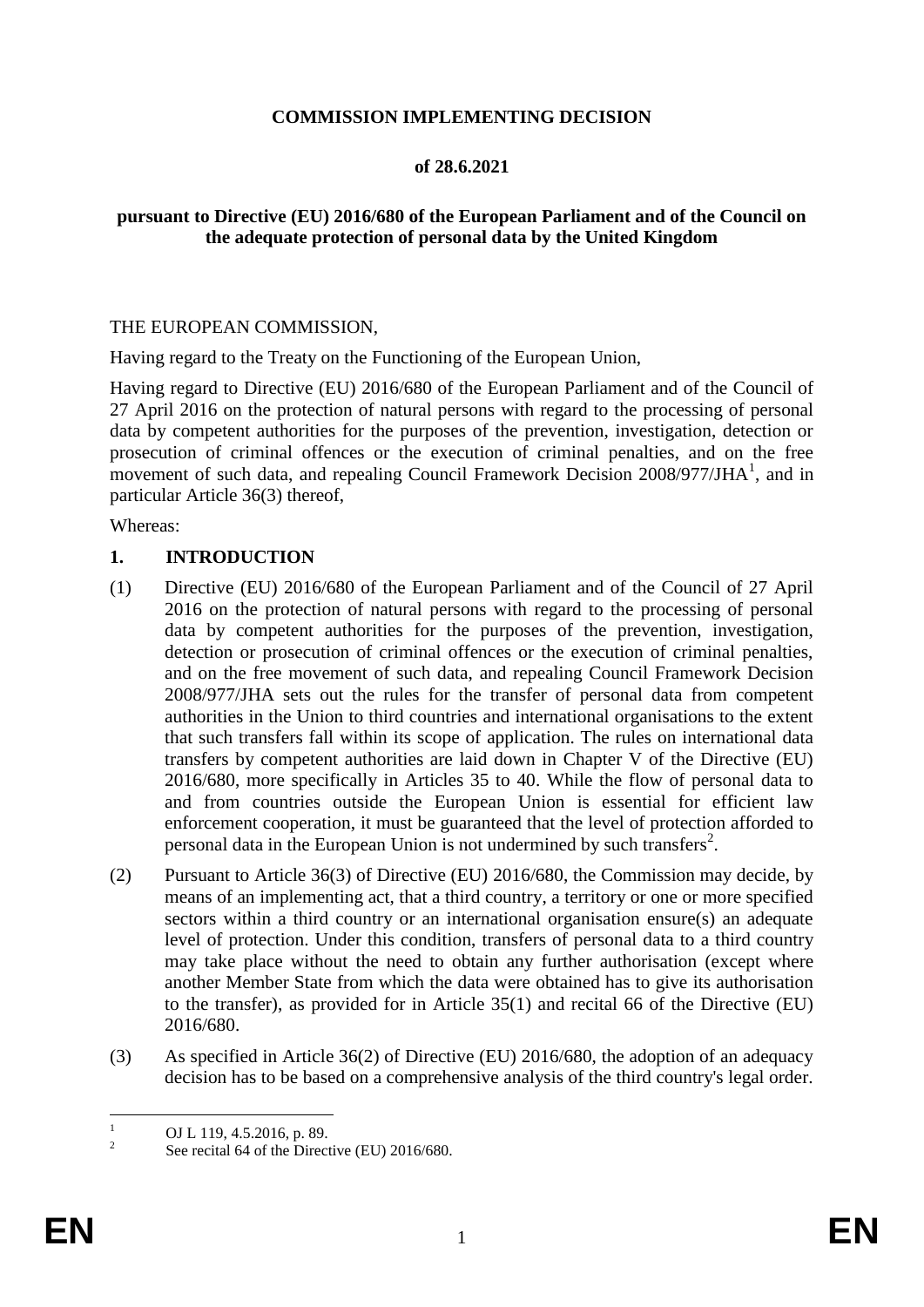**COMMISSION IMPLEMENTING DECISION**

**of 28.6.2021**

**pursuant to Directive (EU) 2016/680 of the European Parliament and of the Council on the adequate protection of personal data by the United Kingdom**

THE EUROPEAN COMMISSION,

Having regard to the Treaty on the Functioning of the European Union,

Having regard to Directive (EU) 2016/680 of the European Parliament and of the Council of 27 April 2016 on the protection of natural persons with regard to the processing of personal data by competent authorities for the purposes of the prevention, investigation, detection or prosecution of criminal offences or the execution of criminal penalties, and on the free movement of such data, and repealing Council Framework Decision 2008/977/JHA[1], and in particular Article 36(3) thereof,

Whereas:

## 1. INTRODUCTION

(1) Directive (EU) 2016/680 of the European Parliament and of the Council of 27 April 2016 on the protection of natural persons with regard to the processing of personal data by competent authorities for the purposes of the prevention, investigation, detection or prosecution of criminal offences or the execution of criminal penalties, and on the free movement of such data, and repealing Council Framework Decision 2008/977/JHA sets out the rules for the transfer of personal data from competent authorities in the Union to third countries and international organisations to the extent that such transfers fall within its scope of application. The rules on international data transfers by competent authorities are laid down in Chapter V of the Directive (EU) 2016/680, more specifically in Articles 35 to 40. While the flow of personal data to and from countries outside the European Union is essential for efficient law enforcement cooperation, it must be guaranteed that the level of protection afforded to personal data in the European Union is not undermined by such transfers[2].

(2) Pursuant to Article 36(3) of Directive (EU) 2016/680, the Commission may decide, by means of an implementing act, that a third country, a territory or one or more specified sectors within a third country or an international organisation ensure(s) an adequate level of protection. Under this condition, transfers of personal data to a third country may take place without the need to obtain any further authorisation (except where another Member State from which the data were obtained has to give its authorisation to the transfer), as provided for in Article 35(1) and recital 66 of the Directive (EU) 2016/680.

(3) As specified in Article 36(2) of Directive (EU) 2016/680, the adoption of an adequacy decision has to be based on a comprehensive analysis of the third country's legal order.

---

[1] OJ L 119, 4.5.2016, p. 89.

[2] See recital 64 of the Directive (EU) 2016/680.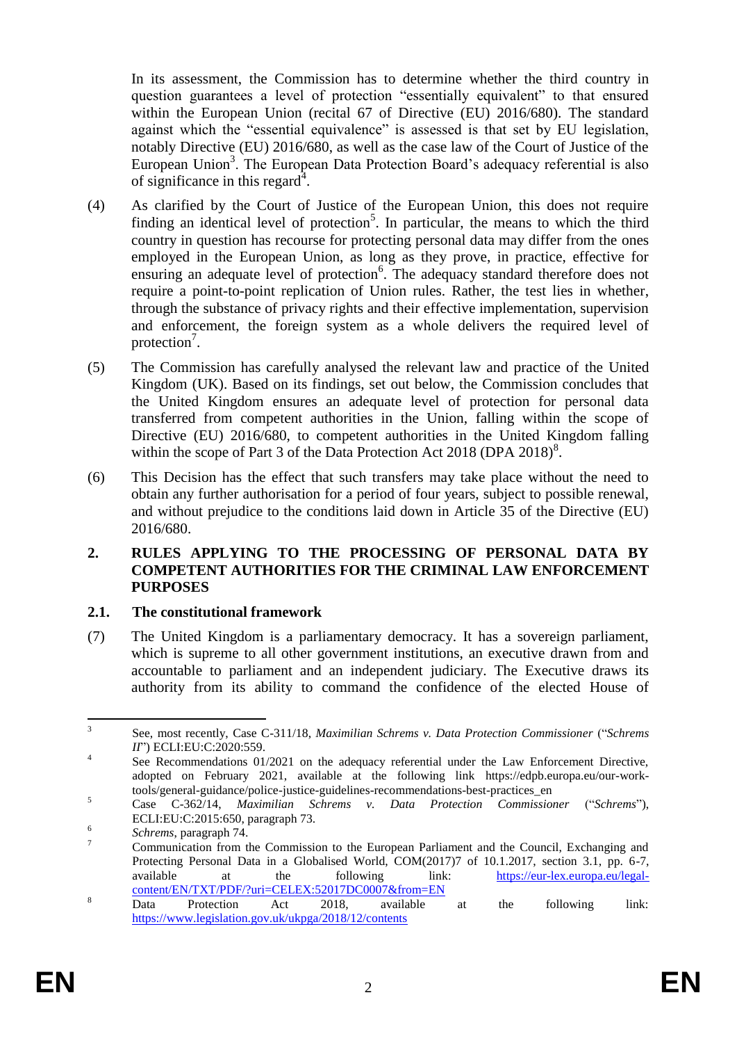In its assessment, the Commission has to determine whether the third country in question guarantees a level of protection "essentially equivalent" to that ensured within the European Union (recital 67 of Directive (EU) 2016/680). The standard against which the "essential equivalence" is assessed is that set by EU legislation, notably Directive (EU) 2016/680, as well as the case law of the Court of Justice of the European Union[3]. The European Data Protection Board's adequacy referential is also of significance in this regard[4].

(4) As clarified by the Court of Justice of the European Union, this does not require finding an identical level of protection[5]. In particular, the means to which the third country in question has recourse for protecting personal data may differ from the ones employed in the European Union, as long as they prove, in practice, effective for ensuring an adequate level of protection[6]. The adequacy standard therefore does not require a point-to-point replication of Union rules. Rather, the test lies in whether, through the substance of privacy rights and their effective implementation, supervision and enforcement, the foreign system as a whole delivers the required level of protection[7].

(5) The Commission has carefully analysed the relevant law and practice of the United Kingdom (UK). Based on its findings, set out below, the Commission concludes that the United Kingdom ensures an adequate level of protection for personal data transferred from competent authorities in the Union, falling within the scope of Directive (EU) 2016/680, to competent authorities in the United Kingdom falling within the scope of Part 3 of the Data Protection Act 2018 (DPA 2018)[8].

(6) This Decision has the effect that such transfers may take place without the need to obtain any further authorisation for a period of four years, subject to possible renewal, and without prejudice to the conditions laid down in Article 35 of the Directive (EU) 2016/680.

## 2. RULES APPLYING TO THE PROCESSING OF PERSONAL DATA BY COMPETENT AUTHORITIES FOR THE CRIMINAL LAW ENFORCEMENT PURPOSES

### 2.1. The constitutional framework

(7) The United Kingdom is a parliamentary democracy. It has a sovereign parliament, which is supreme to all other government institutions, an executive drawn from and accountable to parliament and an independent judiciary. The Executive draws its authority from its ability to command the confidence of the elected House of

---

[3] See, most recently, Case C-311/18, *Maximilian Schrems v. Data Protection Commissioner* ("*Schrems II*") ECLI:EU:C:2020:559.

[4] See Recommendations 01/2021 on the adequacy referential under the Law Enforcement Directive, adopted on February 2021, available at the following link https://edpb.europa.eu/our-work-tools/general-guidance/police-justice-guidelines-recommendations-best-practices_en

[5] Case C-362/14, *Maximilian Schrems v. Data Protection Commissioner* ("*Schrems*"), ECLI:EU:C:2015:650, paragraph 73.

[6] *Schrems*, paragraph 74.

[7] Communication from the Commission to the European Parliament and the Council, Exchanging and Protecting Personal Data in a Globalised World, COM(2017)7 of 10.1.2017, section 3.1, pp. 6-7, available at the following link: https://eur-lex.europa.eu/legal-content/EN/TXT/PDF/?uri=CELEX:52017DC0007&from=EN

[8] Data Protection Act 2018, available at the following link: https://www.legislation.gov.uk/ukpga/2018/12/contents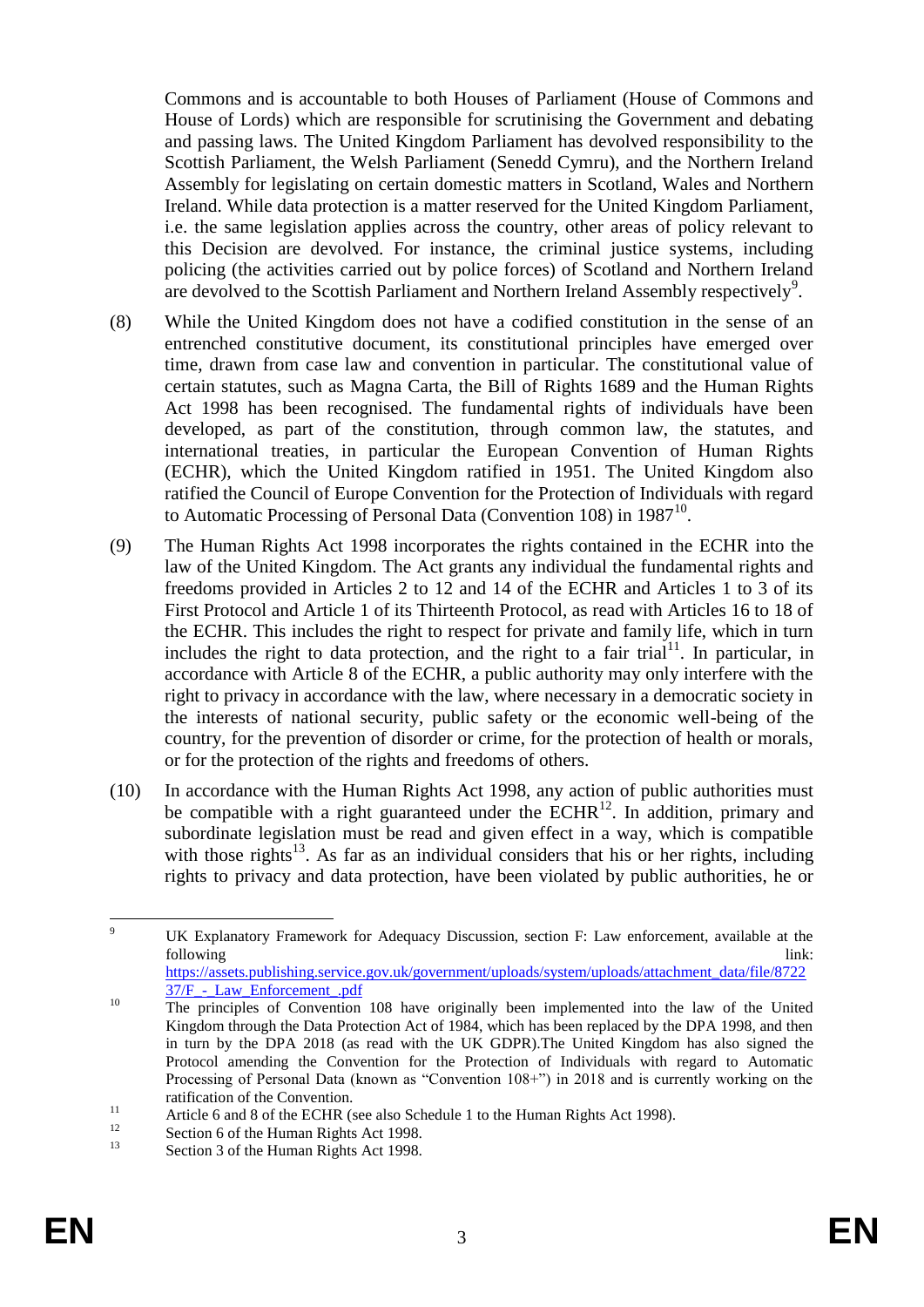Commons and is accountable to both Houses of Parliament (House of Commons and House of Lords) which are responsible for scrutinising the Government and debating and passing laws. The United Kingdom Parliament has devolved responsibility to the Scottish Parliament, the Welsh Parliament (Senedd Cymru), and the Northern Ireland Assembly for legislating on certain domestic matters in Scotland, Wales and Northern Ireland. While data protection is a matter reserved for the United Kingdom Parliament, i.e. the same legislation applies across the country, other areas of policy relevant to this Decision are devolved. For instance, the criminal justice systems, including policing (the activities carried out by police forces) of Scotland and Northern Ireland are devolved to the Scottish Parliament and Northern Ireland Assembly respectively[9].

(8) While the United Kingdom does not have a codified constitution in the sense of an entrenched constitutive document, its constitutional principles have emerged over time, drawn from case law and convention in particular. The constitutional value of certain statutes, such as Magna Carta, the Bill of Rights 1689 and the Human Rights Act 1998 has been recognised. The fundamental rights of individuals have been developed, as part of the constitution, through common law, the statutes, and international treaties, in particular the European Convention of Human Rights (ECHR), which the United Kingdom ratified in 1951. The United Kingdom also ratified the Council of Europe Convention for the Protection of Individuals with regard to Automatic Processing of Personal Data (Convention 108) in 1987[10].

(9) The Human Rights Act 1998 incorporates the rights contained in the ECHR into the law of the United Kingdom. The Act grants any individual the fundamental rights and freedoms provided in Articles 2 to 12 and 14 of the ECHR and Articles 1 to 3 of its First Protocol and Article 1 of its Thirteenth Protocol, as read with Articles 16 to 18 of the ECHR. This includes the right to respect for private and family life, which in turn includes the right to data protection, and the right to a fair trial[11]. In particular, in accordance with Article 8 of the ECHR, a public authority may only interfere with the right to privacy in accordance with the law, where necessary in a democratic society in the interests of national security, public safety or the economic well-being of the country, for the prevention of disorder or crime, for the protection of health or morals, or for the protection of the rights and freedoms of others.

(10) In accordance with the Human Rights Act 1998, any action of public authorities must be compatible with a right guaranteed under the ECHR[12]. In addition, primary and subordinate legislation must be read and given effect in a way, which is compatible with those rights[13]. As far as an individual considers that his or her rights, including rights to privacy and data protection, have been violated by public authorities, he or

---

[9] UK Explanatory Framework for Adequacy Discussion, section F: Law enforcement, available at the following link: https://assets.publishing.service.gov.uk/government/uploads/system/uploads/attachment_data/file/872237/F_-_Law_Enforcement_.pdf

[10] The principles of Convention 108 have originally been implemented into the law of the United Kingdom through the Data Protection Act of 1984, which has been replaced by the DPA 1998, and then in turn by the DPA 2018 (as read with the UK GDPR).The United Kingdom has also signed the Protocol amending the Convention for the Protection of Individuals with regard to Automatic Processing of Personal Data (known as "Convention 108+") in 2018 and is currently working on the ratification of the Convention.

[11] Article 6 and 8 of the ECHR (see also Schedule 1 to the Human Rights Act 1998).

[12] Section 6 of the Human Rights Act 1998.

[13] Section 3 of the Human Rights Act 1998.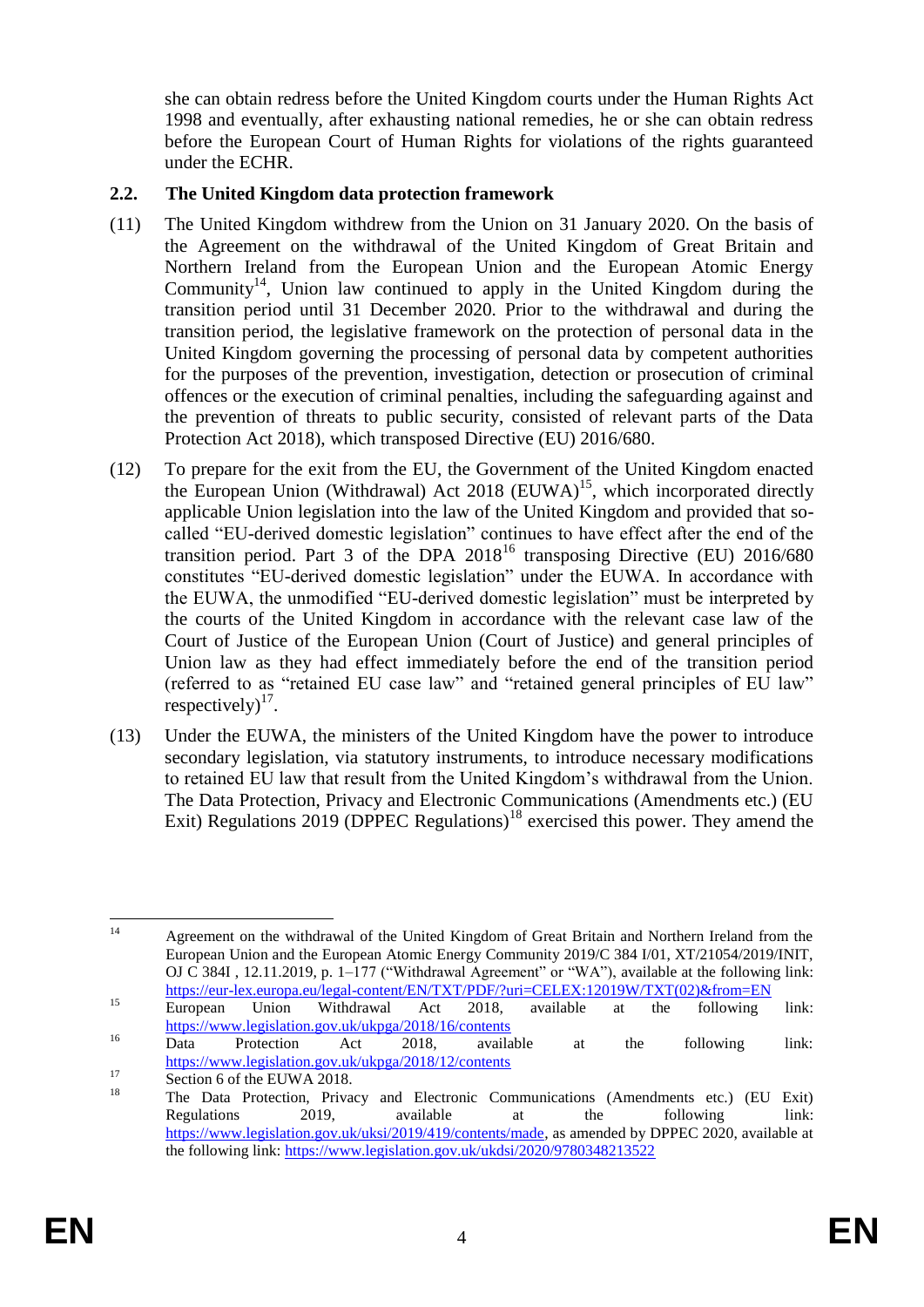she can obtain redress before the United Kingdom courts under the Human Rights Act 1998 and eventually, after exhausting national remedies, he or she can obtain redress before the European Court of Human Rights for violations of the rights guaranteed under the ECHR.

## 2.2. The United Kingdom data protection framework

(11) The United Kingdom withdrew from the Union on 31 January 2020. On the basis of the Agreement on the withdrawal of the United Kingdom of Great Britain and Northern Ireland from the European Union and the European Atomic Energy Community[14], Union law continued to apply in the United Kingdom during the transition period until 31 December 2020. Prior to the withdrawal and during the transition period, the legislative framework on the protection of personal data in the United Kingdom governing the processing of personal data by competent authorities for the purposes of the prevention, investigation, detection or prosecution of criminal offences or the execution of criminal penalties, including the safeguarding against and the prevention of threats to public security, consisted of relevant parts of the Data Protection Act 2018), which transposed Directive (EU) 2016/680.

(12) To prepare for the exit from the EU, the Government of the United Kingdom enacted the European Union (Withdrawal) Act 2018 (EUWA)[15], which incorporated directly applicable Union legislation into the law of the United Kingdom and provided that so-called "EU-derived domestic legislation" continues to have effect after the end of the transition period. Part 3 of the DPA 2018[16] transposing Directive (EU) 2016/680 constitutes "EU-derived domestic legislation" under the EUWA. In accordance with the EUWA, the unmodified "EU-derived domestic legislation" must be interpreted by the courts of the United Kingdom in accordance with the relevant case law of the Court of Justice of the European Union (Court of Justice) and general principles of Union law as they had effect immediately before the end of the transition period (referred to as "retained EU case law" and "retained general principles of EU law" respectively)[17].

(13) Under the EUWA, the ministers of the United Kingdom have the power to introduce secondary legislation, via statutory instruments, to introduce necessary modifications to retained EU law that result from the United Kingdom's withdrawal from the Union. The Data Protection, Privacy and Electronic Communications (Amendments etc.) (EU Exit) Regulations 2019 (DPPEC Regulations)[18] exercised this power. They amend the

---

[14] Agreement on the withdrawal of the United Kingdom of Great Britain and Northern Ireland from the European Union and the European Atomic Energy Community 2019/C 384 I/01, XT/21054/2019/INIT, OJ C 384I , 12.11.2019, p. 1–177 ("Withdrawal Agreement" or "WA"), available at the following link: https://eur-lex.europa.eu/legal-content/EN/TXT/PDF/?uri=CELEX:12019W/TXT(02)&from=EN

[15] European Union Withdrawal Act 2018, available at the following link: https://www.legislation.gov.uk/ukpga/2018/16/contents

[16] Data Protection Act 2018, available at the following link: https://www.legislation.gov.uk/ukpga/2018/12/contents

[17] Section 6 of the EUWA 2018.

[18] The Data Protection, Privacy and Electronic Communications (Amendments etc.) (EU Exit) Regulations 2019, available at the following link: https://www.legislation.gov.uk/uksi/2019/419/contents/made, as amended by DPPEC 2020, available at the following link: https://www.legislation.gov.uk/ukdsi/2020/9780348213522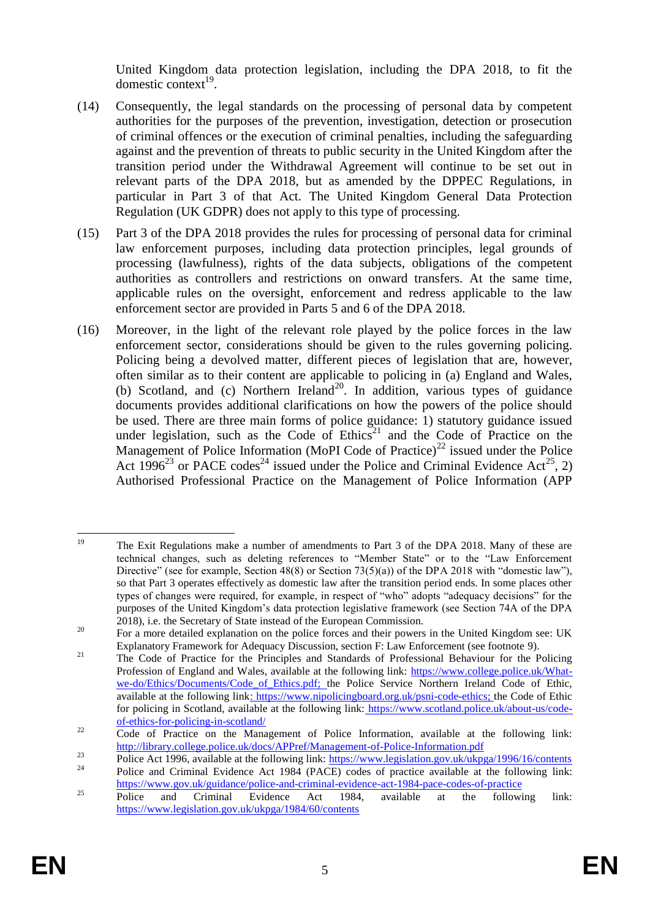United Kingdom data protection legislation, including the DPA 2018, to fit the domestic context[19].

(14) Consequently, the legal standards on the processing of personal data by competent authorities for the purposes of the prevention, investigation, detection or prosecution of criminal offences or the execution of criminal penalties, including the safeguarding against and the prevention of threats to public security in the United Kingdom after the transition period under the Withdrawal Agreement will continue to be set out in relevant parts of the DPA 2018, but as amended by the DPPEC Regulations, in particular in Part 3 of that Act. The United Kingdom General Data Protection Regulation (UK GDPR) does not apply to this type of processing.

(15) Part 3 of the DPA 2018 provides the rules for processing of personal data for criminal law enforcement purposes, including data protection principles, legal grounds of processing (lawfulness), rights of the data subjects, obligations of the competent authorities as controllers and restrictions on onward transfers. At the same time, applicable rules on the oversight, enforcement and redress applicable to the law enforcement sector are provided in Parts 5 and 6 of the DPA 2018.

(16) Moreover, in the light of the relevant role played by the police forces in the law enforcement sector, considerations should be given to the rules governing policing. Policing being a devolved matter, different pieces of legislation that are, however, often similar as to their content are applicable to policing in (a) England and Wales, (b) Scotland, and (c) Northern Ireland[20]. In addition, various types of guidance documents provides additional clarifications on how the powers of the police should be used. There are three main forms of police guidance: 1) statutory guidance issued under legislation, such as the Code of Ethics[21] and the Code of Practice on the Management of Police Information (MoPI Code of Practice)[22] issued under the Police Act 1996[23] or PACE codes[24] issued under the Police and Criminal Evidence Act[25], 2) Authorised Professional Practice on the Management of Police Information (APP

---

[19] The Exit Regulations make a number of amendments to Part 3 of the DPA 2018. Many of these are technical changes, such as deleting references to "Member State" or to the "Law Enforcement Directive" (see for example, Section 48(8) or Section 73(5)(a)) of the DPA 2018 with "domestic law"), so that Part 3 operates effectively as domestic law after the transition period ends. In some places other types of changes were required, for example, in respect of "who" adopts "adequacy decisions" for the purposes of the United Kingdom's data protection legislative framework (see Section 74A of the DPA 2018), i.e. the Secretary of State instead of the European Commission.

[20] For a more detailed explanation on the police forces and their powers in the United Kingdom see: UK Explanatory Framework for Adequacy Discussion, section F: Law Enforcement (see footnote 9).

[21] The Code of Practice for the Principles and Standards of Professional Behaviour for the Policing Profession of England and Wales, available at the following link: https://www.college.police.uk/What-we-do/Ethics/Documents/Code_of_Ethics.pdf; the Police Service Northern Ireland Code of Ethic, available at the following link: https://www.nipolicingboard.org.uk/psni-code-ethics; the Code of Ethic for policing in Scotland, available at the following link: https://www.scotland.police.uk/about-us/code-of-ethics-for-policing-in-scotland/

[22] Code of Practice on the Management of Police Information, available at the following link: http://library.college.police.uk/docs/APPref/Management-of-Police-Information.pdf

[23] Police Act 1996, available at the following link: https://www.legislation.gov.uk/ukpga/1996/16/contents

[24] Police and Criminal Evidence Act 1984 (PACE) codes of practice available at the following link: https://www.gov.uk/guidance/police-and-criminal-evidence-act-1984-pace-codes-of-practice

[25] Police and Criminal Evidence Act 1984, available at the following link: https://www.legislation.gov.uk/ukpga/1984/60/contents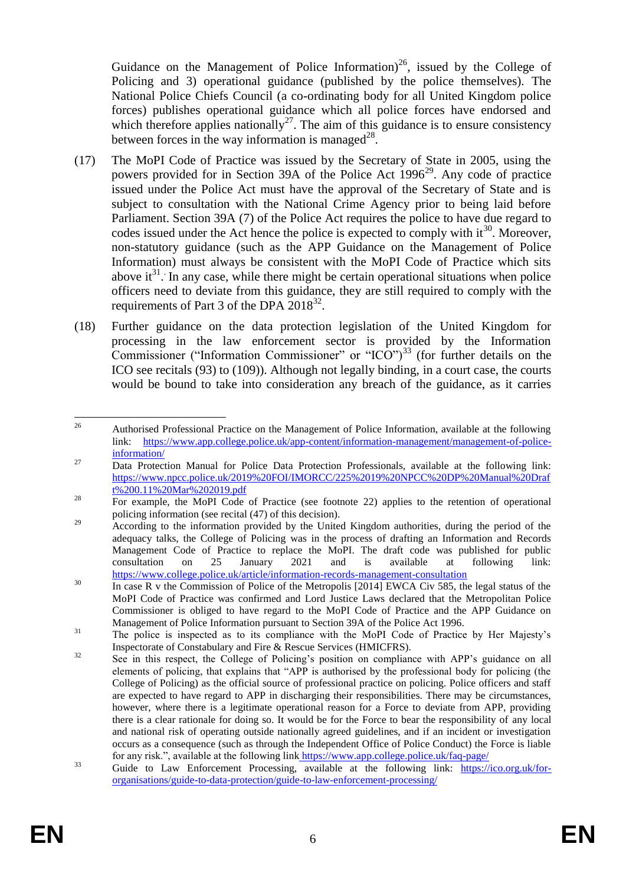Guidance on the Management of Police Information)[26], issued by the College of Policing and 3) operational guidance (published by the police themselves). The National Police Chiefs Council (a co-ordinating body for all United Kingdom police forces) publishes operational guidance which all police forces have endorsed and which therefore applies nationally[27]. The aim of this guidance is to ensure consistency between forces in the way information is managed[28].

(17) The MoPI Code of Practice was issued by the Secretary of State in 2005, using the powers provided for in Section 39A of the Police Act 1996[29]. Any code of practice issued under the Police Act must have the approval of the Secretary of State and is subject to consultation with the National Crime Agency prior to being laid before Parliament. Section 39A (7) of the Police Act requires the police to have due regard to codes issued under the Act hence the police is expected to comply with it[30]. Moreover, non-statutory guidance (such as the APP Guidance on the Management of Police Information) must always be consistent with the MoPI Code of Practice which sits above it[31]. In any case, while there might be certain operational situations when police officers need to deviate from this guidance, they are still required to comply with the requirements of Part 3 of the DPA 2018[32].

(18) Further guidance on the data protection legislation of the United Kingdom for processing in the law enforcement sector is provided by the Information Commissioner ("Information Commissioner" or "ICO")[33] (for further details on the ICO see recitals (93) to (109)). Although not legally binding, in a court case, the courts would be bound to take into consideration any breach of the guidance, as it carries

---

[26] Authorised Professional Practice on the Management of Police Information, available at the following link: https://www.app.college.police.uk/app-content/information-management/management-of-police-information/

[27] Data Protection Manual for Police Data Protection Professionals, available at the following link: https://www.npcc.police.uk/2019%20FOI/IMORCC/225%2019%20NPCC%20DP%20Manual%20Draft%200.11%20Mar%202019.pdf

[28] For example, the MoPI Code of Practice (see footnote 22) applies to the retention of operational policing information (see recital (47) of this decision).

[29] According to the information provided by the United Kingdom authorities, during the period of the adequacy talks, the College of Policing was in the process of drafting an Information and Records Management Code of Practice to replace the MoPI. The draft code was published for public consultation on 25 January 2021 and is available at following link: https://www.college.police.uk/article/information-records-management-consultation

[30] In case R v the Commission of Police of the Metropolis [2014] EWCA Civ 585, the legal status of the MoPI Code of Practice was confirmed and Lord Justice Laws declared that the Metropolitan Police Commissioner is obliged to have regard to the MoPI Code of Practice and the APP Guidance on Management of Police Information pursuant to Section 39A of the Police Act 1996.

[31] The police is inspected as to its compliance with the MoPI Code of Practice by Her Majesty's Inspectorate of Constabulary and Fire & Rescue Services (HMICFRS).

[32] See in this respect, the College of Policing's position on compliance with APP's guidance on all elements of policing, that explains that "APP is authorised by the professional body for policing (the College of Policing) as the official source of professional practice on policing. Police officers and staff are expected to have regard to APP in discharging their responsibilities. There may be circumstances, however, where there is a legitimate operational reason for a Force to deviate from APP, providing there is a clear rationale for doing so. It would be for the Force to bear the responsibility of any local and national risk of operating outside nationally agreed guidelines, and if an incident or investigation occurs as a consequence (such as through the Independent Office of Police Conduct) the Force is liable for any risk.", available at the following link https://www.app.college.police.uk/faq-page/

[33] Guide to Law Enforcement Processing, available at the following link: https://ico.org.uk/for-organisations/guide-to-data-protection/guide-to-law-enforcement-processing/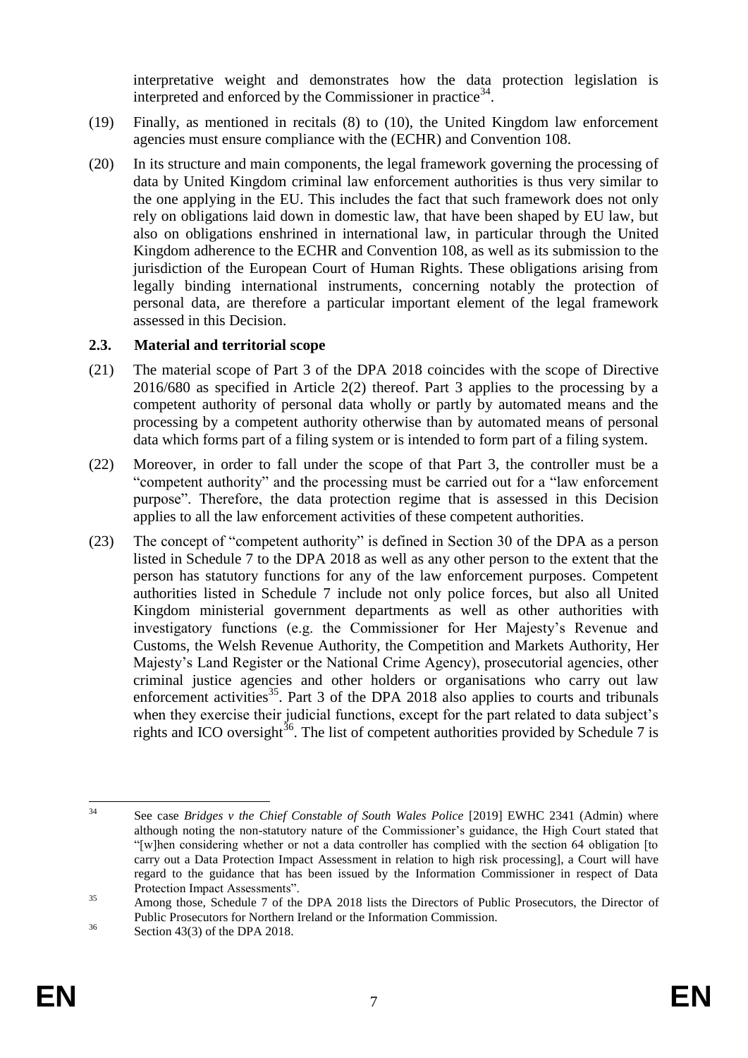interpretative weight and demonstrates how the data protection legislation is interpreted and enforced by the Commissioner in practice[34].

(19) Finally, as mentioned in recitals (8) to (10), the United Kingdom law enforcement agencies must ensure compliance with the (ECHR) and Convention 108.

(20) In its structure and main components, the legal framework governing the processing of data by United Kingdom criminal law enforcement authorities is thus very similar to the one applying in the EU. This includes the fact that such framework does not only rely on obligations laid down in domestic law, that have been shaped by EU law, but also on obligations enshrined in international law, in particular through the United Kingdom adherence to the ECHR and Convention 108, as well as its submission to the jurisdiction of the European Court of Human Rights. These obligations arising from legally binding international instruments, concerning notably the protection of personal data, are therefore a particular important element of the legal framework assessed in this Decision.

### 2.3. Material and territorial scope

(21) The material scope of Part 3 of the DPA 2018 coincides with the scope of Directive 2016/680 as specified in Article 2(2) thereof. Part 3 applies to the processing by a competent authority of personal data wholly or partly by automated means and the processing by a competent authority otherwise than by automated means of personal data which forms part of a filing system or is intended to form part of a filing system.

(22) Moreover, in order to fall under the scope of that Part 3, the controller must be a "competent authority" and the processing must be carried out for a "law enforcement purpose". Therefore, the data protection regime that is assessed in this Decision applies to all the law enforcement activities of these competent authorities.

(23) The concept of "competent authority" is defined in Section 30 of the DPA as a person listed in Schedule 7 to the DPA 2018 as well as any other person to the extent that the person has statutory functions for any of the law enforcement purposes. Competent authorities listed in Schedule 7 include not only police forces, but also all United Kingdom ministerial government departments as well as other authorities with investigatory functions (e.g. the Commissioner for Her Majesty's Revenue and Customs, the Welsh Revenue Authority, the Competition and Markets Authority, Her Majesty's Land Register or the National Crime Agency), prosecutorial agencies, other criminal justice agencies and other holders or organisations who carry out law enforcement activities[35]. Part 3 of the DPA 2018 also applies to courts and tribunals when they exercise their judicial functions, except for the part related to data subject's rights and ICO oversight[36]. The list of competent authorities provided by Schedule 7 is

---

[34] See case *Bridges v the Chief Constable of South Wales Police* [2019] EWHC 2341 (Admin) where although noting the non-statutory nature of the Commissioner's guidance, the High Court stated that "[w]hen considering whether or not a data controller has complied with the section 64 obligation [to carry out a Data Protection Impact Assessment in relation to high risk processing], a Court will have regard to the guidance that has been issued by the Information Commissioner in respect of Data Protection Impact Assessments".

[35] Among those, Schedule 7 of the DPA 2018 lists the Directors of Public Prosecutors, the Director of Public Prosecutors for Northern Ireland or the Information Commission.

[36] Section 43(3) of the DPA 2018.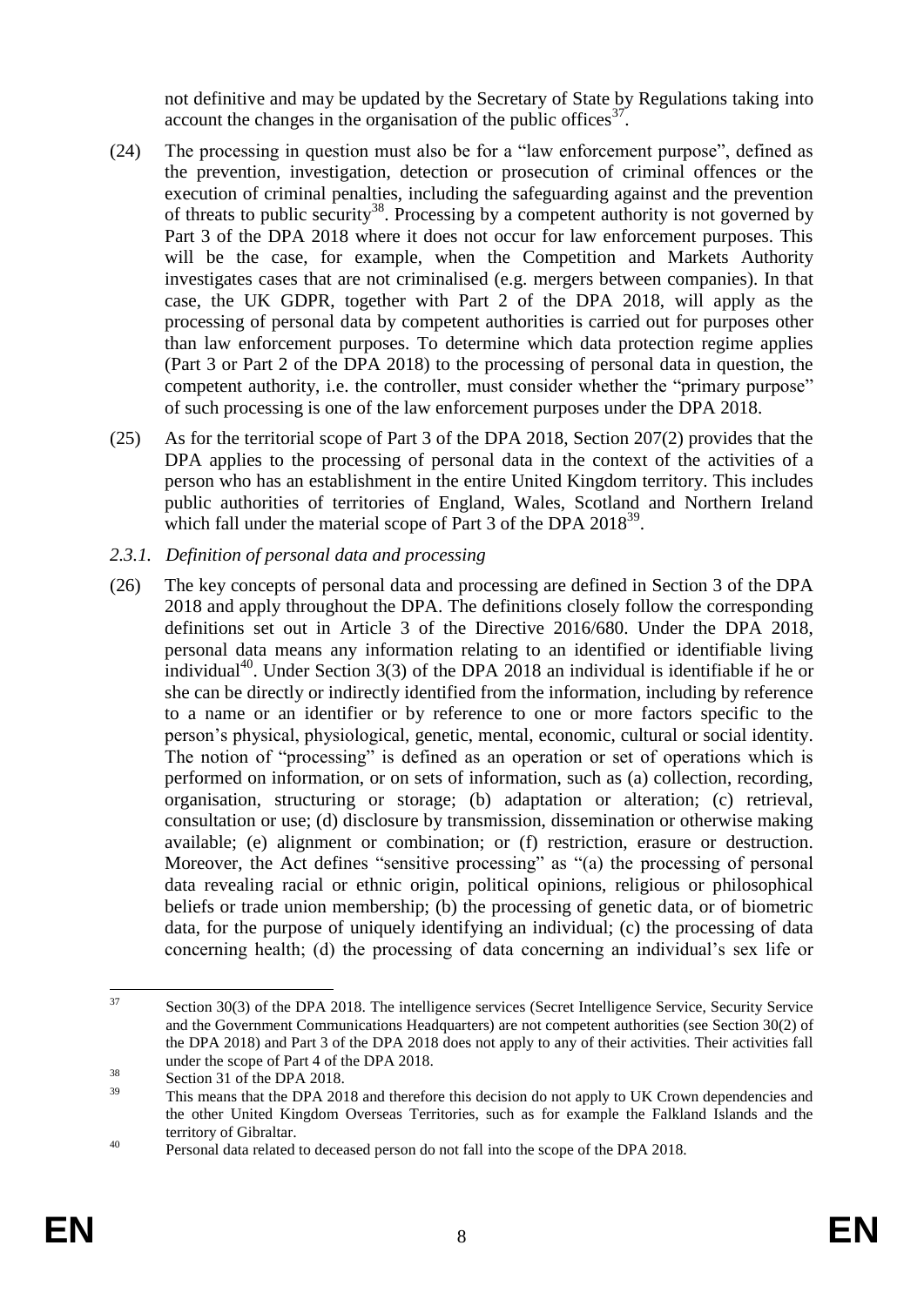not definitive and may be updated by the Secretary of State by Regulations taking into account the changes in the organisation of the public offices[37].

(24) The processing in question must also be for a "law enforcement purpose", defined as the prevention, investigation, detection or prosecution of criminal offences or the execution of criminal penalties, including the safeguarding against and the prevention of threats to public security[38]. Processing by a competent authority is not governed by Part 3 of the DPA 2018 where it does not occur for law enforcement purposes. This will be the case, for example, when the Competition and Markets Authority investigates cases that are not criminalised (e.g. mergers between companies). In that case, the UK GDPR, together with Part 2 of the DPA 2018, will apply as the processing of personal data by competent authorities is carried out for purposes other than law enforcement purposes. To determine which data protection regime applies (Part 3 or Part 2 of the DPA 2018) to the processing of personal data in question, the competent authority, i.e. the controller, must consider whether the "primary purpose" of such processing is one of the law enforcement purposes under the DPA 2018.

(25) As for the territorial scope of Part 3 of the DPA 2018, Section 207(2) provides that the DPA applies to the processing of personal data in the context of the activities of a person who has an establishment in the entire United Kingdom territory. This includes public authorities of territories of England, Wales, Scotland and Northern Ireland which fall under the material scope of Part 3 of the DPA 2018[39].

### *2.3.1. Definition of personal data and processing*

(26) The key concepts of personal data and processing are defined in Section 3 of the DPA 2018 and apply throughout the DPA. The definitions closely follow the corresponding definitions set out in Article 3 of the Directive 2016/680. Under the DPA 2018, personal data means any information relating to an identified or identifiable living individual[40]. Under Section 3(3) of the DPA 2018 an individual is identifiable if he or she can be directly or indirectly identified from the information, including by reference to a name or an identifier or by reference to one or more factors specific to the person's physical, physiological, genetic, mental, economic, cultural or social identity. The notion of "processing" is defined as an operation or set of operations which is performed on information, or on sets of information, such as (a) collection, recording, organisation, structuring or storage; (b) adaptation or alteration; (c) retrieval, consultation or use; (d) disclosure by transmission, dissemination or otherwise making available; (e) alignment or combination; or (f) restriction, erasure or destruction. Moreover, the Act defines "sensitive processing" as "(a) the processing of personal data revealing racial or ethnic origin, political opinions, religious or philosophical beliefs or trade union membership; (b) the processing of genetic data, or of biometric data, for the purpose of uniquely identifying an individual; (c) the processing of data concerning health; (d) the processing of data concerning an individual's sex life or

---

[37] Section 30(3) of the DPA 2018. The intelligence services (Secret Intelligence Service, Security Service and the Government Communications Headquarters) are not competent authorities (see Section 30(2) of the DPA 2018) and Part 3 of the DPA 2018 does not apply to any of their activities. Their activities fall under the scope of Part 4 of the DPA 2018.

[38] Section 31 of the DPA 2018.

[39] This means that the DPA 2018 and therefore this decision do not apply to UK Crown dependencies and the other United Kingdom Overseas Territories, such as for example the Falkland Islands and the territory of Gibraltar.

[40] Personal data related to deceased person do not fall into the scope of the DPA 2018.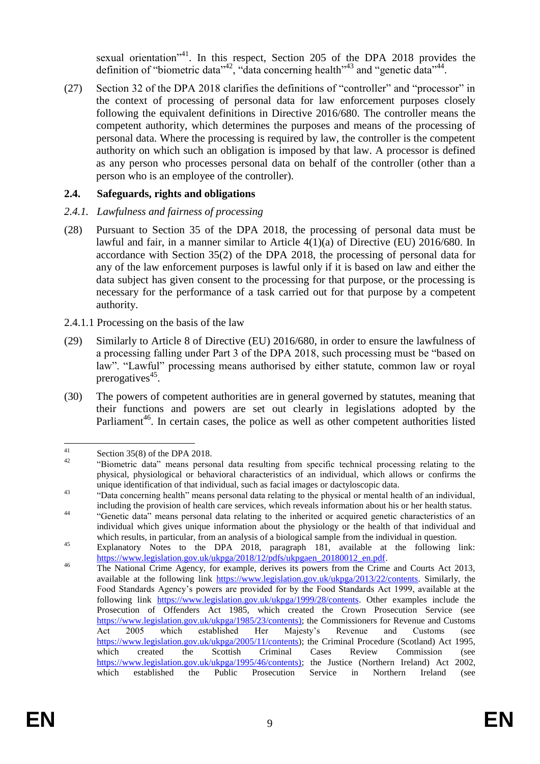sexual orientation"[41]. In this respect, Section 205 of the DPA 2018 provides the definition of "biometric data"[42], "data concerning health"[43] and "genetic data"[44].

(27) Section 32 of the DPA 2018 clarifies the definitions of "controller" and "processor" in the context of processing of personal data for law enforcement purposes closely following the equivalent definitions in Directive 2016/680. The controller means the competent authority, which determines the purposes and means of the processing of personal data. Where the processing is required by law, the controller is the competent authority on which such an obligation is imposed by that law. A processor is defined as any person who processes personal data on behalf of the controller (other than a person who is an employee of the controller).

## 2.4. Safeguards, rights and obligations

### *2.4.1. Lawfulness and fairness of processing*

(28) Pursuant to Section 35 of the DPA 2018, the processing of personal data must be lawful and fair, in a manner similar to Article 4(1)(a) of Directive (EU) 2016/680. In accordance with Section 35(2) of the DPA 2018, the processing of personal data for any of the law enforcement purposes is lawful only if it is based on law and either the data subject has given consent to the processing for that purpose, or the processing is necessary for the performance of a task carried out for that purpose by a competent authority.

#### 2.4.1.1 Processing on the basis of the law

(29) Similarly to Article 8 of Directive (EU) 2016/680, in order to ensure the lawfulness of a processing falling under Part 3 of the DPA 2018, such processing must be "based on law". "Lawful" processing means authorised by either statute, common law or royal prerogatives[45].

(30) The powers of competent authorities are in general governed by statutes, meaning that their functions and powers are set out clearly in legislations adopted by the Parliament[46]. In certain cases, the police as well as other competent authorities listed

---

[41] Section 35(8) of the DPA 2018.

[42] "Biometric data" means personal data resulting from specific technical processing relating to the physical, physiological or behavioral characteristics of an individual, which allows or confirms the unique identification of that individual, such as facial images or dactyloscopic data.

[43] "Data concerning health" means personal data relating to the physical or mental health of an individual, including the provision of health care services, which reveals information about his or her health status.

[44] "Genetic data" means personal data relating to the inherited or acquired genetic characteristics of an individual which gives unique information about the physiology or the health of that individual and which results, in particular, from an analysis of a biological sample from the individual in question.

[45] Explanatory Notes to the DPA 2018, paragraph 181, available at the following link: https://www.legislation.gov.uk/ukpga/2018/12/pdfs/ukpgaen_20180012_en.pdf.

[46] The National Crime Agency, for example, derives its powers from the Crime and Courts Act 2013, available at the following link https://www.legislation.gov.uk/ukpga/2013/22/contents. Similarly, the Food Standards Agency's powers are provided for by the Food Standards Act 1999, available at the following link https://www.legislation.gov.uk/ukpga/1999/28/contents. Other examples include the Prosecution of Offenders Act 1985, which created the Crown Prosecution Service (see https://www.legislation.gov.uk/ukpga/1985/23/contents); the Commissioners for Revenue and Customs Act 2005 which established Her Majesty's Revenue and Customs (see https://www.legislation.gov.uk/ukpga/2005/11/contents); the Criminal Procedure (Scotland) Act 1995, which created the Scottish Criminal Cases Review Commission (see https://www.legislation.gov.uk/ukpga/1995/46/contents); the Justice (Northern Ireland) Act 2002, which established the Public Prosecution Service in Northern Ireland (see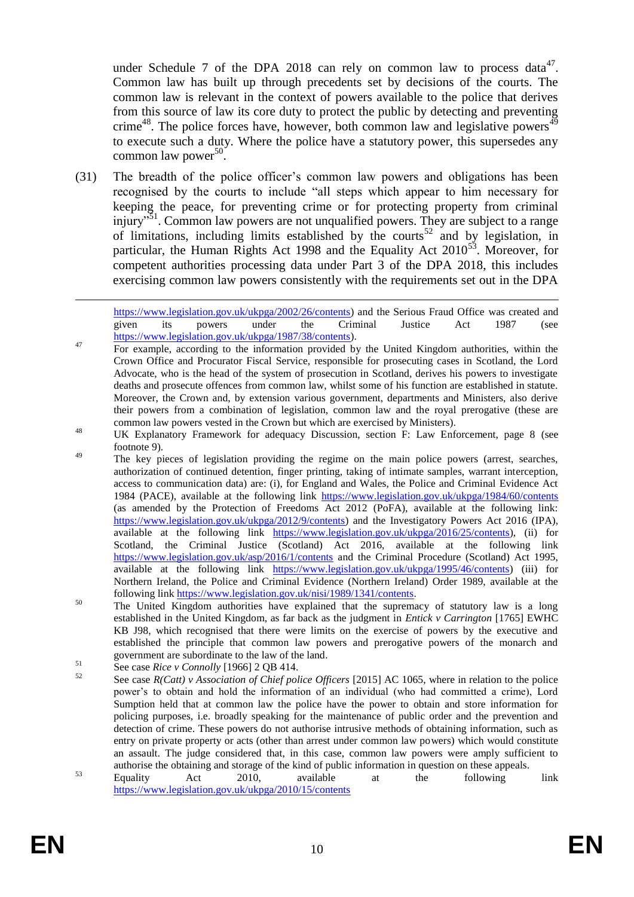under Schedule 7 of the DPA 2018 can rely on common law to process data[47]. Common law has built up through precedents set by decisions of the courts. The common law is relevant in the context of powers available to the police that derives from this source of law its core duty to protect the public by detecting and preventing crime[48]. The police forces have, however, both common law and legislative powers[49] to execute such a duty. Where the police have a statutory power, this supersedes any common law power[50].

(31) The breadth of the police officer's common law powers and obligations has been recognised by the courts to include "all steps which appear to him necessary for keeping the peace, for preventing crime or for protecting property from criminal injury"[51]. Common law powers are not unqualified powers. They are subject to a range of limitations, including limits established by the courts[52] and by legislation, in particular, the Human Rights Act 1998 and the Equality Act 2010[53]. Moreover, for competent authorities processing data under Part 3 of the DPA 2018, this includes exercising common law powers consistently with the requirements set out in the DPA

---

https://www.legislation.gov.uk/ukpga/2002/26/contents) and the Serious Fraud Office was created and given its powers under the Criminal Justice Act 1987 (see https://www.legislation.gov.uk/ukpga/1987/38/contents).

[47] For example, according to the information provided by the United Kingdom authorities, within the Crown Office and Procurator Fiscal Service, responsible for prosecuting cases in Scotland, the Lord Advocate, who is the head of the system of prosecution in Scotland, derives his powers to investigate deaths and prosecute offences from common law, whilst some of his function are established in statute. Moreover, the Crown and, by extension various government, departments and Ministers, also derive their powers from a combination of legislation, common law and the royal prerogative (these are common law powers vested in the Crown but which are exercised by Ministers).

[48] UK Explanatory Framework for adequacy Discussion, section F: Law Enforcement, page 8 (see footnote 9).

[49] The key pieces of legislation providing the regime on the main police powers (arrest, searches, authorization of continued detention, finger printing, taking of intimate samples, warrant interception, access to communication data) are: (i), for England and Wales, the Police and Criminal Evidence Act 1984 (PACE), available at the following link https://www.legislation.gov.uk/ukpga/1984/60/contents (as amended by the Protection of Freedoms Act 2012 (PoFA), available at the following link: https://www.legislation.gov.uk/ukpga/2012/9/contents) and the Investigatory Powers Act 2016 (IPA), available at the following link https://www.legislation.gov.uk/ukpga/2016/25/contents), (ii) for Scotland, the Criminal Justice (Scotland) Act 2016, available at the following link https://www.legislation.gov.uk/asp/2016/1/contents and the Criminal Procedure (Scotland) Act 1995, available at the following link https://www.legislation.gov.uk/ukpga/1995/46/contents) (iii) for Northern Ireland, the Police and Criminal Evidence (Northern Ireland) Order 1989, available at the following link https://www.legislation.gov.uk/nisi/1989/1341/contents.

[50] The United Kingdom authorities have explained that the supremacy of statutory law is a long established in the United Kingdom, as far back as the judgment in *Entick v Carrington* [1765] EWHC KB J98, which recognised that there were limits on the exercise of powers by the executive and established the principle that common law powers and prerogative powers of the monarch and government are subordinate to the law of the land.

[51] See case *Rice v Connolly* [1966] 2 QB 414.

[52] See case *R(Catt) v Association of Chief police Officers* [2015] AC 1065, where in relation to the police power's to obtain and hold the information of an individual (who had committed a crime), Lord Sumption held that at common law the police have the power to obtain and store information for policing purposes, i.e. broadly speaking for the maintenance of public order and the prevention and detection of crime. These powers do not authorise intrusive methods of obtaining information, such as entry on private property or acts (other than arrest under common law powers) which would constitute an assault. The judge considered that, in this case, common law powers were amply sufficient to authorise the obtaining and storage of the kind of public information in question on these appeals.

[53] Equality Act 2010, available at the following link https://www.legislation.gov.uk/ukpga/2010/15/contents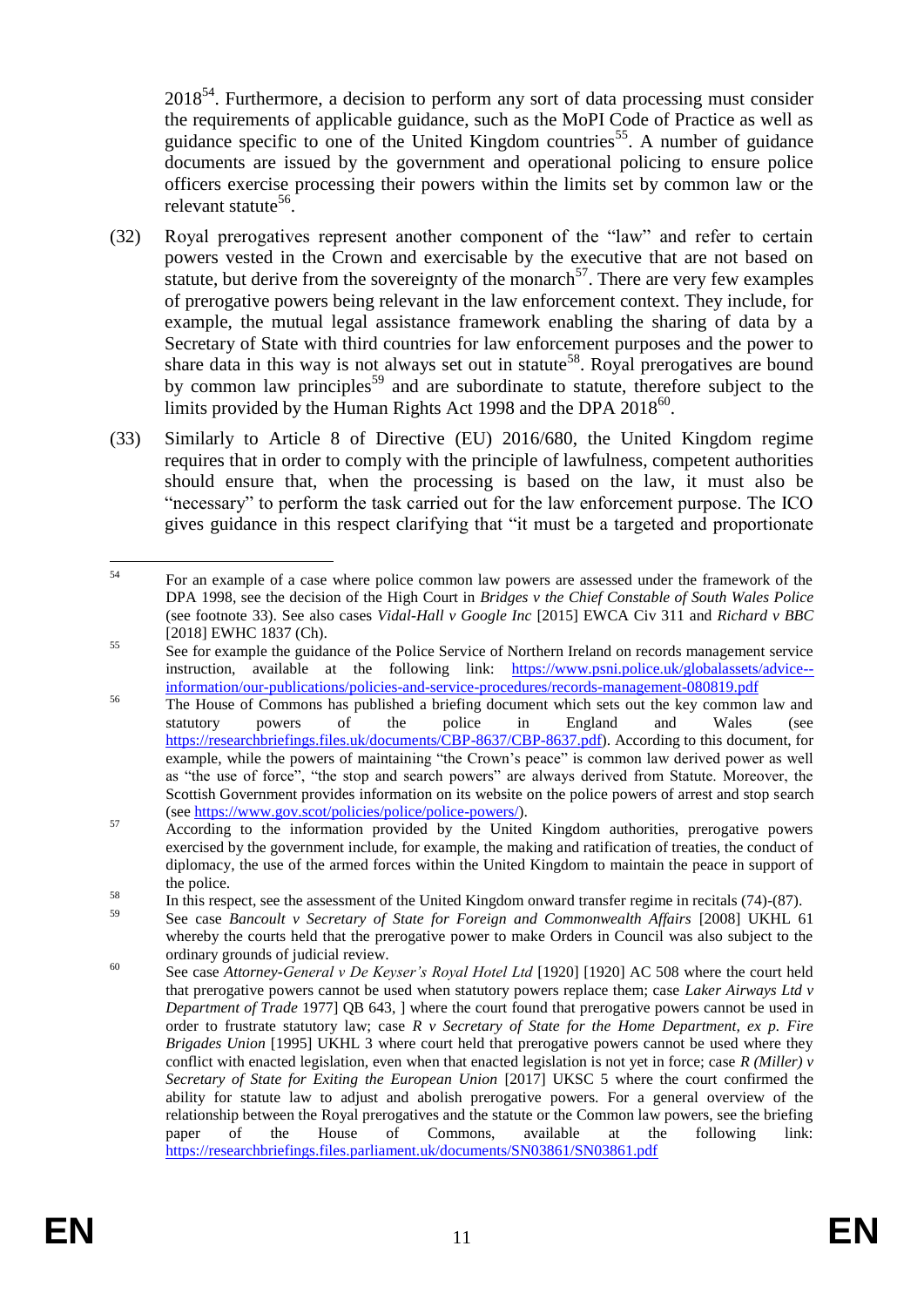2018[54]. Furthermore, a decision to perform any sort of data processing must consider the requirements of applicable guidance, such as the MoPI Code of Practice as well as guidance specific to one of the United Kingdom countries[55]. A number of guidance documents are issued by the government and operational policing to ensure police officers exercise processing their powers within the limits set by common law or the relevant statute[56].

(32) Royal prerogatives represent another component of the "law" and refer to certain powers vested in the Crown and exercisable by the executive that are not based on statute, but derive from the sovereignty of the monarch[57]. There are very few examples of prerogative powers being relevant in the law enforcement context. They include, for example, the mutual legal assistance framework enabling the sharing of data by a Secretary of State with third countries for law enforcement purposes and the power to share data in this way is not always set out in statute[58]. Royal prerogatives are bound by common law principles[59] and are subordinate to statute, therefore subject to the limits provided by the Human Rights Act 1998 and the DPA 2018[60].

(33) Similarly to Article 8 of Directive (EU) 2016/680, the United Kingdom regime requires that in order to comply with the principle of lawfulness, competent authorities should ensure that, when the processing is based on the law, it must also be "necessary" to perform the task carried out for the law enforcement purpose. The ICO gives guidance in this respect clarifying that "it must be a targeted and proportionate

---

[54] For an example of a case where police common law powers are assessed under the framework of the DPA 1998, see the decision of the High Court in *Bridges v the Chief Constable of South Wales Police* (see footnote 33). See also cases *Vidal-Hall v Google Inc* [2015] EWCA Civ 311 and *Richard v BBC* [2018] EWHC 1837 (Ch).

[55] See for example the guidance of the Police Service of Northern Ireland on records management service instruction, available at the following link: https://www.psni.police.uk/globalassets/advice--information/our-publications/policies-and-service-procedures/records-management-080819.pdf

[56] The House of Commons has published a briefing document which sets out the key common law and statutory powers of the police in England and Wales (see https://researchbriefings.files.uk/documents/CBP-8637/CBP-8637.pdf). According to this document, for example, while the powers of maintaining "the Crown's peace" is common law derived power as well as "the use of force", "the stop and search powers" are always derived from Statute. Moreover, the Scottish Government provides information on its website on the police powers of arrest and stop search (see https://www.gov.scot/policies/police/police-powers/).

[57] According to the information provided by the United Kingdom authorities, prerogative powers exercised by the government include, for example, the making and ratification of treaties, the conduct of diplomacy, the use of the armed forces within the United Kingdom to maintain the peace in support of the police.

[58] In this respect, see the assessment of the United Kingdom onward transfer regime in recitals (74)-(87).

[59] See case *Bancoult v Secretary of State for Foreign and Commonwealth Affairs* [2008] UKHL 61 whereby the courts held that the prerogative power to make Orders in Council was also subject to the ordinary grounds of judicial review.

[60] See case *Attorney-General v De Keyser's Royal Hotel Ltd* [1920] [1920] AC 508 where the court held that prerogative powers cannot be used when statutory powers replace them; case *Laker Airways Ltd v Department of Trade* 1977] QB 643, ] where the court found that prerogative powers cannot be used in order to frustrate statutory law; case *R v Secretary of State for the Home Department, ex p. Fire Brigades Union* [1995] UKHL 3 where court held that prerogative powers cannot be used where they conflict with enacted legislation, even when that enacted legislation is not yet in force; case *R (Miller) v Secretary of State for Exiting the European Union* [2017] UKSC 5 where the court confirmed the ability for statute law to adjust and abolish prerogative powers. For a general overview of the relationship between the Royal prerogatives and the statute or the Common law powers, see the briefing paper of the House of Commons, available at the following link: https://researchbriefings.files.parliament.uk/documents/SN03861/SN03861.pdf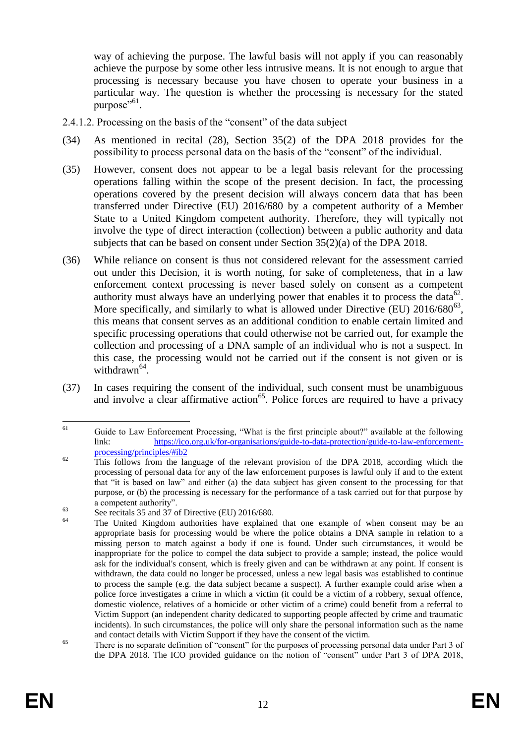way of achieving the purpose. The lawful basis will not apply if you can reasonably achieve the purpose by some other less intrusive means. It is not enough to argue that processing is necessary because you have chosen to operate your business in a particular way. The question is whether the processing is necessary for the stated purpose"[61].

2.4.1.2. Processing on the basis of the "consent" of the data subject

(34) As mentioned in recital (28), Section 35(2) of the DPA 2018 provides for the possibility to process personal data on the basis of the "consent" of the individual.

(35) However, consent does not appear to be a legal basis relevant for the processing operations falling within the scope of the present decision. In fact, the processing operations covered by the present decision will always concern data that has been transferred under Directive (EU) 2016/680 by a competent authority of a Member State to a United Kingdom competent authority. Therefore, they will typically not involve the type of direct interaction (collection) between a public authority and data subjects that can be based on consent under Section 35(2)(a) of the DPA 2018.

(36) While reliance on consent is thus not considered relevant for the assessment carried out under this Decision, it is worth noting, for sake of completeness, that in a law enforcement context processing is never based solely on consent as a competent authority must always have an underlying power that enables it to process the data[62]. More specifically, and similarly to what is allowed under Directive (EU) 2016/680[63], this means that consent serves as an additional condition to enable certain limited and specific processing operations that could otherwise not be carried out, for example the collection and processing of a DNA sample of an individual who is not a suspect. In this case, the processing would not be carried out if the consent is not given or is withdrawn[64].

(37) In cases requiring the consent of the individual, such consent must be unambiguous and involve a clear affirmative action[65]. Police forces are required to have a privacy

---

[61] Guide to Law Enforcement Processing, "What is the first principle about?" available at the following link: https://ico.org.uk/for-organisations/guide-to-data-protection/guide-to-law-enforcement-processing/principles/#ib2

[62] This follows from the language of the relevant provision of the DPA 2018, according which the processing of personal data for any of the law enforcement purposes is lawful only if and to the extent that "it is based on law" and either (a) the data subject has given consent to the processing for that purpose, or (b) the processing is necessary for the performance of a task carried out for that purpose by a competent authority".

[63] See recitals 35 and 37 of Directive (EU) 2016/680.

[64] The United Kingdom authorities have explained that one example of when consent may be an appropriate basis for processing would be where the police obtains a DNA sample in relation to a missing person to match against a body if one is found. Under such circumstances, it would be inappropriate for the police to compel the data subject to provide a sample; instead, the police would ask for the individual's consent, which is freely given and can be withdrawn at any point. If consent is withdrawn, the data could no longer be processed, unless a new legal basis was established to continue to process the sample (e.g. the data subject became a suspect). A further example could arise when a police force investigates a crime in which a victim (it could be a victim of a robbery, sexual offence, domestic violence, relatives of a homicide or other victim of a crime) could benefit from a referral to Victim Support (an independent charity dedicated to supporting people affected by crime and traumatic incidents). In such circumstances, the police will only share the personal information such as the name and contact details with Victim Support if they have the consent of the victim.

[65] There is no separate definition of "consent" for the purposes of processing personal data under Part 3 of the DPA 2018. The ICO provided guidance on the notion of "consent" under Part 3 of DPA 2018,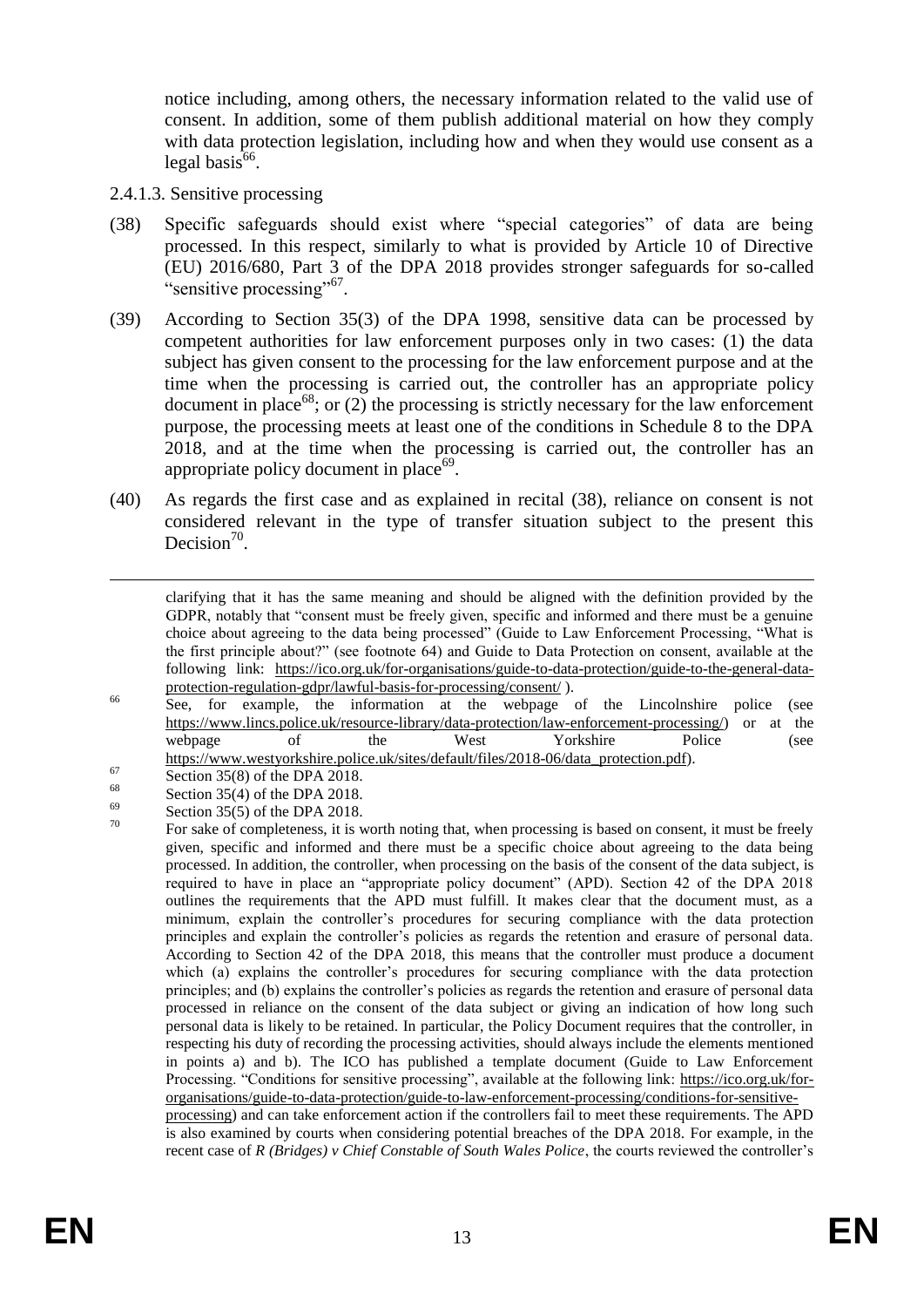notice including, among others, the necessary information related to the valid use of consent. In addition, some of them publish additional material on how they comply with data protection legislation, including how and when they would use consent as a legal basis[66].

2.4.1.3. Sensitive processing

(38) Specific safeguards should exist where "special categories" of data are being processed. In this respect, similarly to what is provided by Article 10 of Directive (EU) 2016/680, Part 3 of the DPA 2018 provides stronger safeguards for so-called "sensitive processing"[67].

(39) According to Section 35(3) of the DPA 1998, sensitive data can be processed by competent authorities for law enforcement purposes only in two cases: (1) the data subject has given consent to the processing for the law enforcement purpose and at the time when the processing is carried out, the controller has an appropriate policy document in place[68]; or (2) the processing is strictly necessary for the law enforcement purpose, the processing meets at least one of the conditions in Schedule 8 to the DPA 2018, and at the time when the processing is carried out, the controller has an appropriate policy document in place[69].

(40) As regards the first case and as explained in recital (38), reliance on consent is not considered relevant in the type of transfer situation subject to the present this Decision[70].

---

clarifying that it has the same meaning and should be aligned with the definition provided by the GDPR, notably that "consent must be freely given, specific and informed and there must be a genuine choice about agreeing to the data being processed" (Guide to Law Enforcement Processing, "What is the first principle about?" (see footnote 64) and Guide to Data Protection on consent, available at the following link: https://ico.org.uk/for-organisations/guide-to-data-protection/guide-to-the-general-data-protection-regulation-gdpr/lawful-basis-for-processing/consent/ ).

[66] See, for example, the information at the webpage of the Lincolnshire police (see https://www.lincs.police.uk/resource-library/data-protection/law-enforcement-processing/) or at the webpage of the West Yorkshire Police (see https://www.westyorkshire.police.uk/sites/default/files/2018-06/data_protection.pdf).

[67] Section 35(8) of the DPA 2018.

[68] Section 35(4) of the DPA 2018.

[69] Section 35(5) of the DPA 2018.

[70] For sake of completeness, it is worth noting that, when processing is based on consent, it must be freely given, specific and informed and there must be a specific choice about agreeing to the data being processed. In addition, the controller, when processing on the basis of the consent of the data subject, is required to have in place an "appropriate policy document" (APD). Section 42 of the DPA 2018 outlines the requirements that the APD must fulfill. It makes clear that the document must, as a minimum, explain the controller's procedures for securing compliance with the data protection principles and explain the controller's policies as regards the retention and erasure of personal data. According to Section 42 of the DPA 2018, this means that the controller must produce a document which (a) explains the controller's procedures for securing compliance with the data protection principles; and (b) explains the controller's policies as regards the retention and erasure of personal data processed in reliance on the consent of the data subject or giving an indication of how long such personal data is likely to be retained. In particular, the Policy Document requires that the controller, in respecting his duty of recording the processing activities, should always include the elements mentioned in points a) and b). The ICO has published a template document (Guide to Law Enforcement Processing. "Conditions for sensitive processing", available at the following link: https://ico.org.uk/for-organisations/guide-to-data-protection/guide-to-law-enforcement-processing/conditions-for-sensitive-processing) and can take enforcement action if the controllers fail to meet these requirements. The APD is also examined by courts when considering potential breaches of the DPA 2018. For example, in the recent case of *R (Bridges) v Chief Constable of South Wales Police*, the courts reviewed the controller's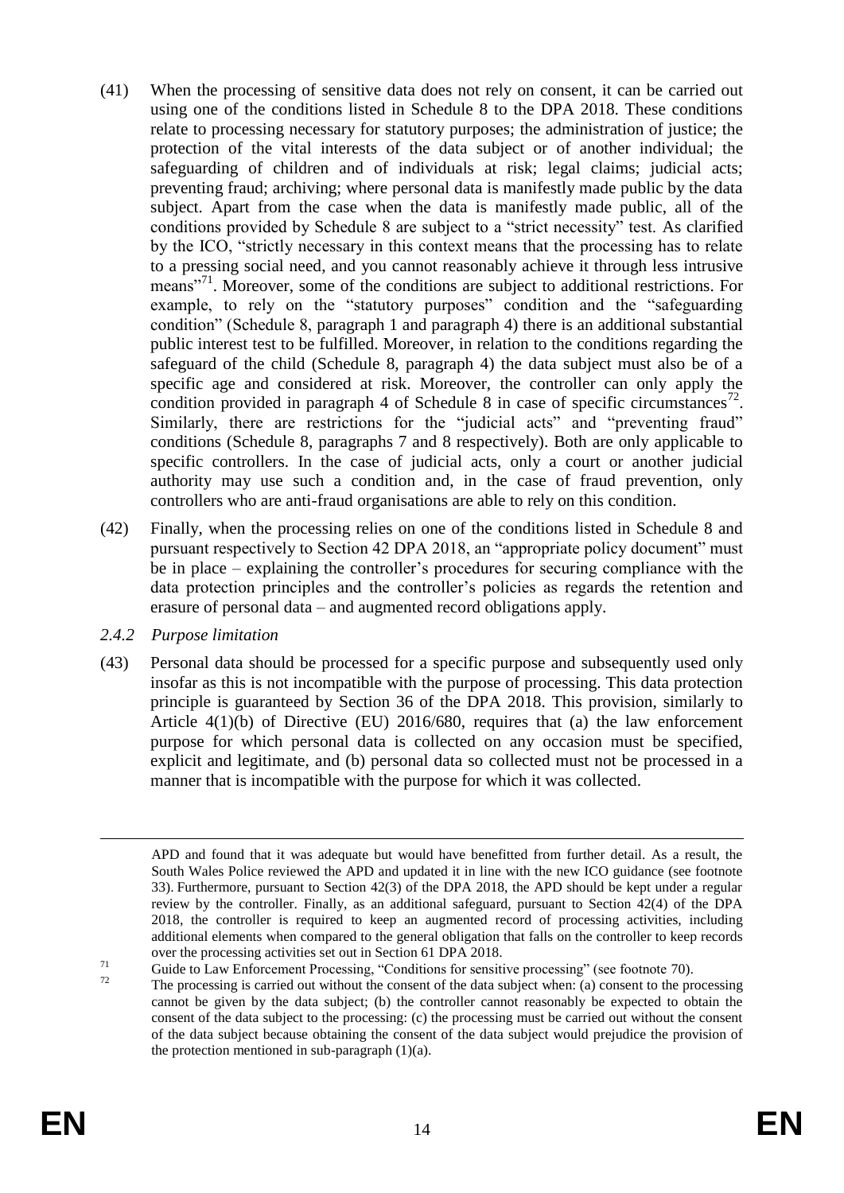(41) When the processing of sensitive data does not rely on consent, it can be carried out using one of the conditions listed in Schedule 8 to the DPA 2018. These conditions relate to processing necessary for statutory purposes; the administration of justice; the protection of the vital interests of the data subject or of another individual; the safeguarding of children and of individuals at risk; legal claims; judicial acts; preventing fraud; archiving; where personal data is manifestly made public by the data subject. Apart from the case when the data is manifestly made public, all of the conditions provided by Schedule 8 are subject to a "strict necessity" test. As clarified by the ICO, "strictly necessary in this context means that the processing has to relate to a pressing social need, and you cannot reasonably achieve it through less intrusive means"[71]. Moreover, some of the conditions are subject to additional restrictions. For example, to rely on the "statutory purposes" condition and the "safeguarding condition" (Schedule 8, paragraph 1 and paragraph 4) there is an additional substantial public interest test to be fulfilled. Moreover, in relation to the conditions regarding the safeguard of the child (Schedule 8, paragraph 4) the data subject must also be of a specific age and considered at risk. Moreover, the controller can only apply the condition provided in paragraph 4 of Schedule 8 in case of specific circumstances[72]. Similarly, there are restrictions for the "judicial acts" and "preventing fraud" conditions (Schedule 8, paragraphs 7 and 8 respectively). Both are only applicable to specific controllers. In the case of judicial acts, only a court or another judicial authority may use such a condition and, in the case of fraud prevention, only controllers who are anti-fraud organisations are able to rely on this condition.

(42) Finally, when the processing relies on one of the conditions listed in Schedule 8 and pursuant respectively to Section 42 DPA 2018, an "appropriate policy document" must be in place – explaining the controller's procedures for securing compliance with the data protection principles and the controller's policies as regards the retention and erasure of personal data – and augmented record obligations apply.

### *2.4.2 Purpose limitation*

(43) Personal data should be processed for a specific purpose and subsequently used only insofar as this is not incompatible with the purpose of processing. This data protection principle is guaranteed by Section 36 of the DPA 2018. This provision, similarly to Article 4(1)(b) of Directive (EU) 2016/680, requires that (a) the law enforcement purpose for which personal data is collected on any occasion must be specified, explicit and legitimate, and (b) personal data so collected must not be processed in a manner that is incompatible with the purpose for which it was collected.

---

APD and found that it was adequate but would have benefitted from further detail. As a result, the South Wales Police reviewed the APD and updated it in line with the new ICO guidance (see footnote 33). Furthermore, pursuant to Section 42(3) of the DPA 2018, the APD should be kept under a regular review by the controller. Finally, as an additional safeguard, pursuant to Section 42(4) of the DPA 2018, the controller is required to keep an augmented record of processing activities, including additional elements when compared to the general obligation that falls on the controller to keep records over the processing activities set out in Section 61 DPA 2018.

[71] Guide to Law Enforcement Processing, "Conditions for sensitive processing" (see footnote 70).

[72] The processing is carried out without the consent of the data subject when: (a) consent to the processing cannot be given by the data subject; (b) the controller cannot reasonably be expected to obtain the consent of the data subject to the processing: (c) the processing must be carried out without the consent of the data subject because obtaining the consent of the data subject would prejudice the provision of the protection mentioned in sub-paragraph (1)(a).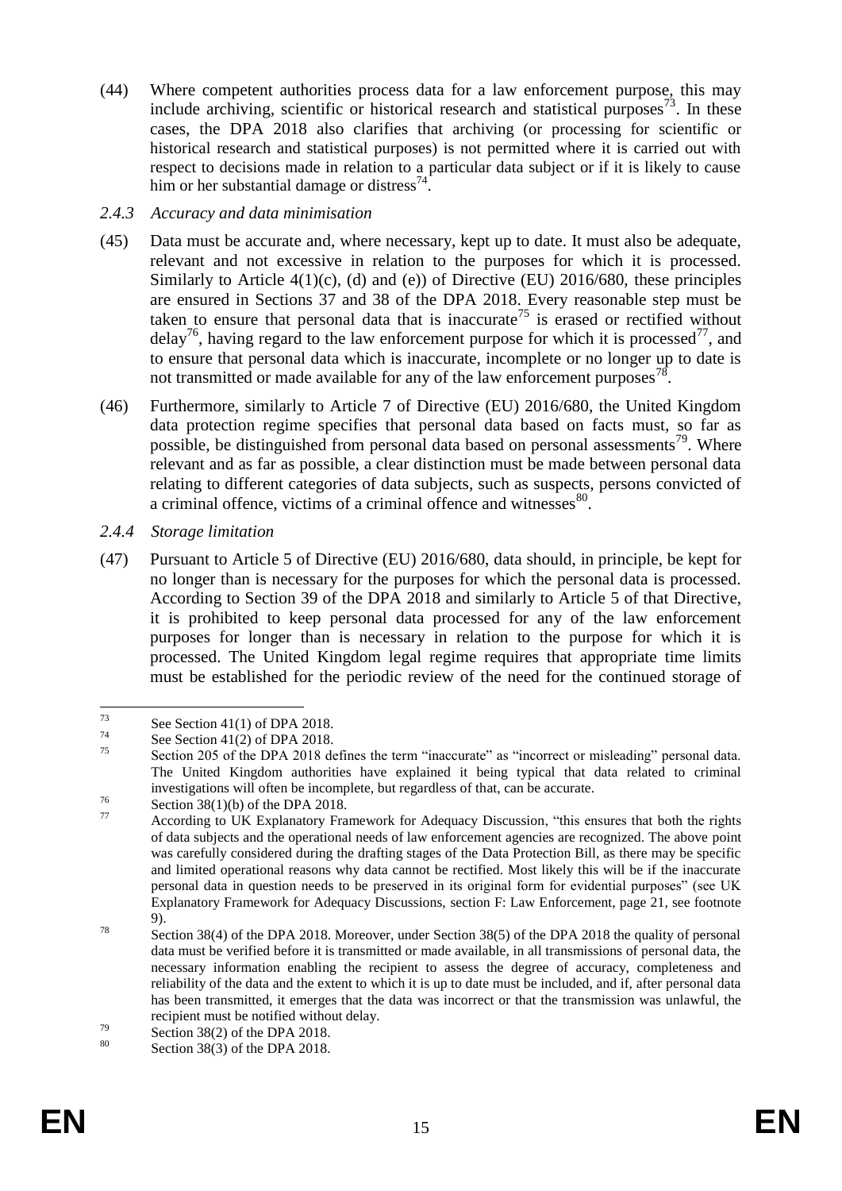(44) Where competent authorities process data for a law enforcement purpose, this may include archiving, scientific or historical research and statistical purposes[73]. In these cases, the DPA 2018 also clarifies that archiving (or processing for scientific or historical research and statistical purposes) is not permitted where it is carried out with respect to decisions made in relation to a particular data subject or if it is likely to cause him or her substantial damage or distress[74].

### *2.4.3 Accuracy and data minimisation*

(45) Data must be accurate and, where necessary, kept up to date. It must also be adequate, relevant and not excessive in relation to the purposes for which it is processed. Similarly to Article 4(1)(c), (d) and (e)) of Directive (EU) 2016/680, these principles are ensured in Sections 37 and 38 of the DPA 2018. Every reasonable step must be taken to ensure that personal data that is inaccurate[75] is erased or rectified without delay[76], having regard to the law enforcement purpose for which it is processed[77], and to ensure that personal data which is inaccurate, incomplete or no longer up to date is not transmitted or made available for any of the law enforcement purposes[78].

(46) Furthermore, similarly to Article 7 of Directive (EU) 2016/680, the United Kingdom data protection regime specifies that personal data based on facts must, so far as possible, be distinguished from personal data based on personal assessments[79]. Where relevant and as far as possible, a clear distinction must be made between personal data relating to different categories of data subjects, such as suspects, persons convicted of a criminal offence, victims of a criminal offence and witnesses[80].

### *2.4.4 Storage limitation*

(47) Pursuant to Article 5 of Directive (EU) 2016/680, data should, in principle, be kept for no longer than is necessary for the purposes for which the personal data is processed. According to Section 39 of the DPA 2018 and similarly to Article 5 of that Directive, it is prohibited to keep personal data processed for any of the law enforcement purposes for longer than is necessary in relation to the purpose for which it is processed. The United Kingdom legal regime requires that appropriate time limits must be established for the periodic review of the need for the continued storage of

---

[73] See Section 41(1) of DPA 2018.

[74] See Section 41(2) of DPA 2018.

[75] Section 205 of the DPA 2018 defines the term "inaccurate" as "incorrect or misleading" personal data. The United Kingdom authorities have explained it being typical that data related to criminal investigations will often be incomplete, but regardless of that, can be accurate.

[76] Section 38(1)(b) of the DPA 2018.

[77] According to UK Explanatory Framework for Adequacy Discussion, "this ensures that both the rights of data subjects and the operational needs of law enforcement agencies are recognized. The above point was carefully considered during the drafting stages of the Data Protection Bill, as there may be specific and limited operational reasons why data cannot be rectified. Most likely this will be if the inaccurate personal data in question needs to be preserved in its original form for evidential purposes" (see UK Explanatory Framework for Adequacy Discussions, section F: Law Enforcement, page 21, see footnote 9).

[78] Section 38(4) of the DPA 2018. Moreover, under Section 38(5) of the DPA 2018 the quality of personal data must be verified before it is transmitted or made available, in all transmissions of personal data, the necessary information enabling the recipient to assess the degree of accuracy, completeness and reliability of the data and the extent to which it is up to date must be included, and if, after personal data has been transmitted, it emerges that the data was incorrect or that the transmission was unlawful, the recipient must be notified without delay.

[79] Section 38(2) of the DPA 2018.

[80] Section 38(3) of the DPA 2018.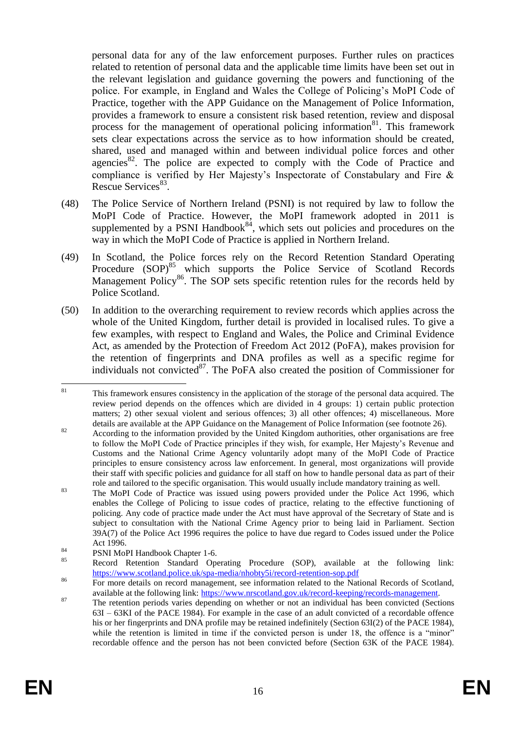personal data for any of the law enforcement purposes. Further rules on practices related to retention of personal data and the applicable time limits have been set out in the relevant legislation and guidance governing the powers and functioning of the police. For example, in England and Wales the College of Policing's MoPI Code of Practice, together with the APP Guidance on the Management of Police Information, provides a framework to ensure a consistent risk based retention, review and disposal process for the management of operational policing information[81]. This framework sets clear expectations across the service as to how information should be created, shared, used and managed within and between individual police forces and other agencies[82]. The police are expected to comply with the Code of Practice and compliance is verified by Her Majesty's Inspectorate of Constabulary and Fire & Rescue Services[83].

(48) The Police Service of Northern Ireland (PSNI) is not required by law to follow the MoPI Code of Practice. However, the MoPI framework adopted in 2011 is supplemented by a PSNI Handbook[84], which sets out policies and procedures on the way in which the MoPI Code of Practice is applied in Northern Ireland.

(49) In Scotland, the Police forces rely on the Record Retention Standard Operating Procedure (SOP)[85] which supports the Police Service of Scotland Records Management Policy[86]. The SOP sets specific retention rules for the records held by Police Scotland.

(50) In addition to the overarching requirement to review records which applies across the whole of the United Kingdom, further detail is provided in localised rules. To give a few examples, with respect to England and Wales, the Police and Criminal Evidence Act, as amended by the Protection of Freedom Act 2012 (PoFA), makes provision for the retention of fingerprints and DNA profiles as well as a specific regime for individuals not convicted[87]. The PoFA also created the position of Commissioner for

---

[81] This framework ensures consistency in the application of the storage of the personal data acquired. The review period depends on the offences which are divided in 4 groups: 1) certain public protection matters; 2) other sexual violent and serious offences; 3) all other offences; 4) miscellaneous. More details are available at the APP Guidance on the Management of Police Information (see footnote 26).

[82] According to the information provided by the United Kingdom authorities, other organisations are free to follow the MoPI Code of Practice principles if they wish, for example, Her Majesty's Revenue and Customs and the National Crime Agency voluntarily adopt many of the MoPI Code of Practice principles to ensure consistency across law enforcement. In general, most organizations will provide their staff with specific policies and guidance for all staff on how to handle personal data as part of their role and tailored to the specific organisation. This would usually include mandatory training as well.

[83] The MoPI Code of Practice was issued using powers provided under the Police Act 1996, which enables the College of Policing to issue codes of practice, relating to the effective functioning of policing. Any code of practice made under the Act must have approval of the Secretary of State and is subject to consultation with the National Crime Agency prior to being laid in Parliament. Section 39A(7) of the Police Act 1996 requires the police to have due regard to Codes issued under the Police Act 1996.

[84] PSNI MoPI Handbook Chapter 1-6.

[85] Record Retention Standard Operating Procedure (SOP), available at the following link: https://www.scotland.police.uk/spa-media/nhobty5i/record-retention-sop.pdf

[86] For more details on record management, see information related to the National Records of Scotland, available at the following link: https://www.nrscotland.gov.uk/record-keeping/records-management.

[87] The retention periods varies depending on whether or not an individual has been convicted (Sections 63I – 63KI of the PACE 1984). For example in the case of an adult convicted of a recordable offence his or her fingerprints and DNA profile may be retained indefinitely (Section 63I(2) of the PACE 1984), while the retention is limited in time if the convicted person is under 18, the offence is a "minor" recordable offence and the person has not been convicted before (Section 63K of the PACE 1984).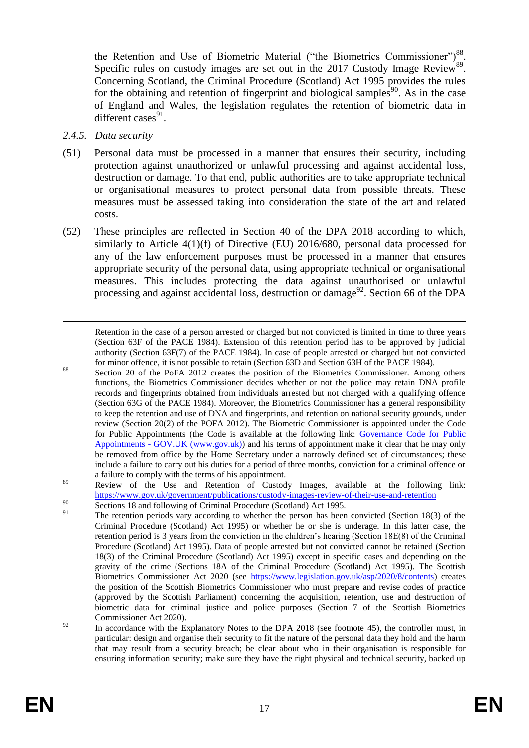the Retention and Use of Biometric Material ("the Biometrics Commissioner")[88]. Specific rules on custody images are set out in the 2017 Custody Image Review[89]. Concerning Scotland, the Criminal Procedure (Scotland) Act 1995 provides the rules for the obtaining and retention of fingerprint and biological samples[90]. As in the case of England and Wales, the legislation regulates the retention of biometric data in different cases[91].

### *2.4.5. Data security*

(51) Personal data must be processed in a manner that ensures their security, including protection against unauthorized or unlawful processing and against accidental loss, destruction or damage. To that end, public authorities are to take appropriate technical or organisational measures to protect personal data from possible threats. These measures must be assessed taking into consideration the state of the art and related costs.

(52) These principles are reflected in Section 40 of the DPA 2018 according to which, similarly to Article 4(1)(f) of Directive (EU) 2016/680, personal data processed for any of the law enforcement purposes must be processed in a manner that ensures appropriate security of the personal data, using appropriate technical or organisational measures. This includes protecting the data against unauthorised or unlawful processing and against accidental loss, destruction or damage[92]. Section 66 of the DPA

---

Retention in the case of a person arrested or charged but not convicted is limited in time to three years (Section 63F of the PACE 1984). Extension of this retention period has to be approved by judicial authority (Section 63F(7) of the PACE 1984). In case of people arrested or charged but not convicted for minor offence, it is not possible to retain (Section 63D and Section 63H of the PACE 1984).

[88] Section 20 of the PoFA 2012 creates the position of the Biometrics Commissioner. Among others functions, the Biometrics Commissioner decides whether or not the police may retain DNA profile records and fingerprints obtained from individuals arrested but not charged with a qualifying offence (Section 63G of the PACE 1984). Moreover, the Biometrics Commissioner has a general responsibility to keep the retention and use of DNA and fingerprints, and retention on national security grounds, under review (Section 20(2) of the POFA 2012). The Biometric Commissioner is appointed under the Code for Public Appointments (the Code is available at the following link: [Governance Code for Public Appointments - GOV.UK (www.gov.uk)]) and his terms of appointment make it clear that he may only be removed from office by the Home Secretary under a narrowly defined set of circumstances; these include a failure to carry out his duties for a period of three months, conviction for a criminal offence or a failure to comply with the terms of his appointment.

[89] Review of the Use and Retention of Custody Images, available at the following link: https://www.gov.uk/government/publications/custody-images-review-of-their-use-and-retention

[90] Sections 18 and following of Criminal Procedure (Scotland) Act 1995.

[91] The retention periods vary according to whether the person has been convicted (Section 18(3) of the Criminal Procedure (Scotland) Act 1995) or whether he or she is underage. In this latter case, the retention period is 3 years from the conviction in the children's hearing (Section 18E(8) of the Criminal Procedure (Scotland) Act 1995). Data of people arrested but not convicted cannot be retained (Section 18(3) of the Criminal Procedure (Scotland) Act 1995) except in specific cases and depending on the gravity of the crime (Sections 18A of the Criminal Procedure (Scotland) Act 1995). The Scottish Biometrics Commissioner Act 2020 (see https://www.legislation.gov.uk/asp/2020/8/contents) creates the position of the Scottish Biometrics Commissioner who must prepare and revise codes of practice (approved by the Scottish Parliament) concerning the acquisition, retention, use and destruction of biometric data for criminal justice and police purposes (Section 7 of the Scottish Biometrics Commissioner Act 2020).

[92] In accordance with the Explanatory Notes to the DPA 2018 (see footnote 45), the controller must, in particular: design and organise their security to fit the nature of the personal data they hold and the harm that may result from a security breach; be clear about who in their organisation is responsible for ensuring information security; make sure they have the right physical and technical security, backed up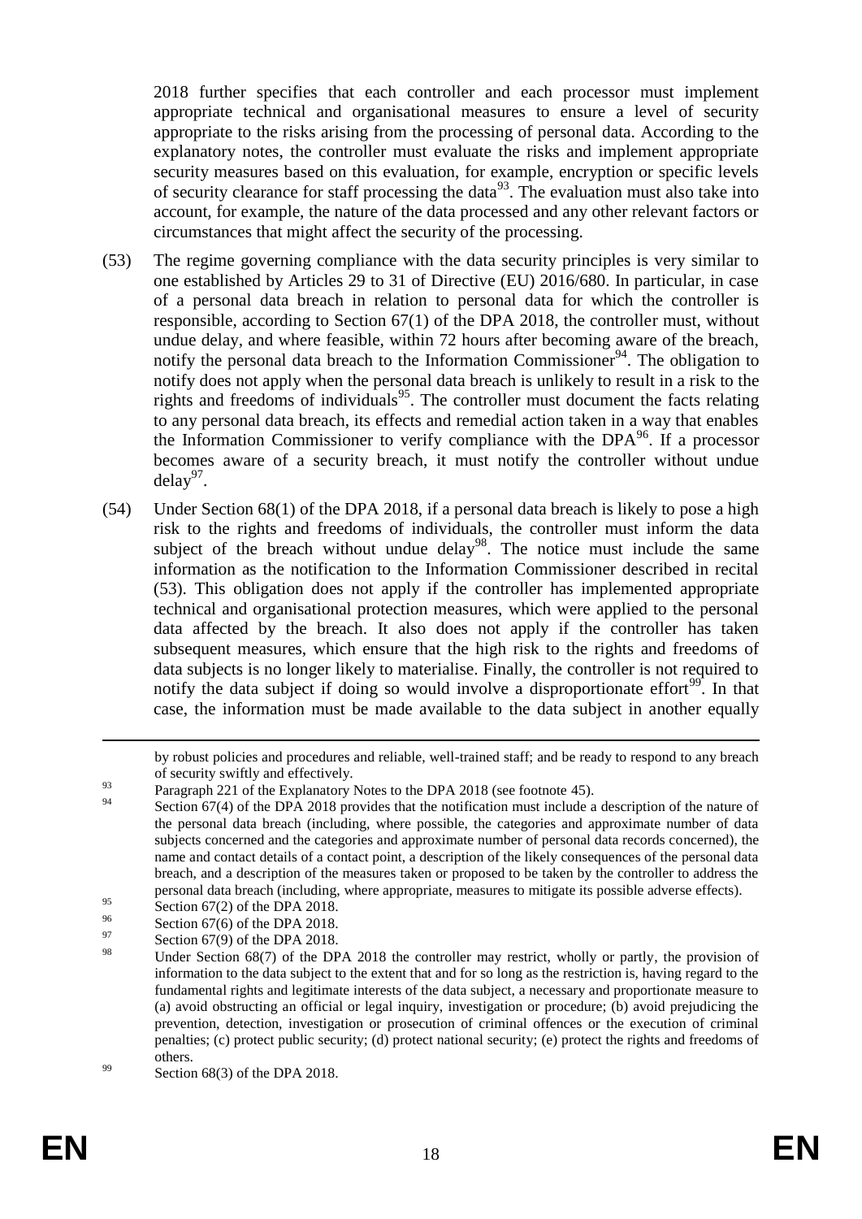2018 further specifies that each controller and each processor must implement appropriate technical and organisational measures to ensure a level of security appropriate to the risks arising from the processing of personal data. According to the explanatory notes, the controller must evaluate the risks and implement appropriate security measures based on this evaluation, for example, encryption or specific levels of security clearance for staff processing the data[93]. The evaluation must also take into account, for example, the nature of the data processed and any other relevant factors or circumstances that might affect the security of the processing.

(53) The regime governing compliance with the data security principles is very similar to one established by Articles 29 to 31 of Directive (EU) 2016/680. In particular, in case of a personal data breach in relation to personal data for which the controller is responsible, according to Section 67(1) of the DPA 2018, the controller must, without undue delay, and where feasible, within 72 hours after becoming aware of the breach, notify the personal data breach to the Information Commissioner[94]. The obligation to notify does not apply when the personal data breach is unlikely to result in a risk to the rights and freedoms of individuals[95]. The controller must document the facts relating to any personal data breach, its effects and remedial action taken in a way that enables the Information Commissioner to verify compliance with the DPA[96]. If a processor becomes aware of a security breach, it must notify the controller without undue delay[97].

(54) Under Section 68(1) of the DPA 2018, if a personal data breach is likely to pose a high risk to the rights and freedoms of individuals, the controller must inform the data subject of the breach without undue delay[98]. The notice must include the same information as the notification to the Information Commissioner described in recital (53). This obligation does not apply if the controller has implemented appropriate technical and organisational protection measures, which were applied to the personal data affected by the breach. It also does not apply if the controller has taken subsequent measures, which ensure that the high risk to the rights and freedoms of data subjects is no longer likely to materialise. Finally, the controller is not required to notify the data subject if doing so would involve a disproportionate effort[99]. In that case, the information must be made available to the data subject in another equally

---

by robust policies and procedures and reliable, well-trained staff; and be ready to respond to any breach of security swiftly and effectively.

[93] Paragraph 221 of the Explanatory Notes to the DPA 2018 (see footnote 45).

[94] Section 67(4) of the DPA 2018 provides that the notification must include a description of the nature of the personal data breach (including, where possible, the categories and approximate number of data subjects concerned and the categories and approximate number of personal data records concerned), the name and contact details of a contact point, a description of the likely consequences of the personal data breach, and a description of the measures taken or proposed to be taken by the controller to address the personal data breach (including, where appropriate, measures to mitigate its possible adverse effects).

[95] Section 67(2) of the DPA 2018.

[96] Section 67(6) of the DPA 2018.

[97] Section 67(9) of the DPA 2018.

[98] Under Section 68(7) of the DPA 2018 the controller may restrict, wholly or partly, the provision of information to the data subject to the extent that and for so long as the restriction is, having regard to the fundamental rights and legitimate interests of the data subject, a necessary and proportionate measure to (a) avoid obstructing an official or legal inquiry, investigation or procedure; (b) avoid prejudicing the prevention, detection, investigation or prosecution of criminal offences or the execution of criminal penalties; (c) protect public security; (d) protect national security; (e) protect the rights and freedoms of others.

[99] Section 68(3) of the DPA 2018.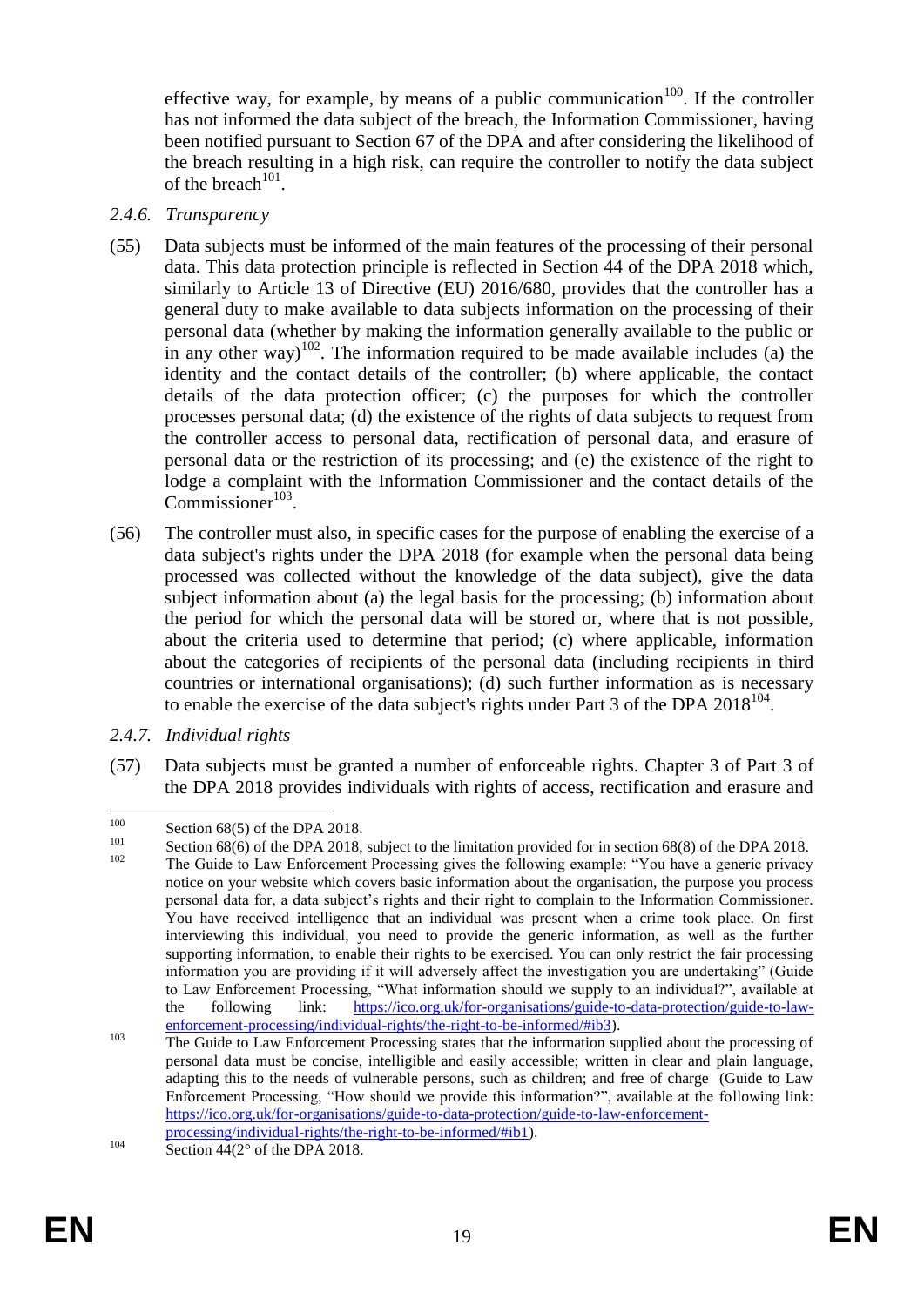effective way, for example, by means of a public communication[100]. If the controller has not informed the data subject of the breach, the Information Commissioner, having been notified pursuant to Section 67 of the DPA and after considering the likelihood of the breach resulting in a high risk, can require the controller to notify the data subject of the breach[101].

### 2.4.6. *Transparency*

(55) Data subjects must be informed of the main features of the processing of their personal data. This data protection principle is reflected in Section 44 of the DPA 2018 which, similarly to Article 13 of Directive (EU) 2016/680, provides that the controller has a general duty to make available to data subjects information on the processing of their personal data (whether by making the information generally available to the public or in any other way)[102]. The information required to be made available includes (a) the identity and the contact details of the controller; (b) where applicable, the contact details of the data protection officer; (c) the purposes for which the controller processes personal data; (d) the existence of the rights of data subjects to request from the controller access to personal data, rectification of personal data, and erasure of personal data or the restriction of its processing; and (e) the existence of the right to lodge a complaint with the Information Commissioner and the contact details of the Commissioner[103].

(56) The controller must also, in specific cases for the purpose of enabling the exercise of a data subject's rights under the DPA 2018 (for example when the personal data being processed was collected without the knowledge of the data subject), give the data subject information about (a) the legal basis for the processing; (b) information about the period for which the personal data will be stored or, where that is not possible, about the criteria used to determine that period; (c) where applicable, information about the categories of recipients of the personal data (including recipients in third countries or international organisations); (d) such further information as is necessary to enable the exercise of the data subject's rights under Part 3 of the DPA 2018[104].

### 2.4.7. *Individual rights*

(57) Data subjects must be granted a number of enforceable rights. Chapter 3 of Part 3 of the DPA 2018 provides individuals with rights of access, rectification and erasure and

---

[100] Section 68(5) of the DPA 2018.

[101] Section 68(6) of the DPA 2018, subject to the limitation provided for in section 68(8) of the DPA 2018.

[102] The Guide to Law Enforcement Processing gives the following example: "You have a generic privacy notice on your website which covers basic information about the organisation, the purpose you process personal data for, a data subject's rights and their right to complain to the Information Commissioner. You have received intelligence that an individual was present when a crime took place. On first interviewing this individual, you need to provide the generic information, as well as the further supporting information, to enable their rights to be exercised. You can only restrict the fair processing information you are providing if it will adversely affect the investigation you are undertaking" (Guide to Law Enforcement Processing, "What information should we supply to an individual?", available at the following link: https://ico.org.uk/for-organisations/guide-to-data-protection/guide-to-law-enforcement-processing/individual-rights/the-right-to-be-informed/#ib3).

[103] The Guide to Law Enforcement Processing states that the information supplied about the processing of personal data must be concise, intelligible and easily accessible; written in clear and plain language, adapting this to the needs of vulnerable persons, such as children; and free of charge (Guide to Law Enforcement Processing, "How should we provide this information?", available at the following link: https://ico.org.uk/for-organisations/guide-to-data-protection/guide-to-law-enforcement-processing/individual-rights/the-right-to-be-informed/#ib1).

[104] Section 44(2° of the DPA 2018.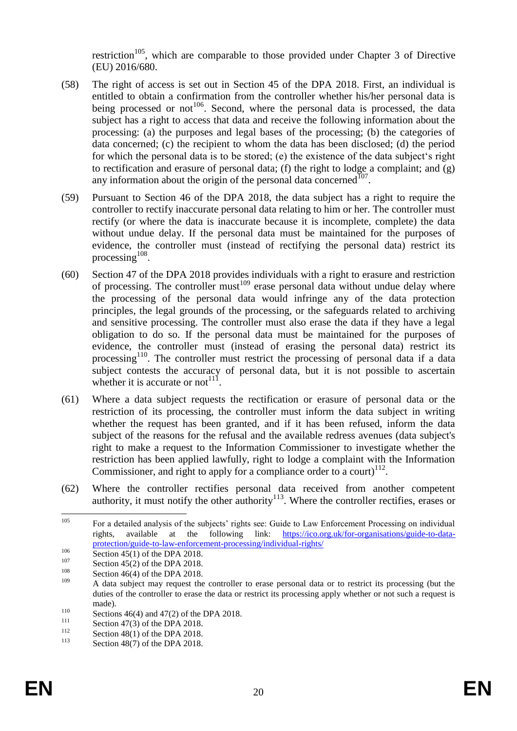restriction[105], which are comparable to those provided under Chapter 3 of Directive (EU) 2016/680.

(58) The right of access is set out in Section 45 of the DPA 2018. First, an individual is entitled to obtain a confirmation from the controller whether his/her personal data is being processed or not[106]. Second, where the personal data is processed, the data subject has a right to access that data and receive the following information about the processing: (a) the purposes and legal bases of the processing; (b) the categories of data concerned; (c) the recipient to whom the data has been disclosed; (d) the period for which the personal data is to be stored; (e) the existence of the data subject's right to rectification and erasure of personal data; (f) the right to lodge a complaint; and (g) any information about the origin of the personal data concerned[107].

(59) Pursuant to Section 46 of the DPA 2018, the data subject has a right to require the controller to rectify inaccurate personal data relating to him or her. The controller must rectify (or where the data is inaccurate because it is incomplete, complete) the data without undue delay. If the personal data must be maintained for the purposes of evidence, the controller must (instead of rectifying the personal data) restrict its processing[108].

(60) Section 47 of the DPA 2018 provides individuals with a right to erasure and restriction of processing. The controller must[109] erase personal data without undue delay where the processing of the personal data would infringe any of the data protection principles, the legal grounds of the processing, or the safeguards related to archiving and sensitive processing. The controller must also erase the data if they have a legal obligation to do so. If the personal data must be maintained for the purposes of evidence, the controller must (instead of erasing the personal data) restrict its processing[110]. The controller must restrict the processing of personal data if a data subject contests the accuracy of personal data, but it is not possible to ascertain whether it is accurate or not[111].

(61) Where a data subject requests the rectification or erasure of personal data or the restriction of its processing, the controller must inform the data subject in writing whether the request has granted, and if it has been refused, inform the data subject of the reasons for the refusal and the available redress avenues (data subject's right to make a request to the Information Commissioner to investigate whether the restriction has been applied lawfully, right to lodge a complaint with the Information Commissioner, and right to apply for a compliance order to a court)[112].

(62) Where the controller rectifies personal data received from another competent authority, it must notify the other authority[113]. Where the controller rectifies, erases or

---

[105] For a detailed analysis of the subjects' rights see: Guide to Law Enforcement Processing on individual rights, available at the following link: https://ico.org.uk/for-organisations/guide-to-data-protection/guide-to-law-enforcement-processing/individual-rights/

[106] Section 45(1) of the DPA 2018.

[107] Section 45(2) of the DPA 2018.

[108] Section 46(4) of the DPA 2018.

[109] A data subject may request the controller to erase personal data or to restrict its processing (but the duties of the controller to erase the data or restrict its processing apply whether or not such a request is made).

[110] Sections 46(4) and 47(2) of the DPA 2018.

[111] Section 47(3) of the DPA 2018.

[112] Section 48(1) of the DPA 2018.

[113] Section 48(7) of the DPA 2018.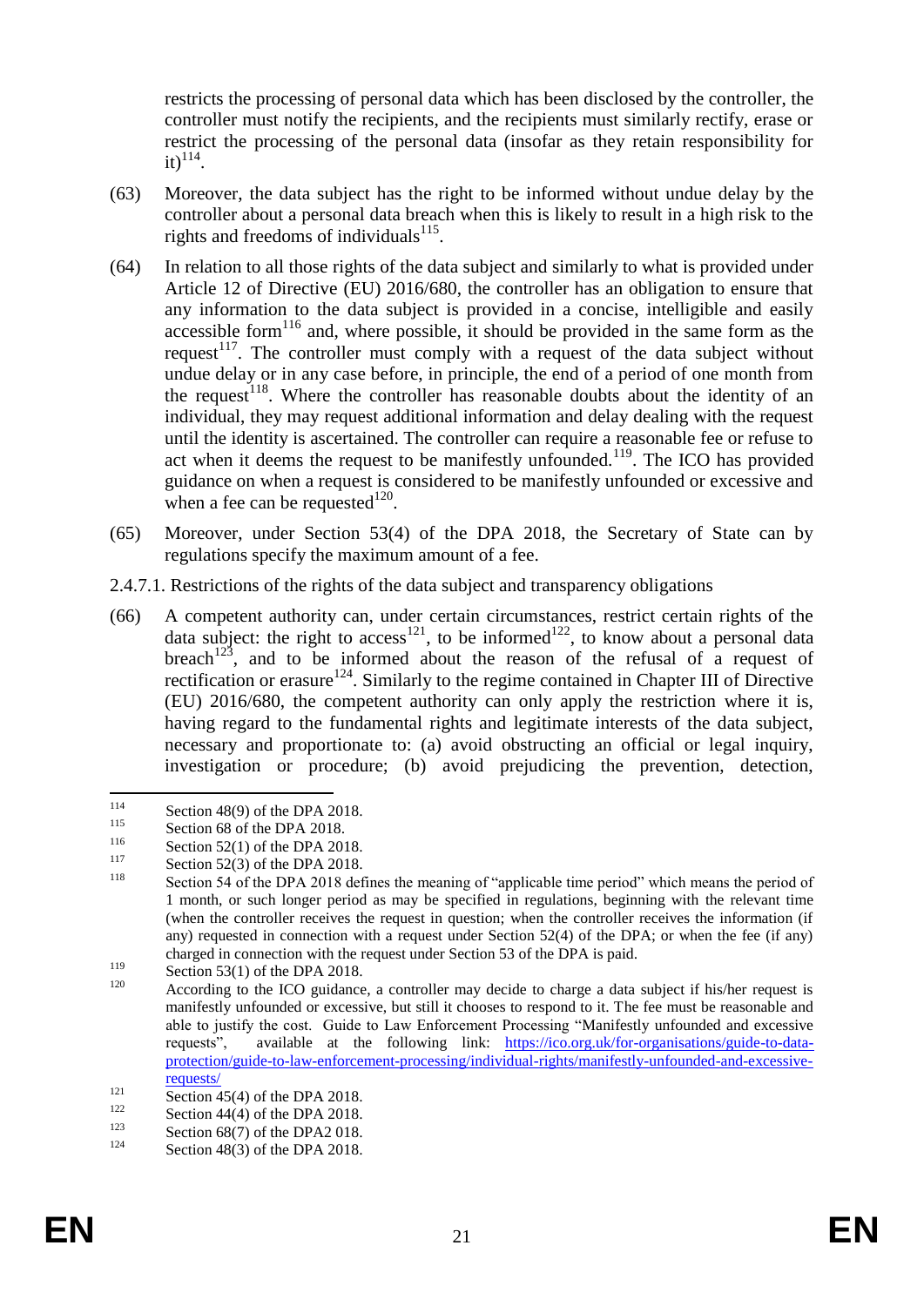restricts the processing of personal data which has been disclosed by the controller, the controller must notify the recipients, and the recipients must similarly rectify, erase or restrict the processing of the personal data (insofar as they retain responsibility for it)[114].

(63) Moreover, the data subject has the right to be informed without undue delay by the controller about a personal data breach when this is likely to result in a high risk to the rights and freedoms of individuals[115].

(64) In relation to all those rights of the data subject and similarly to what is provided under Article 12 of Directive (EU) 2016/680, the controller has an obligation to ensure that any information to the data subject is provided in a concise, intelligible and easily accessible form[116] and, where possible, it should be provided in the same form as the request[117]. The controller must comply with a request of the data subject without undue delay or in any case before, in principle, the end of a period of one month from the request[118]. Where the controller has reasonable doubts about the identity of an individual, they may request additional information and delay dealing with the request until the identity is ascertained. The controller can require a reasonable fee or refuse to act when it deems the request to be manifestly unfounded.[119]. The ICO has provided guidance on when a request is considered to be manifestly unfounded or excessive and when a fee can be requested[120].

(65) Moreover, under Section 53(4) of the DPA 2018, the Secretary of State can by regulations specify the maximum amount of a fee.

2.4.7.1. Restrictions of the rights of the data subject and transparency obligations

(66) A competent authority can, under certain circumstances, restrict certain rights of the data subject: the right to access[121], to be informed[122], to know about a personal data breach[123], and to be informed about the reason of the refusal of a request of rectification or erasure[124]. Similarly to the regime contained in Chapter III of Directive (EU) 2016/680, the competent authority can only apply the restriction where it is, having regard to the fundamental rights and legitimate interests of the data subject, necessary and proportionate to: (a) avoid obstructing an official or legal inquiry, investigation or procedure; (b) avoid prejudicing the prevention, detection,

---

[114] Section 48(9) of the DPA 2018.

[115] Section 68 of the DPA 2018.

[116] Section 52(1) of the DPA 2018.

[117] Section 52(3) of the DPA 2018.

[118] Section 54 of the DPA 2018 defines the meaning of "applicable time period" which means the period of 1 month, or such longer period as may be specified in regulations, beginning with the relevant time (when the controller receives the request in question; when the controller receives the information (if any) requested in connection with a request under Section 52(4) of the DPA; or when the fee (if any) charged in connection with the request under Section 53 of the DPA is paid.

[119] Section 53(1) of the DPA 2018.

[120] According to the ICO guidance, a controller may decide to charge a data subject if his/her request is manifestly unfounded or excessive, but still it chooses to respond to it. The fee must be reasonable and able to justify the cost. Guide to Law Enforcement Processing "Manifestly unfounded and excessive requests", available at the following link: https://ico.org.uk/for-organisations/guide-to-data-protection/guide-to-law-enforcement-processing/individual-rights/manifestly-unfounded-and-excessive-requests/

[121] Section 45(4) of the DPA 2018.

[122] Section 44(4) of the DPA 2018.

[123] Section 68(7) of the DPA2 018.

[124] Section 48(3) of the DPA 2018.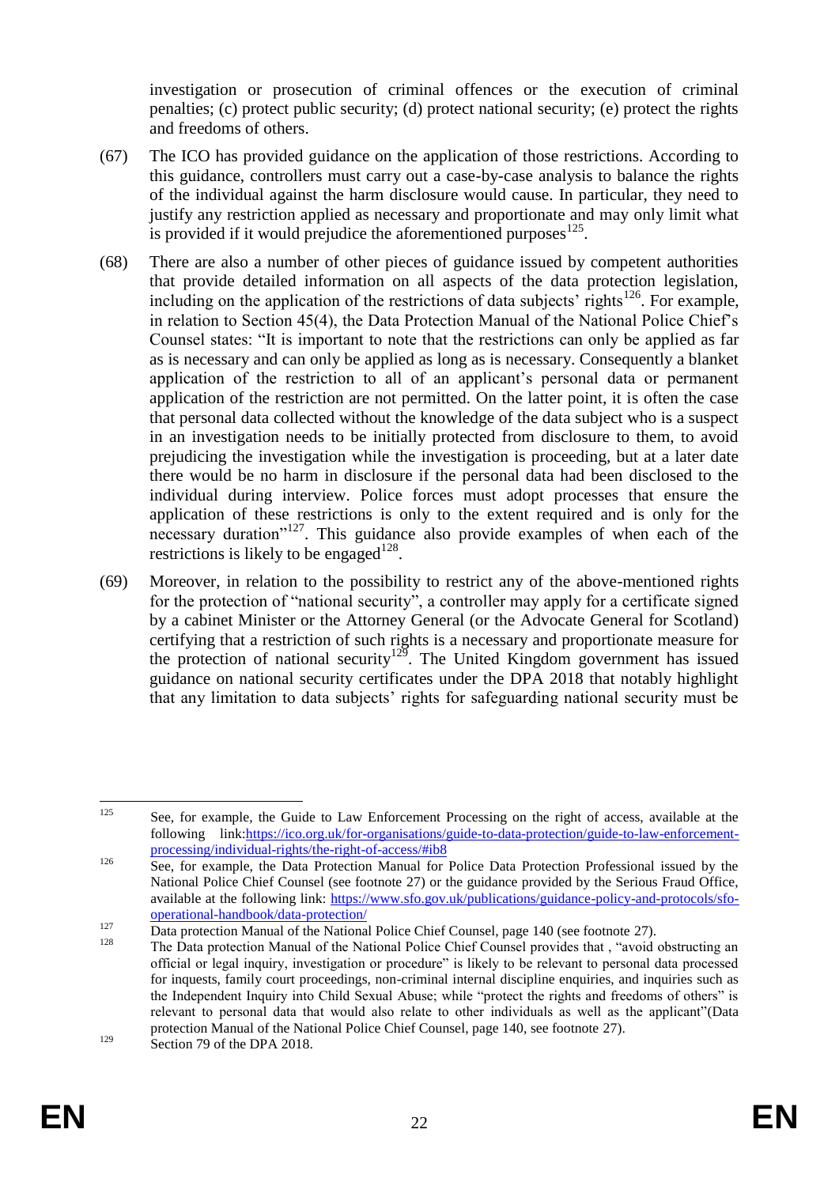investigation or prosecution of criminal offences or the execution of criminal penalties; (c) protect public security; (d) protect national security; (e) protect the rights and freedoms of others.

(67) The ICO has provided guidance on the application of those restrictions. According to this guidance, controllers must carry out a case-by-case analysis to balance the rights of the individual against the harm disclosure would cause. In particular, they need to justify any restriction applied as necessary and proportionate and may only limit what is provided if it would prejudice the aforementioned purposes[125].

(68) There are also a number of other pieces of guidance issued by competent authorities that provide detailed information on all aspects of the data protection legislation, including on the application of the restrictions of data subjects' rights[126]. For example, in relation to Section 45(4), the Data Protection Manual of the National Police Chief's Counsel states: "It is important to note that the restrictions can only be applied as far as is necessary and can only be applied as long as is necessary. Consequently a blanket application of the restriction to all of an applicant's personal data or permanent application of the restriction are not permitted. On the latter point, it is often the case that personal data collected without the knowledge of the data subject who is a suspect in an investigation needs to be initially protected from disclosure to them, to avoid prejudicing the investigation while the investigation is proceeding, but at a later date there would be no harm in disclosure if the personal data had been disclosed to the individual during interview. Police forces must adopt processes that ensure the application of these restrictions is only to the extent required and is only for the necessary duration"[127]. This guidance also provide examples of when each of the restrictions is likely to be engaged[128].

(69) Moreover, in relation to the possibility to restrict any of the above-mentioned rights for the protection of "national security", a controller may apply for a certificate signed by a cabinet Minister or the Attorney General (or the Advocate General for Scotland) certifying that a restriction of such rights is a necessary and proportionate measure for the protection of national security[129]. The United Kingdom government has issued guidance on national security certificates under the DPA 2018 that notably highlight that any limitation to data subjects' rights for safeguarding national security must be

---

[125] See, for example, the Guide to Law Enforcement Processing on the right of access, available at the following link:https://ico.org.uk/for-organisations/guide-to-data-protection/guide-to-law-enforcement-processing/individual-rights/the-right-of-access/#ib8

[126] See, for example, the Data Protection Manual for Police Data Protection Professional issued by the National Police Chief Counsel (see footnote 27) or the guidance provided by the Serious Fraud Office, available at the following link: https://www.sfo.gov.uk/publications/guidance-policy-and-protocols/sfo-operational-handbook/data-protection/

[127] Data protection Manual of the National Police Chief Counsel, page 140 (see footnote 27).

[128] The Data protection Manual of the National Police Chief Counsel provides that , "avoid obstructing an official or legal inquiry, investigation or procedure" is likely to be relevant to personal data processed for inquests, family court proceedings, non-criminal internal discipline enquiries, and inquiries such as the Independent Inquiry into Child Sexual Abuse; while "protect the rights and freedoms of others" is relevant to personal data that would also relate to other individuals as well as the applicant"(Data protection Manual of the National Police Chief Counsel, page 140, see footnote 27).

[129] Section 79 of the DPA 2018.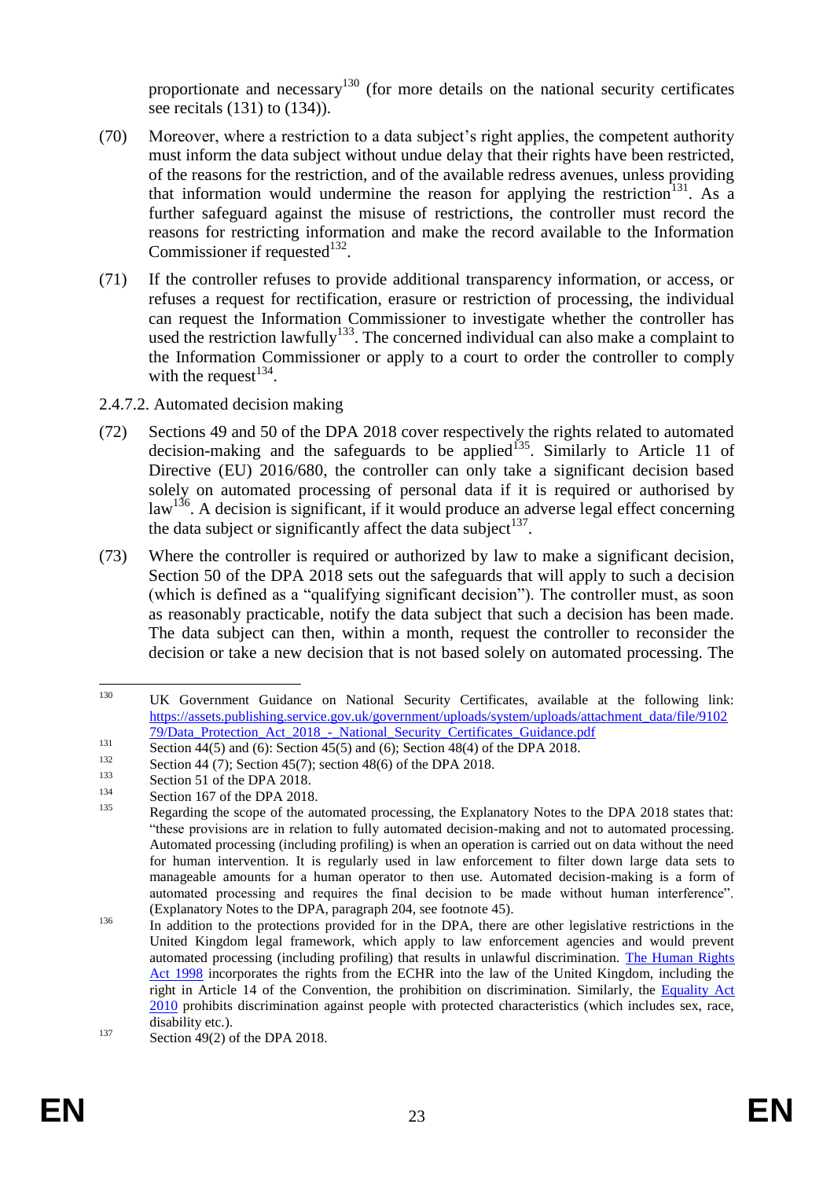proportionate and necessary[130] (for more details on the national security certificates see recitals (131) to (134)).

(70) Moreover, where a restriction to a data subject's right applies, the competent authority must inform the data subject without undue delay that their rights have been restricted, of the reasons for the restriction, and of the available redress avenues, unless providing that information would undermine the reason for applying the restriction[131]. As a further safeguard against the misuse of restrictions, the controller must record the reasons for restricting information and make the record available to the Information Commissioner if requested[132].

(71) If the controller refuses to provide additional transparency information, or access, or refuses a request for rectification, erasure or restriction of processing, the individual can request the Information Commissioner to investigate whether the controller has used the restriction lawfully[133]. The concerned individual can also make a complaint to the Information Commissioner or apply to a court to order the controller to comply with the request[134].

2.4.7.2. Automated decision making

(72) Sections 49 and 50 of the DPA 2018 cover respectively the rights related to automated decision-making and the safeguards to be applied[135]. Similarly to Article 11 of Directive (EU) 2016/680, the controller can only take a significant decision based solely on automated processing of personal data if it is required or authorised by law[136]. A decision is significant, if it would produce an adverse legal effect concerning the data subject or significantly affect the data subject[137].

(73) Where the controller is required or authorized by law to make a significant decision, Section 50 of the DPA 2018 sets out the safeguards that will apply to such a decision (which is defined as a "qualifying significant decision"). The controller must, as soon as reasonably practicable, notify the data subject that such a decision has been made. The data subject can then, within a month, request the controller to reconsider the decision or take a new decision that is not based solely on automated processing. The

---

[130] UK Government Guidance on National Security Certificates, available at the following link: https://assets.publishing.service.gov.uk/government/uploads/system/uploads/attachment_data/file/910279/Data_Protection_Act_2018_-_National_Security_Certificates_Guidance.pdf

[131] Section 44(5) and (6): Section 45(5) and (6); Section 48(4) of the DPA 2018.

[132] Section 44 (7); Section 45(7); section 48(6) of the DPA 2018.

[133] Section 51 of the DPA 2018.

[134] Section 167 of the DPA 2018.

[135] Regarding the scope of the automated processing, the Explanatory Notes to the DPA 2018 states that: "these provisions are in relation to fully automated decision-making and not to automated processing. Automated processing (including profiling) is when an operation is carried out on data without the need for human intervention. It is regularly used in law enforcement to filter down large data sets to manageable amounts for a human operator to then use. Automated decision-making is a form of automated processing and requires the final decision to be made without human interference". (Explanatory Notes to the DPA, paragraph 204, see footnote 45).

[136] In addition to the protections provided for in the DPA, there are other legislative restrictions in the United Kingdom legal framework, which apply to law enforcement agencies and would prevent automated processing (including profiling) that results in unlawful discrimination. The Human Rights Act 1998 incorporates the rights from the ECHR into the law of the United Kingdom, including the right in Article 14 of the Convention, the prohibition on discrimination. Similarly, the Equality Act 2010 prohibits discrimination against people with protected characteristics (which includes sex, race, disability etc.).

[137] Section 49(2) of the DPA 2018.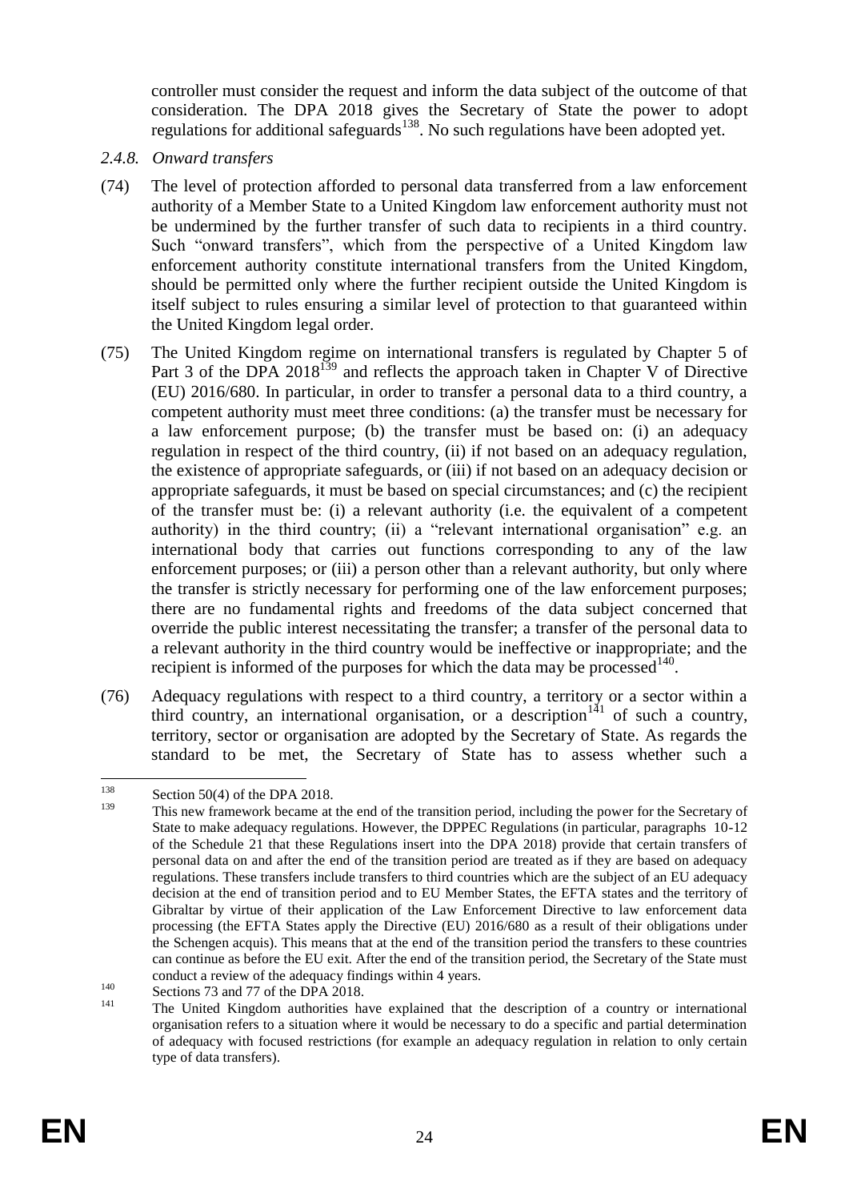controller must consider the request and inform the data subject of the outcome of that consideration. The DPA 2018 gives the Secretary of State the power to adopt regulations for additional safeguards[138]. No such regulations have been adopted yet.

### *2.4.8. Onward transfers*

(74) The level of protection afforded to personal data transferred from a law enforcement authority of a Member State to a United Kingdom law enforcement authority must not be undermined by the further transfer of such data to recipients in a third country. Such "onward transfers", which from the perspective of a United Kingdom law enforcement authority constitute international transfers from the United Kingdom, should be permitted only where the further recipient outside the United Kingdom is itself subject to rules ensuring a similar level of protection to that guaranteed within the United Kingdom legal order.

(75) The United Kingdom regime on international transfers is regulated by Chapter 5 of Part 3 of the DPA 2018[139] and reflects the approach taken in Chapter V of Directive (EU) 2016/680. In particular, in order to transfer a personal data to a third country, a competent authority must meet three conditions: (a) the transfer must be necessary for a law enforcement purpose; (b) the transfer must be based on: (i) an adequacy regulation in respect of the third country, (ii) if not based on an adequacy regulation, the existence of appropriate safeguards, or (iii) if not based on an adequacy decision or appropriate safeguards, it must be based on special circumstances; and (c) the recipient of the transfer must be: (i) a relevant authority (i.e. the equivalent of a competent authority) in the third country; (ii) a "relevant international organisation" e.g. an international body that carries out functions corresponding to any of the law enforcement purposes; or (iii) a person other than a relevant authority, but only where the transfer is strictly necessary for performing one of the law enforcement purposes; there are no fundamental rights and freedoms of the data subject concerned that override the public interest necessitating the transfer; a transfer of the personal data to a relevant authority in the third country would be ineffective or inappropriate; and the recipient is informed of the purposes for which the data may be processed[140].

(76) Adequacy regulations with respect to a third country, a territory or a sector within a third country, an international organisation, or a description[141] of such a country, territory, sector or organisation are adopted by the Secretary of State. As regards the standard to be met, the Secretary of State has to assess whether such a

---

[138] Section 50(4) of the DPA 2018.

[139] This new framework became at the end of the transition period, including the power for the Secretary of State to make adequacy regulations. However, the DPPEC Regulations (in particular, paragraphs 10-12 of the Schedule 21 that these Regulations insert into the DPA 2018) provide that certain transfers of personal data on and after the end of the transition period are treated as if they are based on adequacy regulations. These transfers include transfers to third countries which are the subject of an EU adequacy decision at the end of transition period and to EU Member States, the EFTA states and the territory of Gibraltar by virtue of their application of the Law Enforcement Directive to law enforcement data processing (the EFTA States apply the Directive (EU) 2016/680 as a result of their obligations under the Schengen acquis). This means that at the end of the transition period the transfers to these countries can continue as before the EU exit. After the end of the transition period, the Secretary of the State must conduct a review of the adequacy findings within 4 years.

[140] Sections 73 and 77 of the DPA 2018.

[141] The United Kingdom authorities have explained that the description of a country or international organisation refers to a situation where it would be necessary to do a specific and partial determination of adequacy with focused restrictions (for example an adequacy regulation in relation to only certain type of data transfers).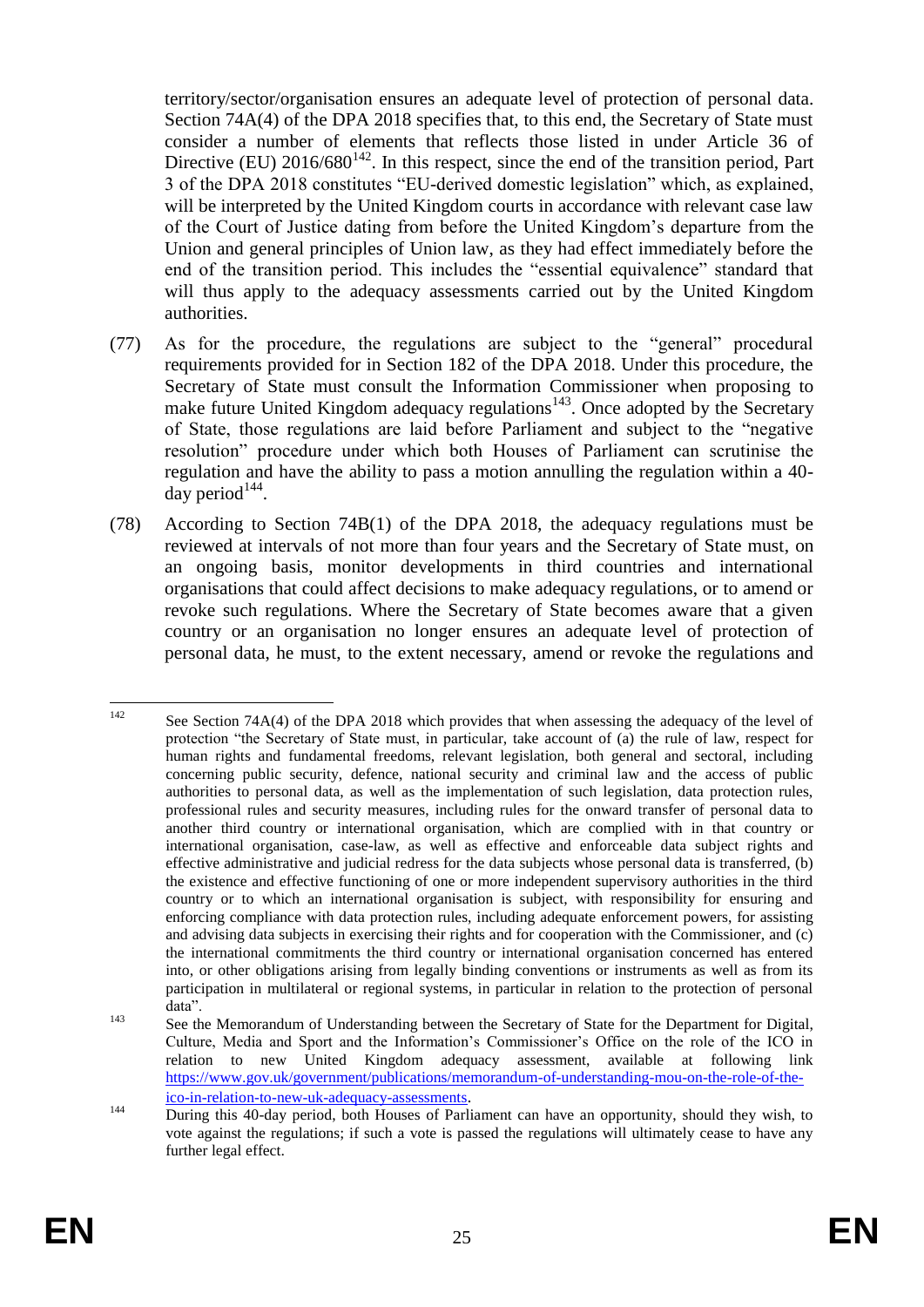territory/sector/organisation ensures an adequate level of protection of personal data. Section 74A(4) of the DPA 2018 specifies that, to this end, the Secretary of State must consider a number of elements that reflects those listed in under Article 36 of Directive (EU) 2016/680[142]. In this respect, since the end of the transition period, Part 3 of the DPA 2018 constitutes "EU-derived domestic legislation" which, as explained, will be interpreted by the United Kingdom courts in accordance with relevant case law of the Court of Justice dating from before the United Kingdom's departure from the Union and general principles of Union law, as they had effect immediately before the end of the transition period. This includes the "essential equivalence" standard that will thus apply to the adequacy assessments carried out by the United Kingdom authorities.

(77) As for the procedure, the regulations are subject to the "general" procedural requirements provided for in Section 182 of the DPA 2018. Under this procedure, the Secretary of State must consult the Information Commissioner when proposing to make future United Kingdom adequacy regulations[143]. Once adopted by the Secretary of State, those regulations are laid before Parliament and subject to the "negative resolution" procedure under which both Houses of Parliament can scrutinise the regulation and have the ability to pass a motion annulling the regulation within a 40-day period[144].

(78) According to Section 74B(1) of the DPA 2018, the adequacy regulations must be reviewed at intervals of not more than four years and the Secretary of State must, on an ongoing basis, monitor developments in third countries and international organisations that could affect decisions to make adequacy regulations, or to amend or revoke such regulations. Where the Secretary of State becomes aware that a given country or an organisation no longer ensures an adequate level of protection of personal data, he must, to the extent necessary, amend or revoke the regulations and

---

[142] See Section 74A(4) of the DPA 2018 which provides that when assessing the adequacy of the level of protection "the Secretary of State must, in particular, take account of (a) the rule of law, respect for human rights and fundamental freedoms, relevant legislation, both general and sectoral, including concerning public security, defence, national security and criminal law and the access of public authorities to personal data, as well as the implementation of such legislation, data protection rules, professional rules and security measures, including rules for the onward transfer of personal data to another third country or international organisation, which are complied with in that country or international organisation, case-law, as well as effective and enforceable data subject rights and effective administrative and judicial redress for the data subjects whose personal data is transferred, (b) the existence and effective functioning of one or more independent supervisory authorities in the third country or to which an international organisation is subject, with responsibility for ensuring and enforcing compliance with data protection rules, including adequate enforcement powers, for assisting and advising data subjects in exercising their rights and for cooperation with the Commissioner, and (c) the international commitments the third country or international organisation concerned has entered into, or other obligations arising from legally binding conventions or instruments as well as from its participation in multilateral or regional systems, in particular in relation to the protection of personal data".

[143] See the Memorandum of Understanding between the Secretary of State for the Department for Digital, Culture, Media and Sport and the Information's Commissioner's Office on the role of the ICO in relation to new United Kingdom adequacy assessment, available at following link https://www.gov.uk/government/publications/memorandum-of-understanding-mou-on-the-role-of-the-ico-in-relation-to-new-uk-adequacy-assessments.

[144] During this 40-day period, both Houses of Parliament can have an opportunity, should they wish, to vote against the regulations; if such a vote is passed the regulations will ultimately cease to have any further legal effect.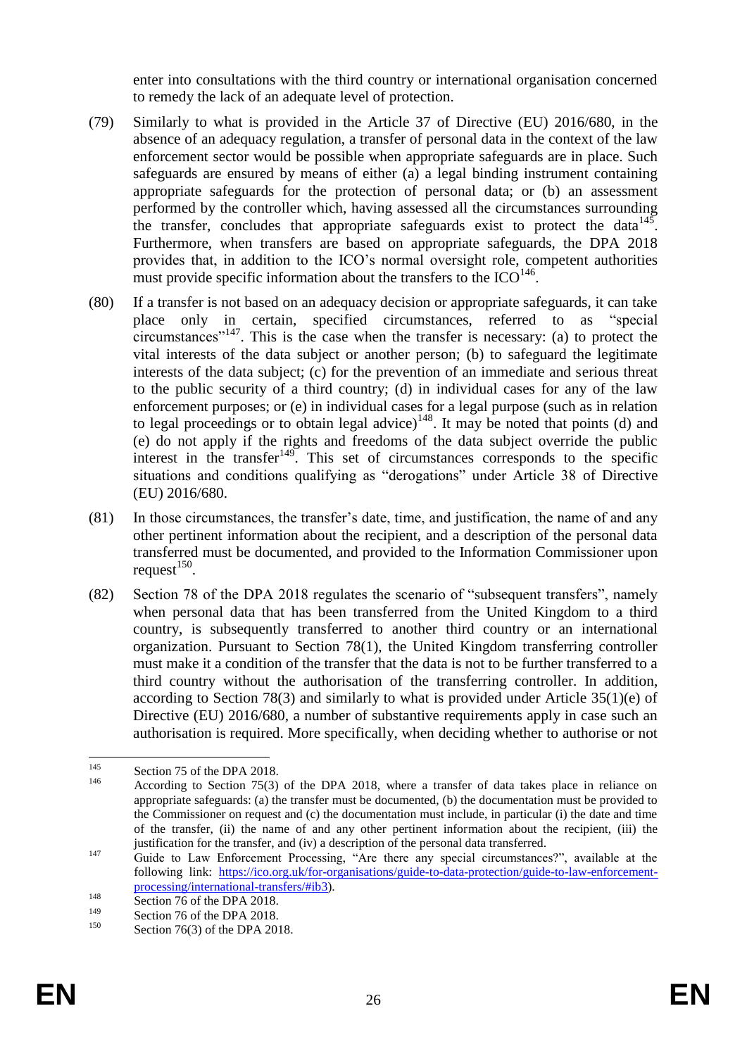enter into consultations with the third country or international organisation concerned to remedy the lack of an adequate level of protection.

(79) Similarly to what is provided in the Article 37 of Directive (EU) 2016/680, in the absence of an adequacy regulation, a transfer of personal data in the context of the law enforcement sector would be possible when appropriate safeguards are in place. Such safeguards are ensured by means of either (a) a legal binding instrument containing appropriate safeguards for the protection of personal data; or (b) an assessment performed by the controller which, having assessed all the circumstances surrounding the transfer, concludes that appropriate safeguards exist to protect the data[145]. Furthermore, when transfers are based on appropriate safeguards, the DPA 2018 provides that, in addition to the ICO's normal oversight role, competent authorities must provide specific information about the transfers to the ICO[146].

(80) If a transfer is not based on an adequacy decision or appropriate safeguards, it can take place only in certain, specified circumstances, referred to as "special circumstances"[147]. This is the case when the transfer is necessary: (a) to protect the vital interests of the data subject or another person; (b) to safeguard the legitimate interests of the data subject; (c) for the prevention of an immediate and serious threat to the public security of a third country; (d) in individual cases for any of the law enforcement purposes; or (e) in individual cases for a legal purpose (such as in relation to legal proceedings or to obtain legal advice)[148]. It may be noted that points (d) and (e) do not apply if the rights and freedoms of the data subject override the public interest in the transfer[149]. This set of circumstances corresponds to the specific situations and conditions qualifying as "derogations" under Article 38 of Directive (EU) 2016/680.

(81) In those circumstances, the transfer's date, time, and justification, the name of and any other pertinent information about the recipient, and a description of the personal data transferred must be documented, and provided to the Information Commissioner upon request[150].

(82) Section 78 of the DPA 2018 regulates the scenario of "subsequent transfers", namely when personal data that has been transferred from the United Kingdom to a third country, is subsequently transferred to another third country or an international organization. Pursuant to Section 78(1), the United Kingdom transferring controller must make it a condition of the transfer that the data is not to be further transferred to a third country without the authorisation of the transferring controller. In addition, according to Section 78(3) and similarly to what is provided under Article 35(1)(e) of Directive (EU) 2016/680, a number of substantive requirements apply in case such an authorisation is required. More specifically, when deciding whether to authorise or not

---

[145] Section 75 of the DPA 2018.

[146] According to Section 75(3) of the DPA 2018, where a transfer of data takes place in reliance on appropriate safeguards: (a) the transfer must be documented, (b) the documentation must be provided to the Commissioner on request and (c) the documentation must include, in particular (i) the date and time of the transfer, (ii) the name of and any other pertinent information about the recipient, (iii) the justification for the transfer, and (iv) a description of the personal data transferred.

[147] Guide to Law Enforcement Processing, "Are there any special circumstances?", available at the following link: https://ico.org.uk/for-organisations/guide-to-data-protection/guide-to-law-enforcement-processing/international-transfers/#ib3).

[148] Section 76 of the DPA 2018.

[149] Section 76 of the DPA 2018.

[150] Section 76(3) of the DPA 2018.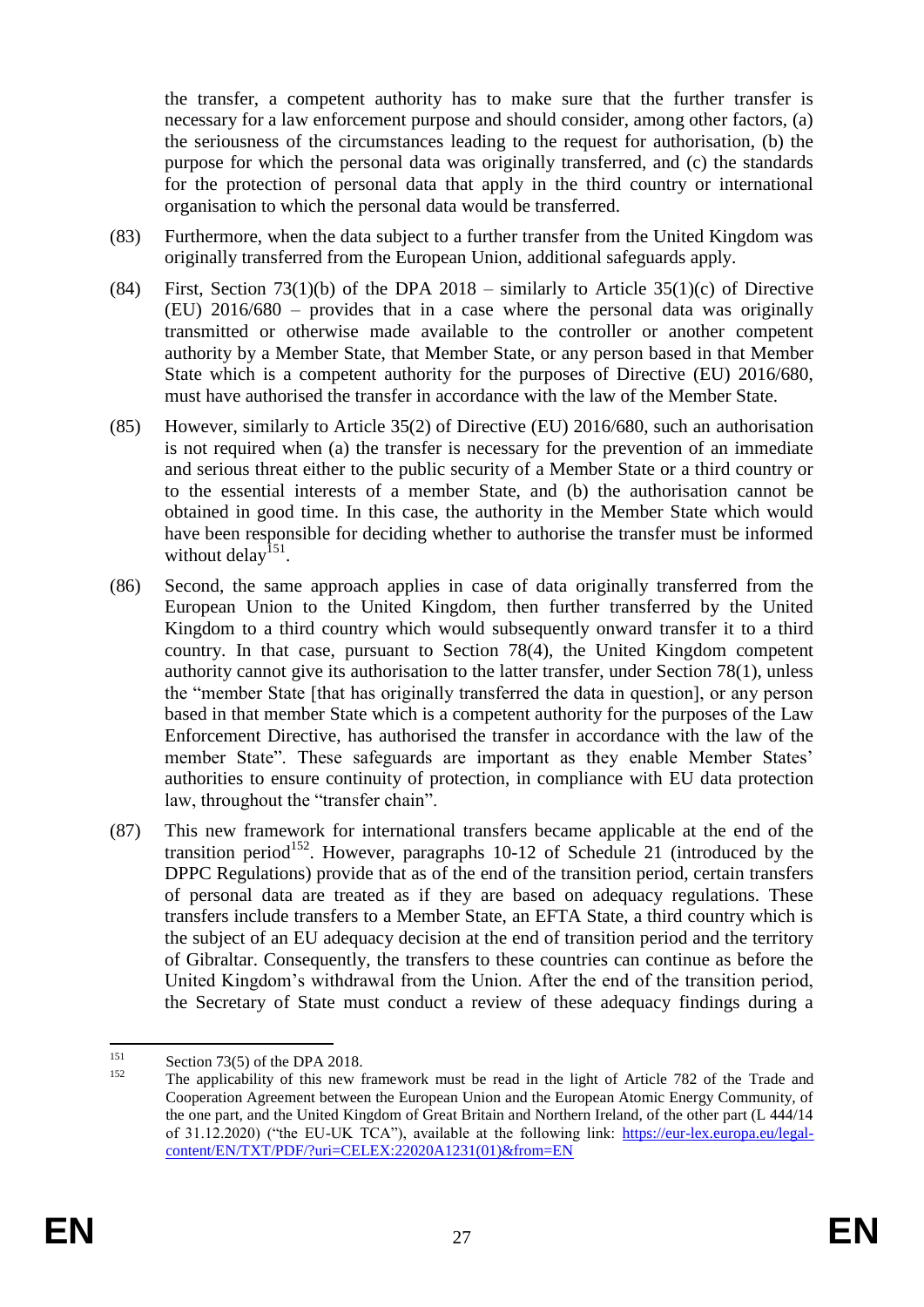the transfer, a competent authority has to make sure that the further transfer is necessary for a law enforcement purpose and should consider, among other factors, (a) the seriousness of the circumstances leading to the request for authorisation, (b) the purpose for which the personal data was originally transferred, and (c) the standards for the protection of personal data that apply in the third country or international organisation to which the personal data would be transferred.

(83) Furthermore, when the data subject to a further transfer from the United Kingdom was originally transferred from the European Union, additional safeguards apply.

(84) First, Section 73(1)(b) of the DPA 2018 – similarly to Article 35(1)(c) of Directive (EU) 2016/680 – provides that in a case where the personal data was originally transmitted or otherwise made available to the controller or another competent authority by a Member State, that Member State, or any person based in that Member State which is a competent authority for the purposes of Directive (EU) 2016/680, must have authorised the transfer in accordance with the law of the Member State.

(85) However, similarly to Article 35(2) of Directive (EU) 2016/680, such an authorisation is not required when (a) the transfer is necessary for the prevention of an immediate and serious threat either to the public security of a Member State or a third country or to the essential interests of a member State, and (b) the authorisation cannot be obtained in good time. In this case, the authority in the Member State which would have been responsible for deciding whether to authorise the transfer must be informed without delay[151].

(86) Second, the same approach applies in case of data originally transferred from the European Union to the United Kingdom, then further transferred by the United Kingdom to a third country which would subsequently onward transfer it to a third country. In that case, pursuant to Section 78(4), the United Kingdom competent authority cannot give its authorisation to the latter transfer, under Section 78(1), unless the "member State [that has originally transferred the data in question], or any person based in that member State which is a competent authority for the purposes of the Law Enforcement Directive, has authorised the transfer in accordance with the law of the member State". These safeguards are important as they enable Member States' authorities to ensure continuity of protection, in compliance with EU data protection law, throughout the "transfer chain".

(87) This new framework for international transfers became applicable at the end of the transition period[152]. However, paragraphs 10-12 of Schedule 21 (introduced by the DPPC Regulations) provide that as of the end of the transition period, certain transfers of personal data are treated as if they are based on adequacy regulations. These transfers include transfers to a Member State, an EFTA State, a third country which is the subject of an EU adequacy decision at the end of transition period and the territory of Gibraltar. Consequently, the transfers to these countries can continue as before the United Kingdom's withdrawal from the Union. After the end of the transition period, the Secretary of State must conduct a review of these adequacy findings during a

---

[151] Section 73(5) of the DPA 2018.

[152] The applicability of this new framework must be read in the light of Article 782 of the Trade and Cooperation Agreement between the European Union and the European Atomic Energy Community, of the one part, and the United Kingdom of Great Britain and Northern Ireland, of the other part (L 444/14 of 31.12.2020) ("the EU-UK TCA"), available at the following link: https://eur-lex.europa.eu/legal-content/EN/TXT/PDF/?uri=CELEX:22020A1231(01)&from=EN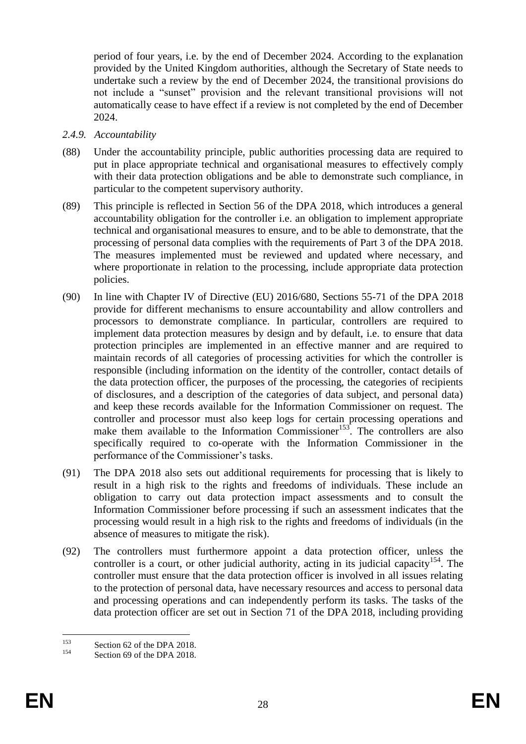period of four years, i.e. by the end of December 2024. According to the explanation provided by the United Kingdom authorities, although the Secretary of State needs to undertake such a review by the end of December 2024, the transitional provisions do not include a "sunset" provision and the relevant transitional provisions will not automatically cease to have effect if a review is not completed by the end of December 2024.

### 2.4.9. *Accountability*

(88) Under the accountability principle, public authorities processing data are required to put in place appropriate technical and organisational measures to effectively comply with their data protection obligations and be able to demonstrate such compliance, in particular to the competent supervisory authority.

(89) This principle is reflected in Section 56 of the DPA 2018, which introduces a general accountability obligation for the controller i.e. an obligation to implement appropriate technical and organisational measures to ensure, and to be able to demonstrate, that the processing of personal data complies with the requirements of Part 3 of the DPA 2018. The measures implemented must be reviewed and updated where necessary, and where proportionate in relation to the processing, include appropriate data protection policies.

(90) In line with Chapter IV of Directive (EU) 2016/680, Sections 55-71 of the DPA 2018 provide for different mechanisms to ensure accountability and allow controllers and processors to demonstrate compliance. In particular, controllers are required to implement data protection measures by design and by default, i.e. to ensure that data protection principles are implemented in an effective manner and are required to maintain records of all categories of processing activities for which the controller is responsible (including information on the identity of the controller, contact details of the data protection officer, the purposes of the processing, the categories of recipients of disclosures, and a description of the categories of data subject, and personal data) and keep these records available for the Information Commissioner on request. The controller and processor must also keep logs for certain processing operations and make them available to the Information Commissioner[153]. The controllers are also specifically required to co-operate with the Information Commissioner in the performance of the Commissioner's tasks.

(91) The DPA 2018 also sets out additional requirements for processing that is likely to result in a high risk to the rights and freedoms of individuals. These include an obligation to carry out data protection impact assessments and to consult the Information Commissioner before processing if such an assessment indicates that the processing would result in a high risk to the rights and freedoms of individuals (in the absence of measures to mitigate the risk).

(92) The controllers must furthermore appoint a data protection officer, unless the controller is a court, or other judicial authority, acting in its judicial capacity[154]. The controller must ensure that the data protection officer is involved in all issues relating to the protection of personal data, have necessary resources and access to personal data and processing operations and can independently perform its tasks. The tasks of the data protection officer are set out in Section 71 of the DPA 2018, including providing

---

[153] Section 62 of the DPA 2018.

[154] Section 69 of the DPA 2018.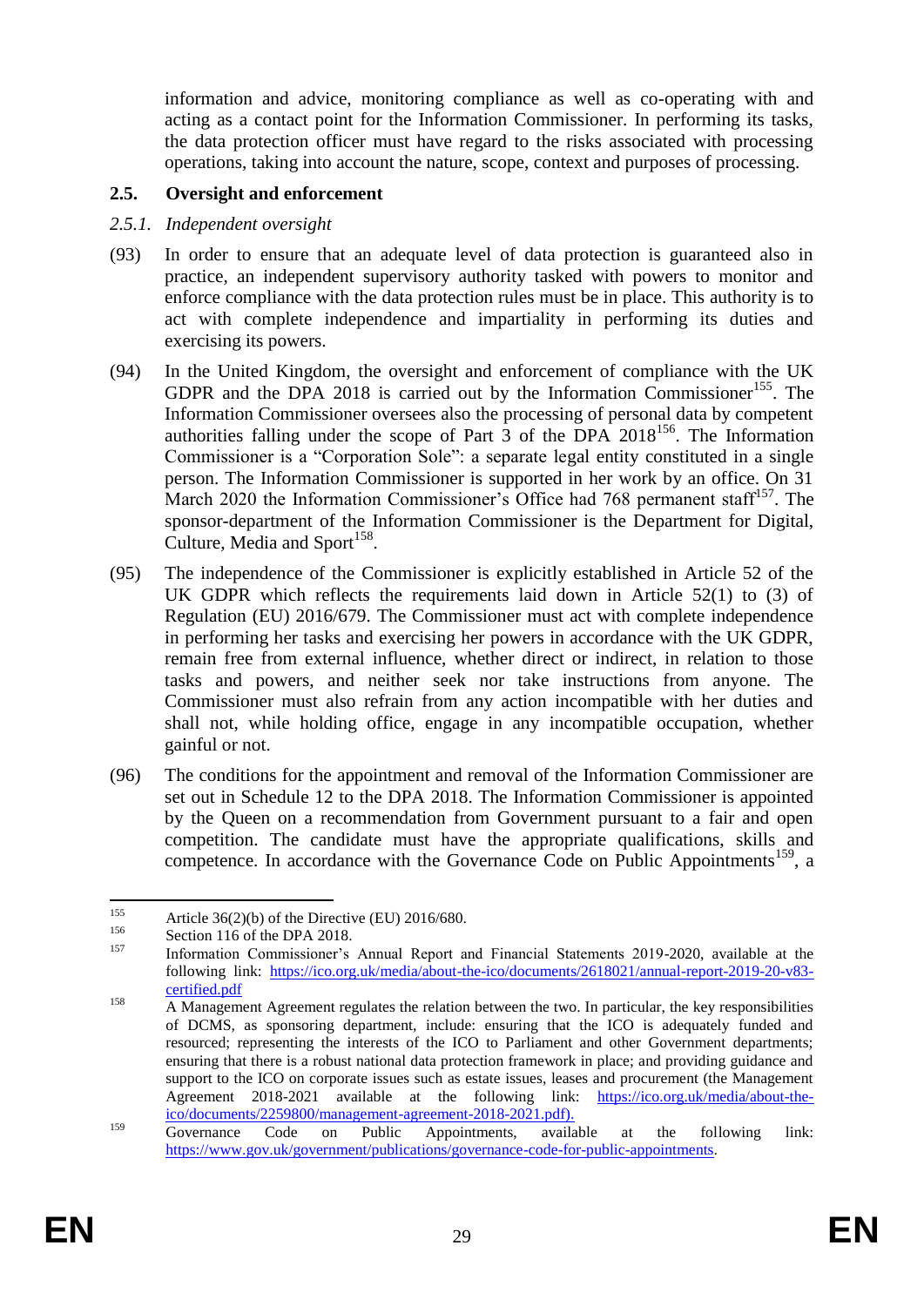information and advice, monitoring compliance as well as co-operating with and acting as a contact point for the Information Commissioner. In performing its tasks, the data protection officer must have regard to the risks associated with processing operations, taking into account the nature, scope, context and purposes of processing.

## 2.5. Oversight and enforcement

### *2.5.1. Independent oversight*

(93) In order to ensure that an adequate level of data protection is guaranteed also in practice, an independent supervisory authority tasked with powers to monitor and enforce compliance with the data protection rules must be in place. This authority is to act with complete independence and impartiality in performing its duties and exercising its powers.

(94) In the United Kingdom, the oversight and enforcement of compliance with the UK GDPR and the DPA 2018 is carried out by the Information Commissioner[155]. The Information Commissioner oversees also the processing of personal data by competent authorities falling under the scope of Part 3 of the DPA 2018[156]. The Information Commissioner is a "Corporation Sole": a separate legal entity constituted in a single person. The Information Commissioner is supported in her work by an office. On 31 March 2020 the Information Commissioner's Office had 768 permanent staff[157]. The sponsor-department of the Information Commissioner is the Department for Digital, Culture, Media and Sport[158].

(95) The independence of the Commissioner is explicitly established in Article 52 of the UK GDPR which reflects the requirements laid down in Article 52(1) to (3) of Regulation (EU) 2016/679. The Commissioner must act with complete independence in performing her tasks and exercising her powers in accordance with the UK GDPR, remain free from external influence, whether direct or indirect, in relation to those tasks and powers, and neither seek nor take instructions from anyone. The Commissioner must also refrain from any action incompatible with her duties and shall not, while holding office, engage in any incompatible occupation, whether gainful or not.

(96) The conditions for the appointment and removal of the Information Commissioner are set out in Schedule 12 to the DPA 2018. The Information Commissioner is appointed by the Queen on a recommendation from Government pursuant to a fair and open competition. The candidate must have the appropriate qualifications, skills and competence. In accordance with the Governance Code on Public Appointments[159], a

---

[155] Article 36(2)(b) of the Directive (EU) 2016/680.

[156] Section 116 of the DPA 2018.

[157] Information Commissioner's Annual Report and Financial Statements 2019-2020, available at the following link: https://ico.org.uk/media/about-the-ico/documents/2618021/annual-report-2019-20-v83-certified.pdf

[158] A Management Agreement regulates the relation between the two. In particular, the key responsibilities of DCMS, as sponsoring department, include: ensuring that the ICO is adequately funded and resourced; representing the interests of the ICO to Parliament and other Government departments; ensuring that there is a robust national data protection framework in place; and providing guidance and support to the ICO on corporate issues such as estate issues, leases and procurement (the Management Agreement 2018-2021 available at the following link: https://ico.org.uk/media/about-the-ico/documents/2259800/management-agreement-2018-2021.pdf).

[159] Governance Code on Public Appointments, available at the following link: https://www.gov.uk/government/publications/governance-code-for-public-appointments.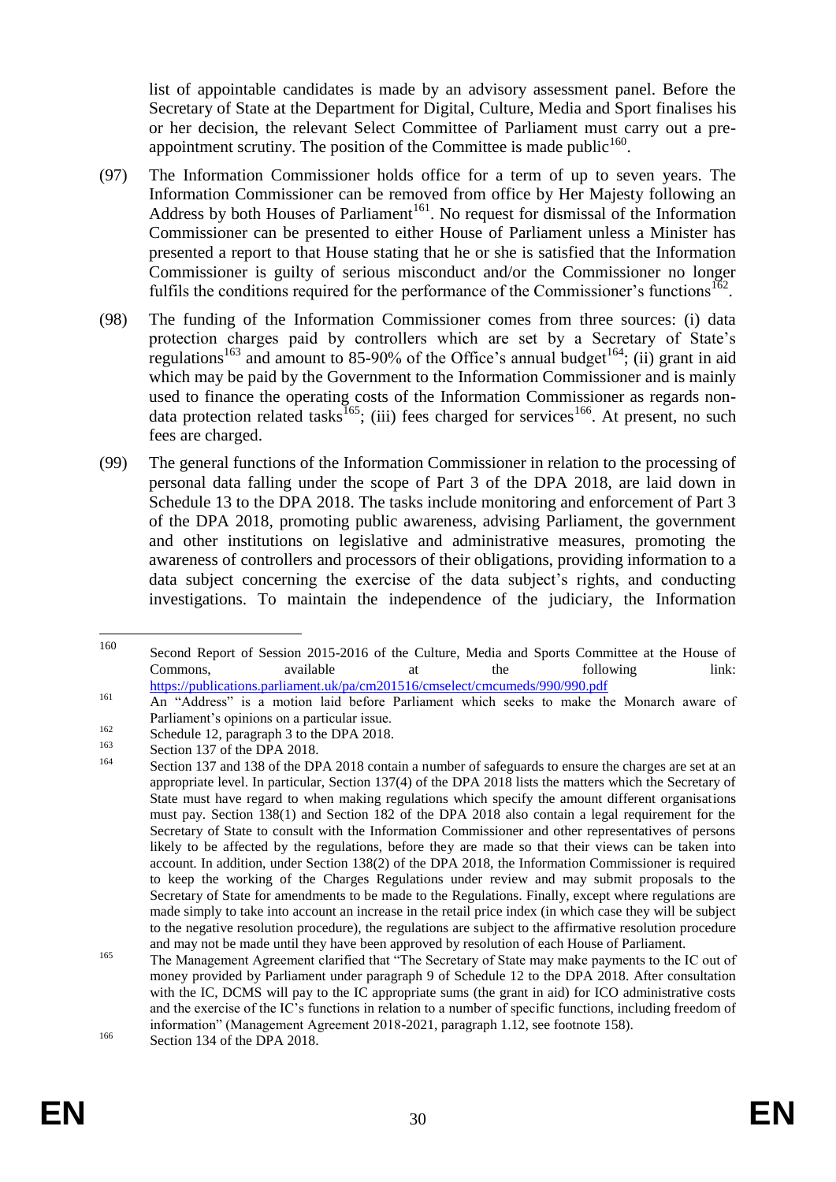list of appointable candidates is made by an advisory assessment panel. Before the Secretary of State at the Department for Digital, Culture, Media and Sport finalises his or her decision, the relevant Select Committee of Parliament must carry out a pre-appointment scrutiny. The position of the Committee is made public[160].

(97) The Information Commissioner holds office for a term of up to seven years. The Information Commissioner can be removed from office by Her Majesty following an Address by both Houses of Parliament[161]. No request for dismissal of the Information Commissioner can be presented to either House of Parliament unless a Minister has presented a report to that House stating that he or she is satisfied that the Information Commissioner is guilty of serious misconduct and/or the Commissioner no longer fulfils the conditions required for the performance of the Commissioner's functions[162].

(98) The funding of the Information Commissioner comes from three sources: (i) data protection charges paid by controllers which are set by a Secretary of State's regulations[163] and amount to 85-90% of the Office's annual budget[164]; (ii) grant in aid which may be paid by the Government to the Information Commissioner and is mainly used to finance the operating costs of the Information Commissioner as regards non-data protection related tasks[165]; (iii) fees charged for services[166]. At present, no such fees are charged.

(99) The general functions of the Information Commissioner in relation to the processing of personal data falling under the scope of Part 3 of the DPA 2018, are laid down in Schedule 13 to the DPA 2018. The tasks include monitoring and enforcement of Part 3 of the DPA 2018, promoting public awareness, advising Parliament, the government and other institutions on legislative and administrative measures, promoting the awareness of controllers and processors of their obligations, providing information to a data subject concerning the exercise of the data subject's rights, and conducting investigations. To maintain the independence of the judiciary, the Information

---

[160] Second Report of Session 2015-2016 of the Culture, Media and Sports Committee at the House of Commons, available at the following link: https://publications.parliament.uk/pa/cm201516/cmselect/cmcumeds/990/990.pdf

[161] An "Address" is a motion laid before Parliament which seeks to make the Monarch aware of Parliament's opinions on a particular issue.

[162] Schedule 12, paragraph 3 to the DPA 2018.

[163] Section 137 of the DPA 2018.

[164] Section 137 and 138 of the DPA 2018 contain a number of safeguards to ensure the charges are set at an appropriate level. In particular, Section 137(4) of the DPA 2018 lists the matters which the Secretary of State must have regard to when making regulations which specify the amount different organisations must pay. Section 138(1) and Section 182 of the DPA 2018 also contain a legal requirement for the Secretary of State to consult with the Information Commissioner and other representatives of persons likely to be affected by the regulations, before they are made so that their views can be taken into account. In addition, under Section 138(2) of the DPA 2018, the Information Commissioner is required to keep the working of the Charges Regulations under review and may submit proposals to the Secretary of State for amendments to be made to the Regulations. Finally, except where regulations are made simply to take into account an increase in the retail price index (in which case they will be subject to the negative resolution procedure), the regulations are subject to the affirmative resolution procedure and may not be made until they have been approved by resolution of each House of Parliament.

[165] The Management Agreement clarified that "The Secretary of State may make payments to the IC out of money provided by Parliament under paragraph 9 of Schedule 12 to the DPA 2018. After consultation with the IC, DCMS will pay to the IC appropriate sums (the grant in aid) for ICO administrative costs and the exercise of the IC's functions in relation to a number of specific functions, including freedom of information" (Management Agreement 2018-2021, paragraph 1.12, see footnote 158).

[166] Section 134 of the DPA 2018.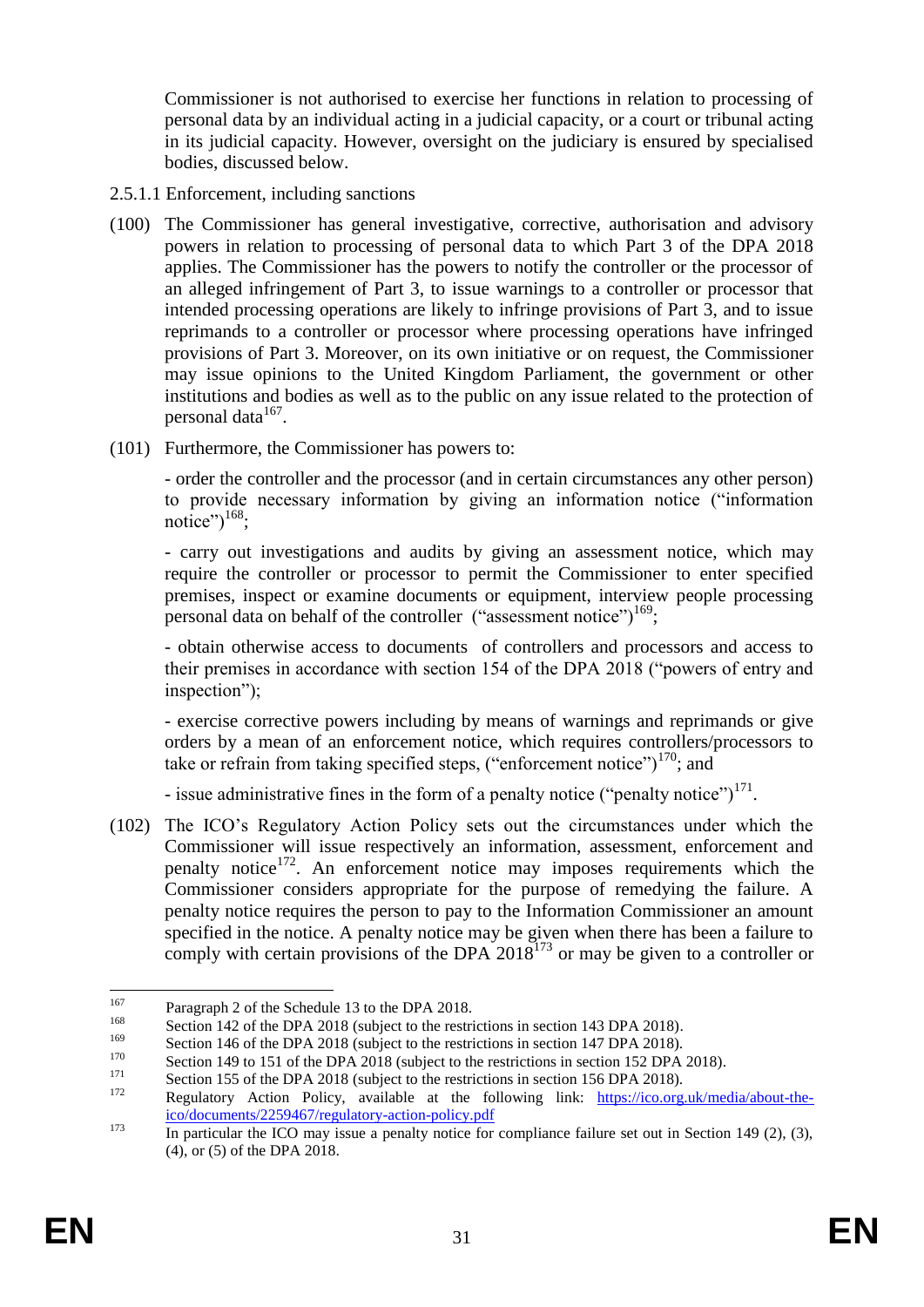Commissioner is not authorised to exercise her functions in relation to processing of personal data by an individual acting in a judicial capacity, or a court or tribunal acting in its judicial capacity. However, oversight on the judiciary is ensured by specialised bodies, discussed below.

#### 2.5.1.1 Enforcement, including sanctions

(100) The Commissioner has general investigative, corrective, authorisation and advisory powers in relation to processing of personal data to which Part 3 of the DPA 2018 applies. The Commissioner has the powers to notify the controller or the processor of an alleged infringement of Part 3, to issue warnings to a controller or processor that intended processing operations are likely to infringe provisions of Part 3, and to issue reprimands to a controller or processor where processing operations have infringed provisions of Part 3. Moreover, on its own initiative or on request, the Commissioner may issue opinions to the United Kingdom Parliament, the government or other institutions and bodies as well as to the public on any issue related to the protection of personal data[167].

(101) Furthermore, the Commissioner has powers to:

- order the controller and the processor (and in certain circumstances any other person) to provide necessary information by giving an information notice ("information notice")[168];

- carry out investigations and audits by giving an assessment notice, which may require the controller or processor to permit the Commissioner to enter specified premises, inspect or examine documents or equipment, interview people processing personal data on behalf of the controller ("assessment notice")[169];

- obtain otherwise access to documents of controllers and processors and access to their premises in accordance with section 154 of the DPA 2018 ("powers of entry and inspection");

- exercise corrective powers including by means of warnings and reprimands or give orders by a mean of an enforcement notice, which requires controllers/processors to take or refrain from taking specified steps, ("enforcement notice")[170]; and

- issue administrative fines in the form of a penalty notice ("penalty notice")[171].

(102) The ICO's Regulatory Action Policy sets out the circumstances under which the Commissioner will issue respectively an information, assessment, enforcement and penalty notice[172]. An enforcement notice may imposes requirements which the Commissioner considers appropriate for the purpose of remedying the failure. A penalty notice requires the person to pay to the Information Commissioner an amount specified in the notice. A penalty notice may be given when there has been a failure to comply with certain provisions of the DPA 2018[173] or may be given to a controller or

---

[167] Paragraph 2 of the Schedule 13 to the DPA 2018.

[168] Section 142 of the DPA 2018 (subject to the restrictions in section 143 DPA 2018).

[169] Section 146 of the DPA 2018 (subject to the restrictions in section 147 DPA 2018).

[170] Section 149 to 151 of the DPA 2018 (subject to the restrictions in section 152 DPA 2018).

[171] Section 155 of the DPA 2018 (subject to the restrictions in section 156 DPA 2018).

[172] Regulatory Action Policy, available at the following link: https://ico.org.uk/media/about-the-ico/documents/2259467/regulatory-action-policy.pdf

[173] In particular the ICO may issue a penalty notice for compliance failure set out in Section 149 (2), (3), (4), or (5) of the DPA 2018.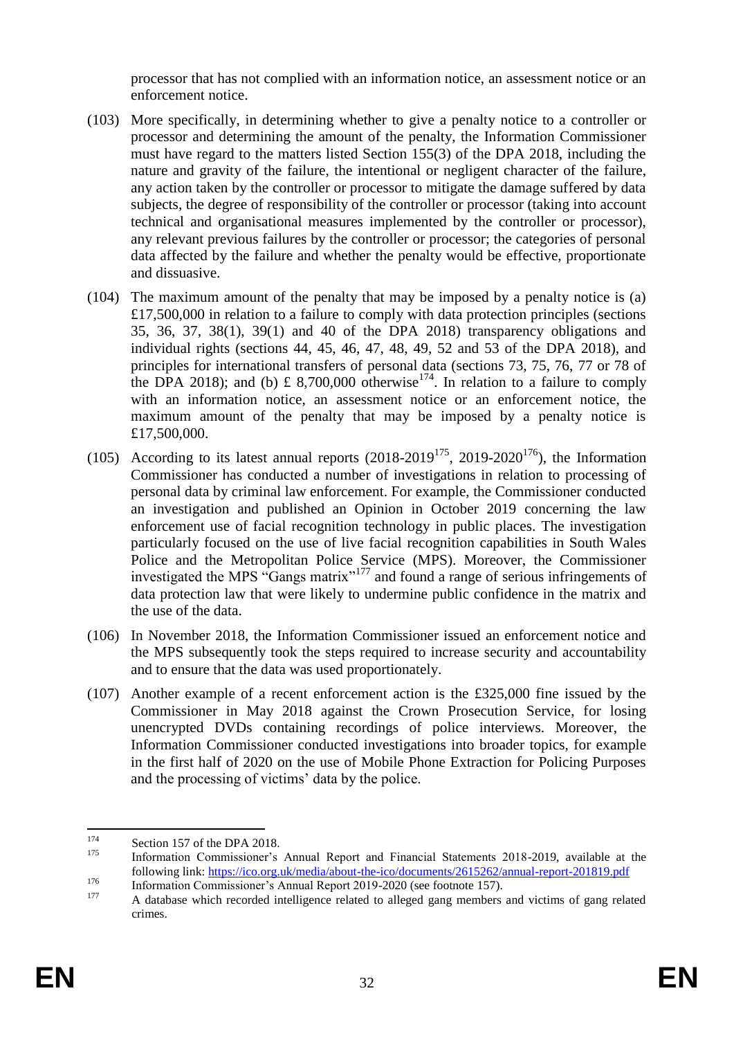processor that has not complied with an information notice, an assessment notice or an enforcement notice.

(103) More specifically, in determining whether to give a penalty notice to a controller or processor and determining the amount of the penalty, the Information Commissioner must have regard to the matters listed Section 155(3) of the DPA 2018, including the nature and gravity of the failure, the intentional or negligent character of the failure, any action taken by the controller or processor to mitigate the damage suffered by data subjects, the degree of responsibility of the controller or processor (taking into account technical and organisational measures implemented by the controller or processor), any relevant previous failures by the controller or processor; the categories of personal data affected by the failure and whether the penalty would be effective, proportionate and dissuasive.

(104) The maximum amount of the penalty that may be imposed by a penalty notice is (a) £17,500,000 in relation to a failure to comply with data protection principles (sections 35, 36, 37, 38(1), 39(1) and 40 of the DPA 2018) transparency obligations and individual rights (sections 44, 45, 46, 47, 48, 49, 52 and 53 of the DPA 2018), and principles for international transfers of personal data (sections 73, 75, 76, 77 or 78 of the DPA 2018); and (b) £ 8,700,000 otherwise[174]. In relation to a failure to comply with an information notice, an assessment notice or an enforcement notice, the maximum amount of the penalty that may be imposed by a penalty notice is £17,500,000.

(105) According to its latest annual reports (2018-2019[175], 2019-2020[176]), the Information Commissioner has conducted a number of investigations in relation to processing of personal data by criminal law enforcement. For example, the Commissioner conducted an investigation and published an Opinion in October 2019 concerning the law enforcement use of facial recognition technology in public places. The investigation particularly focused on the use of live facial recognition capabilities in South Wales Police and the Metropolitan Police Service (MPS). Moreover, the Commissioner investigated the MPS "Gangs matrix"[177] and found a range of serious infringements of data protection law that were likely to undermine public confidence in the matrix and the use of the data.

(106) In November 2018, the Information Commissioner issued an enforcement notice and the MPS subsequently took the steps required to increase security and accountability and to ensure that the data was used proportionately.

(107) Another example of a recent enforcement action is the £325,000 fine issued by the Commissioner in May 2018 against the Crown Prosecution Service, for losing unencrypted DVDs containing recordings of police interviews. Moreover, the Information Commissioner conducted investigations into broader topics, for example in the first half of 2020 on the use of Mobile Phone Extraction for Policing Purposes and the processing of victims' data by the police.

---

[174] Section 157 of the DPA 2018.

[175] Information Commissioner's Annual Report and Financial Statements 2018-2019, available at the following link: https://ico.org.uk/media/about-the-ico/documents/2615262/annual-report-201819.pdf

[176] Information Commissioner's Annual Report 2019-2020 (see footnote 157).

[177] A database which recorded intelligence related to alleged gang members and victims of gang related crimes.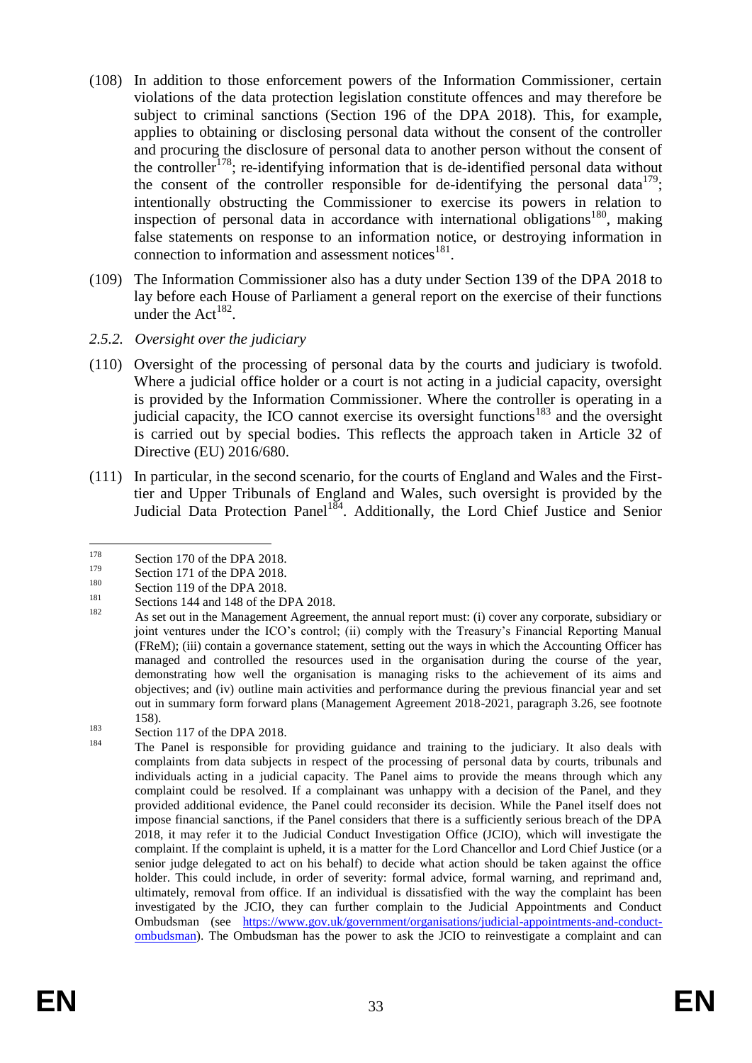(108) In addition to those enforcement powers of the Information Commissioner, certain violations of the data protection legislation constitute offences and may therefore be subject to criminal sanctions (Section 196 of the DPA 2018). This, for example, applies to obtaining or disclosing personal data without the consent of the controller and procuring the disclosure of personal data to another person without the consent of the controller[178]; re-identifying information that is de-identified personal data without the consent of the controller responsible for de-identifying the personal data[179]; intentionally obstructing the Commissioner to exercise its powers in relation to inspection of personal data in accordance with international obligations[180], making false statements on response to an information notice, or destroying information in connection to information and assessment notices[181].

(109) The Information Commissioner also has a duty under Section 139 of the DPA 2018 to lay before each House of Parliament a general report on the exercise of their functions under the Act[182].

*2.5.2. Oversight over the judiciary*

(110) Oversight of the processing of personal data by the courts and judiciary is twofold. Where a judicial office holder or a court is not acting in a judicial capacity, oversight is provided by the Information Commissioner. Where the controller is operating in a judicial capacity, the ICO cannot exercise its oversight functions[183] and the oversight is carried out by special bodies. This reflects the approach taken in Article 32 of Directive (EU) 2016/680.

(111) In particular, in the second scenario, for the courts of England and Wales and the First-tier and Upper Tribunals of England and Wales, such oversight is provided by the Judicial Data Protection Panel[184]. Additionally, the Lord Chief Justice and Senior

---

[178] Section 170 of the DPA 2018.

[179] Section 171 of the DPA 2018.

[180] Section 119 of the DPA 2018.

[181] Sections 144 and 148 of the DPA 2018.

[182] As set out in the Management Agreement, the annual report must: (i) cover any corporate, subsidiary or joint ventures under the ICO's control; (ii) comply with the Treasury's Financial Reporting Manual (FReM); (iii) contain a governance statement, setting out the ways in which the Accounting Officer has managed and controlled the resources used in the organisation during the course of the year, demonstrating how well the organisation is managing risks to the achievement of its aims and objectives; and (iv) outline main activities and performance during the previous financial year and set out in summary form forward plans (Management Agreement 2018-2021, paragraph 3.26, see footnote 158).

[183] Section 117 of the DPA 2018.

[184] The Panel is responsible for providing guidance and training to the judiciary. It also deals with complaints from data subjects in respect of the processing of personal data by courts, tribunals and individuals acting in a judicial capacity. The Panel aims to provide the means through which any complaint could be resolved. If a complainant was unhappy with a decision of the Panel, and they provided additional evidence, the Panel could reconsider its decision. While the Panel itself does not impose financial sanctions, if the Panel considers that there is a sufficiently serious breach of the DPA 2018, it may refer it to the Judicial Conduct Investigation Office (JCIO), which will investigate the complaint. If the complaint is upheld, it is a matter for the Lord Chancellor and Lord Chief Justice (or a senior judge delegated to act on his behalf) to decide what action should be taken against the office holder. This could include, in order of severity: formal advice, formal warning, and reprimand and, ultimately, removal from office. If an individual is dissatisfied with the way the complaint has been investigated by the JCIO, they can further complain to the Judicial Appointments and Conduct Ombudsman (see https://www.gov.uk/government/organisations/judicial-appointments-and-conduct-ombudsman). The Ombudsman has the power to ask the JCIO to reinvestigate a complaint and can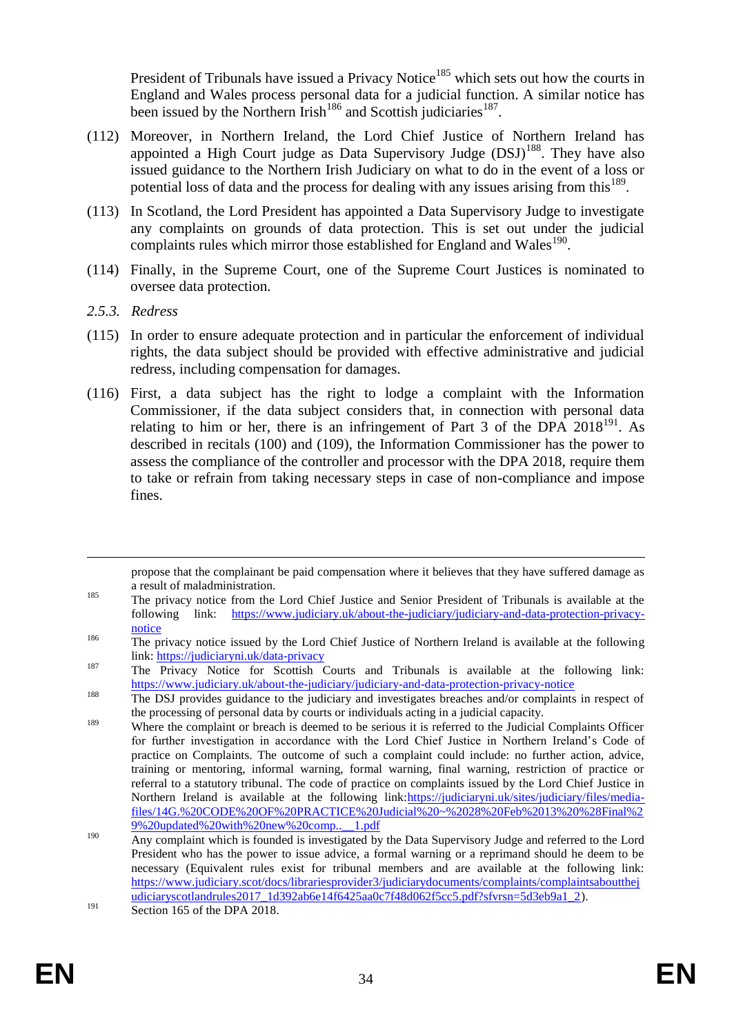President of Tribunals have issued a Privacy Notice[185] which sets out how the courts in England and Wales process personal data for a judicial function. A similar notice has been issued by the Northern Irish[186] and Scottish judiciaries[187].

(112) Moreover, in Northern Ireland, the Lord Chief Justice of Northern Ireland has appointed a High Court judge as Data Supervisory Judge (DSJ)[188]. They have also issued guidance to the Northern Irish Judiciary on what to do in the event of a loss or potential loss of data and the process for dealing with any issues arising from this[189].

(113) In Scotland, the Lord President has appointed a Data Supervisory Judge to investigate any complaints on grounds of data protection. This is set out under the judicial complaints rules which mirror those established for England and Wales[190].

(114) Finally, in the Supreme Court, one of the Supreme Court Justices is nominated to oversee data protection.

### *2.5.3. Redress*

(115) In order to ensure adequate protection and in particular the enforcement of individual rights, the data subject should be provided with effective administrative and judicial redress, including compensation for damages.

(116) First, a data subject has the right to lodge a complaint with the Information Commissioner, if the data subject considers that, in connection with personal data relating to him or her, there is an infringement of Part 3 of the DPA 2018[191]. As described in recitals (100) and (109), the Information Commissioner has the power to assess the compliance of the controller and processor with the DPA 2018, require them to take or refrain from taking necessary steps in case of non-compliance and impose fines.

---

propose that the complainant be paid compensation where it believes that they have suffered damage as a result of maladministration.

[185] The privacy notice from the Lord Chief Justice and Senior President of Tribunals is available at the following link: https://www.judiciary.uk/about-the-judiciary/judiciary-and-data-protection-privacy-notice

[186] The privacy notice issued by the Lord Chief Justice of Northern Ireland is available at the following link: https://judiciaryni.uk/data-privacy

[187] The Privacy Notice for Scottish Courts and Tribunals is available at the following link: https://www.judiciary.uk/about-the-judiciary/judiciary-and-data-protection-privacy-notice

[188] The DSJ provides guidance to the judiciary and investigates breaches and/or complaints in respect of the processing of personal data by courts or individuals acting in a judicial capacity.

[189] Where the complaint or breach is deemed to be serious it is referred to the Judicial Complaints Officer for further investigation in accordance with the Lord Chief Justice in Northern Ireland's Code of practice on Complaints. The outcome of such a complaint could include: no further action, advice, training or mentoring, informal warning, formal warning, final warning, restriction of practice or referral to a statutory tribunal. The code of practice on complaints issued by the Lord Chief Justice in Northern Ireland is available at the following link:https://judiciaryni.uk/sites/judiciary/files/media-files/14G.%20CODE%20OF%20PRACTICE%20Judicial%20~%2028%20Feb%2013%20%28Final%29%20updated%20with%20new%20comp..__1.pdf

[190] Any complaint which is founded is investigated by the Data Supervisory Judge and referred to the Lord President who has the power to issue advice, a formal warning or a reprimand should he deem to be necessary (Equivalent rules exist for tribunal members and are available at the following link: https://www.judiciary.scot/docs/librariesprovider3/judiciarydocuments/complaints/complaintsaboutthejudiciaryscotlandrules2017_1d392ab6e14f6425aa0c7f48d062f5cc5.pdf?sfvrsn=5d3eb9a1_2).

[191] Section 165 of the DPA 2018.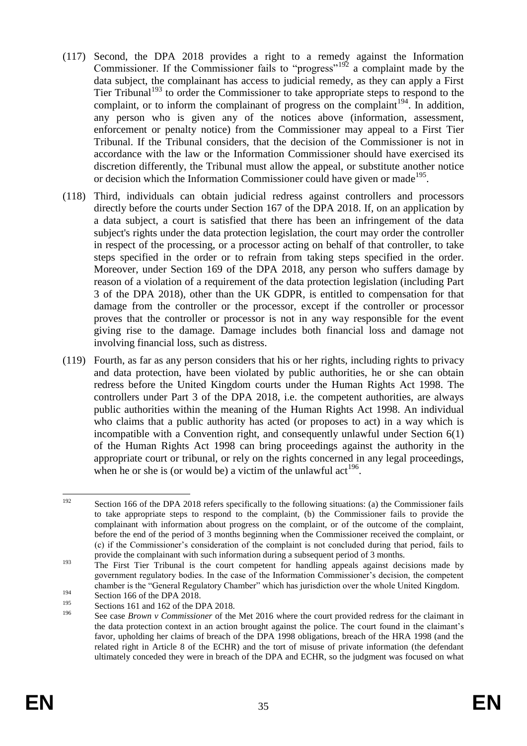(117) Second, the DPA 2018 provides a right to a remedy against the Information Commissioner. If the Commissioner fails to "progress"[192] a complaint made by the data subject, the complainant has access to judicial remedy, as they can apply a First Tier Tribunal[193] to order the Commissioner to take appropriate steps to respond to the complaint, or to inform the complainant of progress on the complaint[194]. In addition, any person who is given any of the notices above (information, assessment, enforcement or penalty notice) from the Commissioner may appeal to a First Tier Tribunal. If the Tribunal considers, that the decision of the Commissioner is not in accordance with the law or the Information Commissioner should have exercised its discretion differently, the Tribunal must allow the appeal, or substitute another notice or decision which the Information Commissioner could have given or made[195].

(118) Third, individuals can obtain judicial redress against controllers and processors directly before the courts under Section 167 of the DPA 2018. If, on an application by a data subject, a court is satisfied that there has been an infringement of the data subject's rights under the data protection legislation, the court may order the controller in respect of the processing, or a processor acting on behalf of that controller, to take steps specified in the order or to refrain from taking steps specified in the order. Moreover, under Section 169 of the DPA 2018, any person who suffers damage by reason of a violation of a requirement of the data protection legislation (including Part 3 of the DPA 2018), other than the UK GDPR, is entitled to compensation for that damage from the controller or the processor, except if the controller or processor proves that the controller or processor is not in any way responsible for the event giving rise to the damage. Damage includes both financial loss and damage not involving financial loss, such as distress.

(119) Fourth, as far as any person considers that his or her rights, including rights to privacy and data protection, have been violated by public authorities, he or she can obtain redress before the United Kingdom courts under the Human Rights Act 1998. The controllers under Part 3 of the DPA 2018, i.e. the competent authorities, are always public authorities within the meaning of the Human Rights Act 1998. An individual who claims that a public authority has acted (or proposes to act) in a way which is incompatible with a Convention right, and consequently unlawful under Section 6(1) of the Human Rights Act 1998 can bring proceedings against the authority in the appropriate court or tribunal, or rely on the rights concerned in any legal proceedings, when he or she is (or would be) a victim of the unlawful act[196].

---

[192] Section 166 of the DPA 2018 refers specifically to the following situations: (a) the Commissioner fails to take appropriate steps to respond to the complaint, (b) the Commissioner fails to provide the complainant with information about progress on the complaint, or of the outcome of the complaint, before the end of the period of 3 months beginning when the Commissioner received the complaint, or (c) if the Commissioner's consideration of the complaint is not concluded during that period, fails to provide the complainant with such information during a subsequent period of 3 months.

[193] The First Tier Tribunal is the court competent for handling appeals against decisions made by government regulatory bodies. In the case of the Information Commissioner's decision, the competent chamber is the "General Regulatory Chamber" which has jurisdiction over the whole United Kingdom.

[194] Section 166 of the DPA 2018.

[195] Sections 161 and 162 of the DPA 2018.

[196] See case *Brown v Commissioner* of the Met 2016 where the court provided redress for the claimant in the data protection context in an action brought against the police. The court found in the claimant's favor, upholding her claims of breach of the DPA 1998 obligations, breach of the HRA 1998 (and the related right in Article 8 of the ECHR) and the tort of misuse of private information (the defendant ultimately conceded they were in breach of the DPA and ECHR, so the judgment was focused on what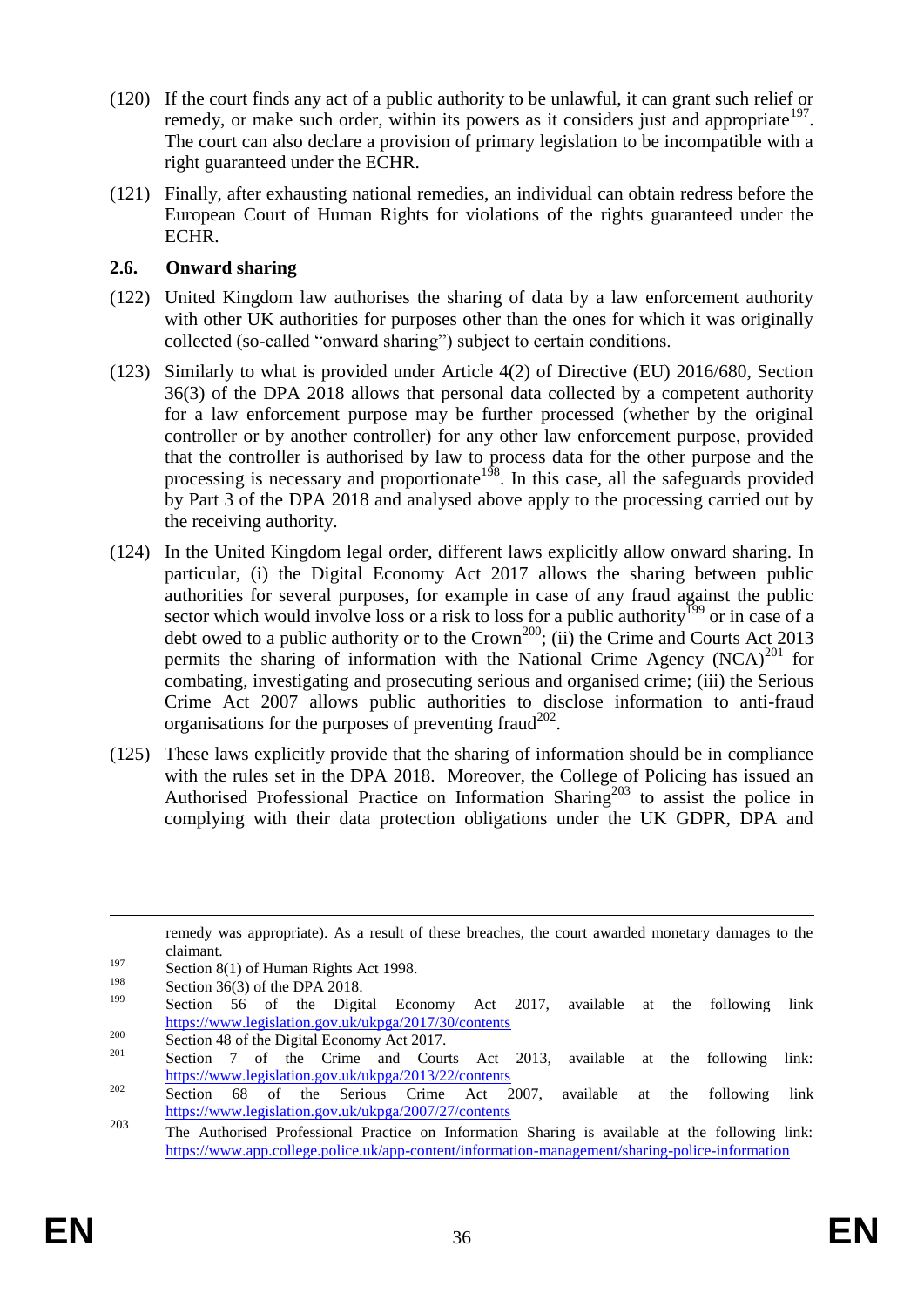(120) If the court finds any act of a public authority to be unlawful, it can grant such relief or remedy, or make such order, within its powers as it considers just and appropriate[197]. The court can also declare a provision of primary legislation to be incompatible with a right guaranteed under the ECHR.

(121) Finally, after exhausting national remedies, an individual can obtain redress before the European Court of Human Rights for violations of the rights guaranteed under the ECHR.

### 2.6. Onward sharing

(122) United Kingdom law authorises the sharing of data by a law enforcement authority with other UK authorities for purposes other than the ones for which it was originally collected (so-called "onward sharing") subject to certain conditions.

(123) Similarly to what is provided under Article 4(2) of Directive (EU) 2016/680, Section 36(3) of the DPA 2018 allows that personal data collected by a competent authority for a law enforcement purpose may be further processed (whether by the original controller or by another controller) for any other law enforcement purpose, provided that the controller is authorised by law to process data for the other purpose and the processing is necessary and proportionate[198]. In this case, all the safeguards provided by Part 3 of the DPA 2018 and analysed above apply to the processing carried out by the receiving authority.

(124) In the United Kingdom legal order, different laws explicitly allow onward sharing. In particular, (i) the Digital Economy Act 2017 allows the sharing between public authorities for several purposes, for example in case of any fraud against the public sector which would involve loss or a risk to loss for a public authority[199] or in case of a debt owed to a public authority or to the Crown[200]; (ii) the Crime and Courts Act 2013 permits the sharing of information with the National Crime Agency (NCA)[201] for combating, investigating and prosecuting serious and organised crime; (iii) the Serious Crime Act 2007 allows public authorities to disclose information to anti-fraud organisations for the purposes of preventing fraud[202].

(125) These laws explicitly provide that the sharing of information should be in compliance with the rules set in the DPA 2018. Moreover, the College of Policing has issued an Authorised Professional Practice on Information Sharing[203] to assist the police in complying with their data protection obligations under the UK GDPR, DPA and

---

remedy was appropriate). As a result of these breaches, the court awarded monetary damages to the claimant.

[197] Section 8(1) of Human Rights Act 1998.

[198] Section 36(3) of the DPA 2018.

[199] Section 56 of the Digital Economy Act 2017, available at the following link https://www.legislation.gov.uk/ukpga/2017/30/contents

[200] Section 48 of the Digital Economy Act 2017.

[201] Section 7 of the Crime and Courts Act 2013, available at the following link: https://www.legislation.gov.uk/ukpga/2013/22/contents

[202] Section 68 of the Serious Crime Act 2007, available at the following link https://www.legislation.gov.uk/ukpga/2007/27/contents

[203] The Authorised Professional Practice on Information Sharing is available at the following link: https://www.app.college.police.uk/app-content/information-management/sharing-police-information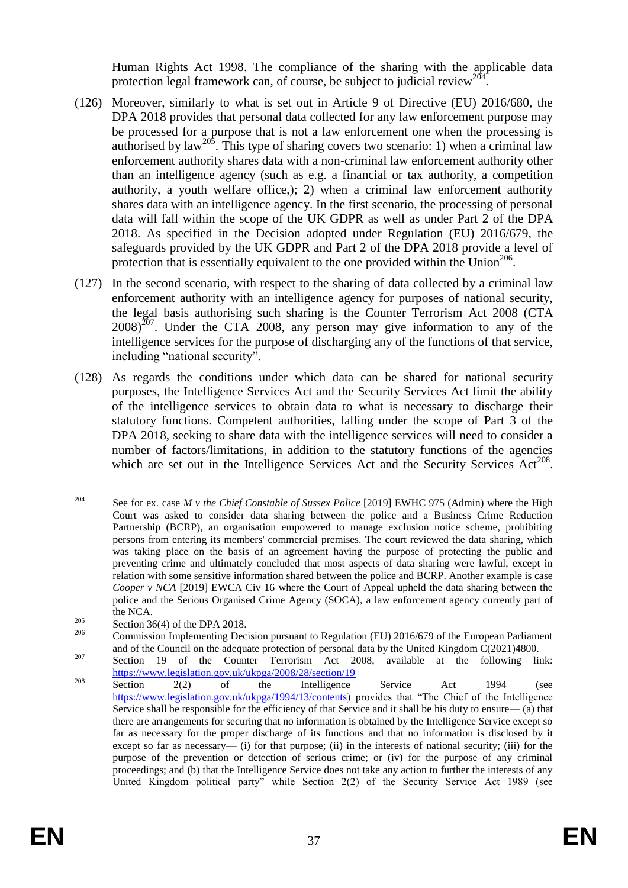Human Rights Act 1998. The compliance of the sharing with the applicable data protection legal framework can, of course, be subject to judicial review[204].

(126) Moreover, similarly to what is set out in Article 9 of Directive (EU) 2016/680, the DPA 2018 provides that personal data collected for any law enforcement purpose may be processed for a purpose that is not a law enforcement one when the processing is authorised by law[205]. This type of sharing covers two scenario: 1) when a criminal law enforcement authority shares data with a non-criminal law enforcement authority other than an intelligence agency (such as e.g. a financial or tax authority, a competition authority, a youth welfare office,); 2) when a criminal law enforcement authority shares data with an intelligence agency. In the first scenario, the processing of personal data will fall within the scope of the UK GDPR as well as under Part 2 of the DPA 2018. As specified in the Decision adopted under Regulation (EU) 2016/679, the safeguards provided by the UK GDPR and Part 2 of the DPA 2018 provide a level of protection that is essentially equivalent to the one provided within the Union[206].

(127) In the second scenario, with respect to the sharing of data collected by a criminal law enforcement authority with an intelligence agency for purposes of national security, the legal basis authorising such sharing is the Counter Terrorism Act 2008 (CTA 2008)[207]. Under the CTA 2008, any person may give information to any of the intelligence services for the purpose of discharging any of the functions of that service, including "national security".

(128) As regards the conditions under which data can be shared for national security purposes, the Intelligence Services Act and the Security Services Act limit the ability of the intelligence services to obtain data to what is necessary to discharge their statutory functions. Competent authorities, falling under the scope of Part 3 of the DPA 2018, seeking to share data with the intelligence services will need to consider a number of factors/limitations, in addition to the statutory functions of the agencies which are set out in the Intelligence Services Act and the Security Services Act[208].

---

[204] See for ex. case *M v the Chief Constable of Sussex Police* [2019] EWHC 975 (Admin) where the High Court was asked to consider data sharing between the police and a Business Crime Reduction Partnership (BCRP), an organisation empowered to manage exclusion notice scheme, prohibiting persons from entering its members' commercial premises. The court reviewed the data sharing, which was taking place on the basis of an agreement having the purpose of protecting the public and preventing crime and ultimately concluded that most aspects of data sharing were lawful, except in relation with some sensitive information shared between the police and BCRP. Another example is case *Cooper v NCA* [2019] EWCA Civ 16 where the Court of Appeal upheld the data sharing between the police and the Serious Organised Crime Agency (SOCA), a law enforcement agency currently part of the NCA.

[205] Section 36(4) of the DPA 2018.

[206] Commission Implementing Decision pursuant to Regulation (EU) 2016/679 of the European Parliament and of the Council on the adequate protection of personal data by the United Kingdom C(2021)4800.

[207] Section 19 of the Counter Terrorism Act 2008, available at the following link: https://www.legislation.gov.uk/ukpga/2008/28/section/19

[208] Section 2(2) of the Intelligence Service Act 1994 (see https://www.legislation.gov.uk/ukpga/1994/13/contents) provides that "The Chief of the Intelligence Service shall be responsible for the efficiency of that Service and it shall be his duty to ensure— (a) that there are arrangements for securing that no information is obtained by the Intelligence Service except so far as necessary for the proper discharge of its functions and that no information is disclosed by it except so far as necessary— (i) for that purpose; (ii) in the interests of national security; (iii) for the purpose of the prevention or detection of serious crime; or (iv) for the purpose of any criminal proceedings; and (b) that the Intelligence Service does not take any action to further the interests of any United Kingdom political party" while Section 2(2) of the Security Service Act 1989 (see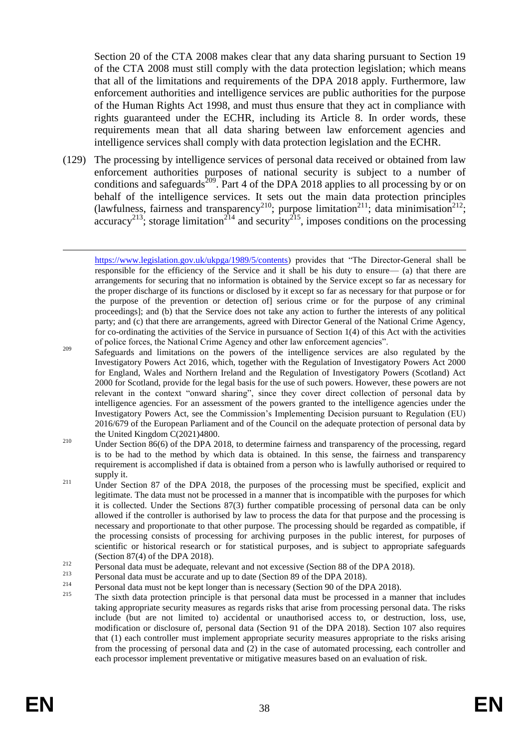Section 20 of the CTA 2008 makes clear that any data sharing pursuant to Section 19 of the CTA 2008 must still comply with the data protection legislation; which means that all of the limitations and requirements of the DPA 2018 apply. Furthermore, law enforcement authorities and intelligence services are public authorities for the purpose of the Human Rights Act 1998, and must thus ensure that they act in compliance with rights guaranteed under the ECHR, including its Article 8. In order words, these requirements mean that all data sharing between law enforcement agencies and intelligence services shall comply with data protection legislation and the ECHR.

(129) The processing by intelligence services of personal data received or obtained from law enforcement authorities purposes of national security is subject to a number of conditions and safeguards[209]. Part 4 of the DPA 2018 applies to all processing by or on behalf of the intelligence services. It sets out the main data protection principles (lawfulness, fairness and transparency[210]; purpose limitation[211]; data minimisation[212]; accuracy[213]; storage limitation[214] and security[215], imposes conditions on the processing

---

https://www.legislation.gov.uk/ukpga/1989/5/contents) provides that "The Director-General shall be responsible for the efficiency of the Service and it shall be his duty to ensure— (a) that there are arrangements for securing that no information is obtained by the Service except so far as necessary for the proper discharge of its functions or disclosed by it except so far as necessary for that purpose or for the purpose of the prevention or detection of] serious crime or for the purpose of any criminal proceedings]; and (b) that the Service does not take any action to further the interests of any political party; and (c) that there are arrangements, agreed with Director General of the National Crime Agency, for co-ordinating the activities of the Service in pursuance of Section 1(4) of this Act with the activities of police forces, the National Crime Agency and other law enforcement agencies".

[209] Safeguards and limitations on the powers of the intelligence services are also regulated by the Investigatory Powers Act 2016, which, together with the Regulation of Investigatory Powers Act 2000 for England, Wales and Northern Ireland and the Regulation of Investigatory Powers (Scotland) Act 2000 for Scotland, provide for the legal basis for the use of such powers. However, these powers are not relevant in the context "onward sharing", since they cover direct collection of personal data by intelligence agencies. For an assessment of the powers granted to the intelligence agencies under the Investigatory Powers Act, see the Commission's Implementing Decision pursuant to Regulation (EU) 2016/679 of the European Parliament and of the Council on the adequate protection of personal data by the United Kingdom C(2021)4800.

[210] Under Section 86(6) of the DPA 2018, to determine fairness and transparency of the processing, regard is to be had to the method by which data is obtained. In this sense, the fairness and transparency requirement is accomplished if data is obtained from a person who is lawfully authorised or required to supply it.

[211] Under Section 87 of the DPA 2018, the purposes of the processing must be specified, explicit and legitimate. The data must not be processed in a manner that is incompatible with the purposes for which it is collected. Under the Sections 87(3) further compatible processing of personal data can be only allowed if the controller is authorised by law to process the data for that purpose and the processing is necessary and proportionate to that other purpose. The processing should be regarded as compatible, if the processing consists of processing for archiving purposes in the public interest, for purposes of scientific or historical research or for statistical purposes, and is subject to appropriate safeguards (Section 87(4) of the DPA 2018).

[212] Personal data must be adequate, relevant and not excessive (Section 88 of the DPA 2018).

[213] Personal data must be accurate and up to date (Section 89 of the DPA 2018).

[214] Personal data must not be kept longer than is necessary (Section 90 of the DPA 2018).

[215] The sixth data protection principle is that personal data must be processed in a manner that includes taking appropriate security measures as regards risks that arise from processing personal data. The risks include (but are not limited to) accidental or unauthorised access to, or destruction, loss, use, modification or disclosure of, personal data (Section 91 of the DPA 2018). Section 107 also requires that (1) each controller must implement appropriate security measures appropriate to the risks arising from the processing of personal data and (2) in the case of automated processing, each controller and each processor implement preventative or mitigative measures based on an evaluation of risk.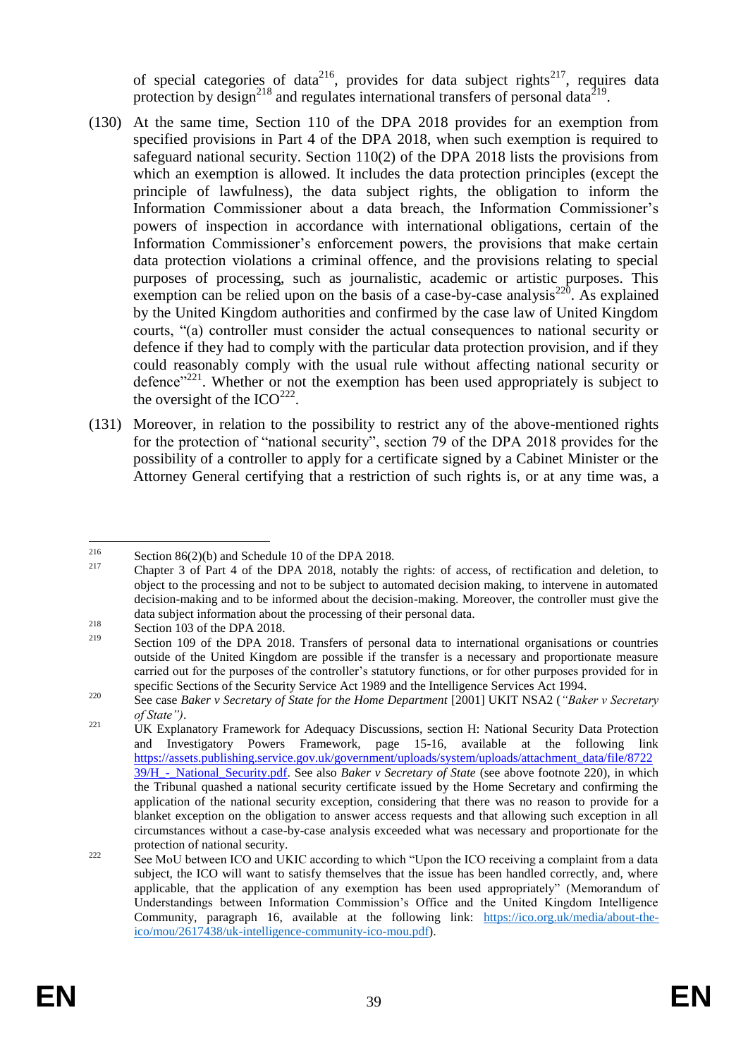of special categories of data[216], provides for data subject rights[217], requires data protection by design[218] and regulates international transfers of personal data[219].

(130) At the same time, Section 110 of the DPA 2018 provides for an exemption from specified provisions in Part 4 of the DPA 2018, when such exemption is required to safeguard national security. Section 110(2) of the DPA 2018 lists the provisions from which an exemption is allowed. It includes the data protection principles (except the principle of lawfulness), the data subject rights, the obligation to inform the Information Commissioner about a data breach, the Information Commissioner's powers of inspection in accordance with international obligations, certain of the Information Commissioner's enforcement powers, the provisions that make certain data protection violations a criminal offence, and the provisions relating to special purposes of processing, such as journalistic, academic or artistic purposes. This exemption can be relied upon on the basis of a case-by-case analysis[220]. As explained by the United Kingdom authorities and confirmed by the case law of United Kingdom courts, "(a) controller must consider the actual consequences to national security or defence if they had to comply with the particular data protection provision, and if they could reasonably comply with the usual rule without affecting national security or defence"[221]. Whether or not the exemption has been used appropriately is subject to the oversight of the ICO[222].

(131) Moreover, in relation to the possibility to restrict any of the above-mentioned rights for the protection of "national security", section 79 of the DPA 2018 provides for the possibility of a controller to apply for a certificate signed by a Cabinet Minister or the Attorney General certifying that a restriction of such rights is, or at any time was, a

---

[216] Section 86(2)(b) and Schedule 10 of the DPA 2018.

[217] Chapter 3 of Part 4 of the DPA 2018, notably the rights: of access, of rectification and deletion, to object to the processing and not to be subject to automated decision making, to intervene in automated decision-making and to be informed about the decision-making. Moreover, the controller must give the data subject information about the processing of their personal data.

[218] Section 103 of the DPA 2018.

[219] Section 109 of the DPA 2018. Transfers of personal data to international organisations or countries outside of the United Kingdom are possible if the transfer is a necessary and proportionate measure carried out for the purposes of the controller's statutory functions, or for other purposes provided for in specific Sections of the Security Service Act 1989 and the Intelligence Services Act 1994.

[220] See case *Baker v Secretary of State for the Home Department* [2001] UKIT NSA2 (*"Baker v Secretary of State")*.

[221] UK Explanatory Framework for Adequacy Discussions, section H: National Security Data Protection and Investigatory Powers Framework, page 15-16, available at the following link https://assets.publishing.service.gov.uk/government/uploads/system/uploads/attachment_data/file/872239/H_-_National_Security.pdf. See also *Baker v Secretary of State* (see above footnote 220), in which the Tribunal quashed a national security certificate issued by the Home Secretary and confirming the application of the national security exception, considering that there was no reason to provide for a blanket exception on the obligation to answer access requests and that allowing such exception in all circumstances without a case-by-case analysis exceeded what was necessary and proportionate for the protection of national security.

[222] See MoU between ICO and UKIC according to which "Upon the ICO receiving a complaint from a data subject, the ICO will want to satisfy themselves that the issue has been handled correctly, and, where applicable, that the application of any exemption has been used appropriately" (Memorandum of Understandings between Information Commission's Office and the United Kingdom Intelligence Community, paragraph 16, available at the following link: https://ico.org.uk/media/about-the-ico/mou/2617438/uk-intelligence-community-ico-mou.pdf).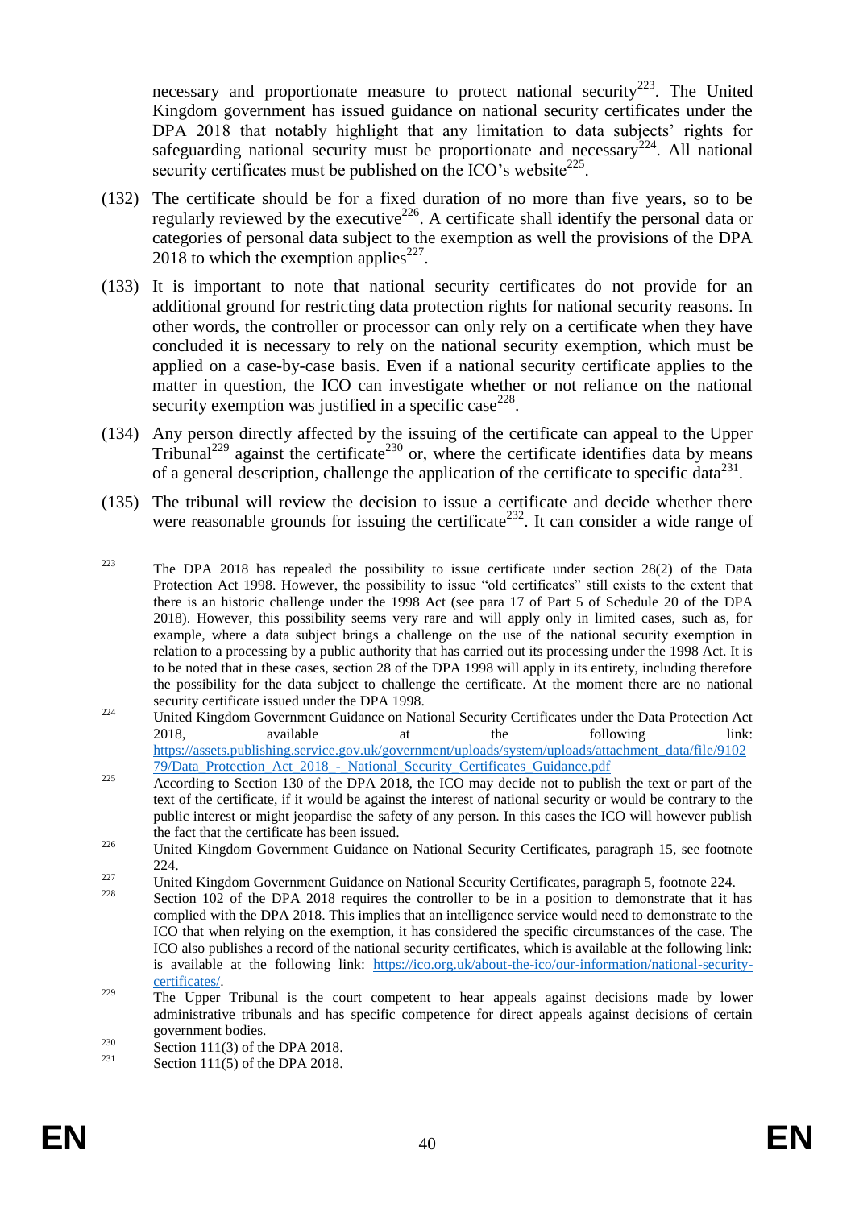necessary and proportionate measure to protect national security[223]. The United Kingdom government has issued guidance on national security certificates under the DPA 2018 that notably highlight that any limitation to data subjects' rights for safeguarding national security must be proportionate and necessary[224]. All national security certificates must be published on the ICO's website[225].

(132) The certificate should be for a fixed duration of no more than five years, so to be regularly reviewed by the executive[226]. A certificate shall identify the personal data or categories of personal data subject to the exemption as well the provisions of the DPA 2018 to which the exemption applies[227].

(133) It is important to note that national security certificates do not provide for an additional ground for restricting data protection rights for national security reasons. In other words, the controller or processor can only rely on a certificate when they have concluded it is necessary to rely on the national security exemption, which must be applied on a case-by-case basis. Even if a national security certificate applies to the matter in question, the ICO can investigate whether or not reliance on the national security exemption was justified in a specific case[228].

(134) Any person directly affected by the issuing of the certificate can appeal to the Upper Tribunal[229] against the certificate[230] or, where the certificate identifies data by means of a general description, challenge the application of the certificate to specific data[231].

(135) The tribunal will review the decision to issue a certificate and decide whether there were reasonable grounds for issuing the certificate[232]. It can consider a wide range of

---

[223] The DPA 2018 has repealed the possibility to issue certificate under section 28(2) of the Data Protection Act 1998. However, the possibility to issue "old certificates" still exists to the extent that there is an historic challenge under the 1998 Act (see para 17 of Part 5 of Schedule 20 of the DPA 2018). However, this possibility seems very rare and will apply only in limited cases, such as, for example, where a data subject brings a challenge on the use of the national security exemption in relation to a processing by a public authority that has carried out its processing under the 1998 Act. It is to be noted that in these cases, section 28 of the DPA 1998 will apply in its entirety, including therefore the possibility for the data subject to challenge the certificate. At the moment there are no national security certificate issued under the DPA 1998.

[224] United Kingdom Government Guidance on National Security Certificates under the Data Protection Act 2018, available at the following link: https://assets.publishing.service.gov.uk/government/uploads/system/uploads/attachment_data/file/910279/Data_Protection_Act_2018_-_National_Security_Certificates_Guidance.pdf

[225] According to Section 130 of the DPA 2018, the ICO may decide not to publish the text or part of the text of the certificate, if it would be against the interest of national security or would be contrary to the public interest or might jeopardise the safety of any person. In this cases the ICO will however publish the fact that the certificate has been issued.

[226] United Kingdom Government Guidance on National Security Certificates, paragraph 15, see footnote 224.

[227] United Kingdom Government Guidance on National Security Certificates, paragraph 5, footnote 224.

[228] Section 102 of the DPA 2018 requires the controller to be in a position to demonstrate that it has complied with the DPA 2018. This implies that an intelligence service would need to demonstrate to the ICO that when relying on the exemption, it has considered the specific circumstances of the case. The ICO also publishes a record of the national security certificates, which is available at the following link: is available at the following link: https://ico.org.uk/about-the-ico/our-information/national-security-certificates/.

[229] The Upper Tribunal is the court competent to hear appeals against decisions made by lower administrative tribunals and has specific competence for direct appeals against decisions of certain government bodies.

[230] Section 111(3) of the DPA 2018.

[231] Section 111(5) of the DPA 2018.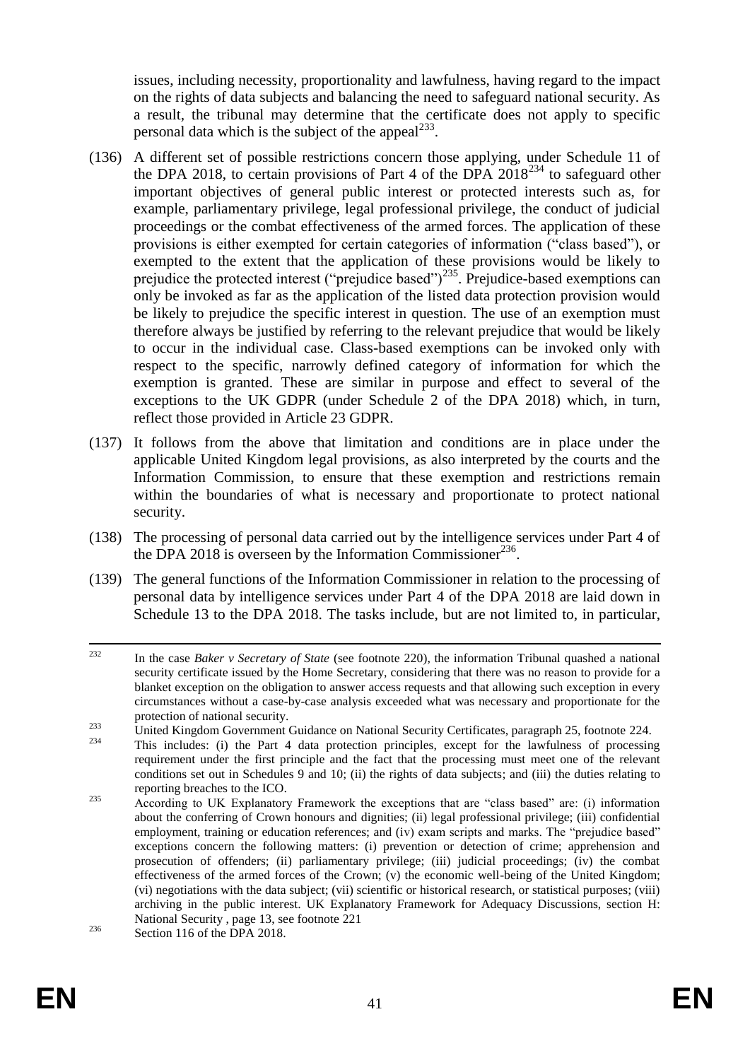issues, including necessity, proportionality and lawfulness, having regard to the impact on the rights of data subjects and balancing the need to safeguard national security. As a result, the tribunal may determine that the certificate does not apply to specific personal data which is the subject of the appeal[233].

(136) A different set of possible restrictions concern those applying, under Schedule 11 of the DPA 2018, to certain provisions of Part 4 of the DPA 2018[234] to safeguard other important objectives of general public interest or protected interests such as, for example, parliamentary privilege, legal professional privilege, the conduct of judicial proceedings or the combat effectiveness of the armed forces. The application of these provisions is either exempted for certain categories of information ("class based"), or exempted to the extent that the application of these provisions would be likely to prejudice the protected interest ("prejudice based")[235]. Prejudice-based exemptions can only be invoked as far as the application of the listed data protection provision would be likely to prejudice the specific interest in question. The use of an exemption must therefore always be justified by referring to the relevant prejudice that would be likely to occur in the individual case. Class-based exemptions can be invoked only with respect to the specific, narrowly defined category of information for which the exemption is granted. These are similar in purpose and effect to several of the exceptions to the UK GDPR (under Schedule 2 of the DPA 2018) which, in turn, reflect those provided in Article 23 GDPR.

(137) It follows from the above that limitation and conditions are in place under the applicable United Kingdom legal provisions, as also interpreted by the courts and the Information Commission, to ensure that these exemption and restrictions remain within the boundaries of what is necessary and proportionate to protect national security.

(138) The processing of personal data carried out by the intelligence services under Part 4 of the DPA 2018 is overseen by the Information Commissioner[236].

(139) The general functions of the Information Commissioner in relation to the processing of personal data by intelligence services under Part 4 of the DPA 2018 are laid down in Schedule 13 to the DPA 2018. The tasks include, but are not limited to, in particular,

---

[232] In the case *Baker v Secretary of State* (see footnote 220), the information Tribunal quashed a national security certificate issued by the Home Secretary, considering that there was no reason to provide for a blanket exception on the obligation to answer access requests and that allowing such exception in every circumstances without a case-by-case analysis exceeded what was necessary and proportionate for the protection of national security.

[233] United Kingdom Government Guidance on National Security Certificates, paragraph 25, footnote 224.

[234] This includes: (i) the Part 4 data protection principles, except for the lawfulness of processing requirement under the first principle and the fact that the processing must meet one of the relevant conditions set out in Schedules 9 and 10; (ii) the rights of data subjects; and (iii) the duties relating to reporting breaches to the ICO.

[235] According to UK Explanatory Framework the exceptions that are "class based" are: (i) information about the conferring of Crown honours and dignities; (ii) legal professional privilege; (iii) confidential employment, training or education references; and (iv) exam scripts and marks. The "prejudice based" exceptions concern the following matters: (i) prevention or detection of crime; apprehension and prosecution of offenders; (ii) parliamentary privilege; (iii) judicial proceedings; (iv) the combat effectiveness of the armed forces of the Crown; (v) the economic well-being of the United Kingdom; (vi) negotiations with the data subject; (vii) scientific or historical research, or statistical purposes; (viii) archiving in the public interest. UK Explanatory Framework for Adequacy Discussions, section H: National Security , page 13, see footnote 221

[236] Section 116 of the DPA 2018.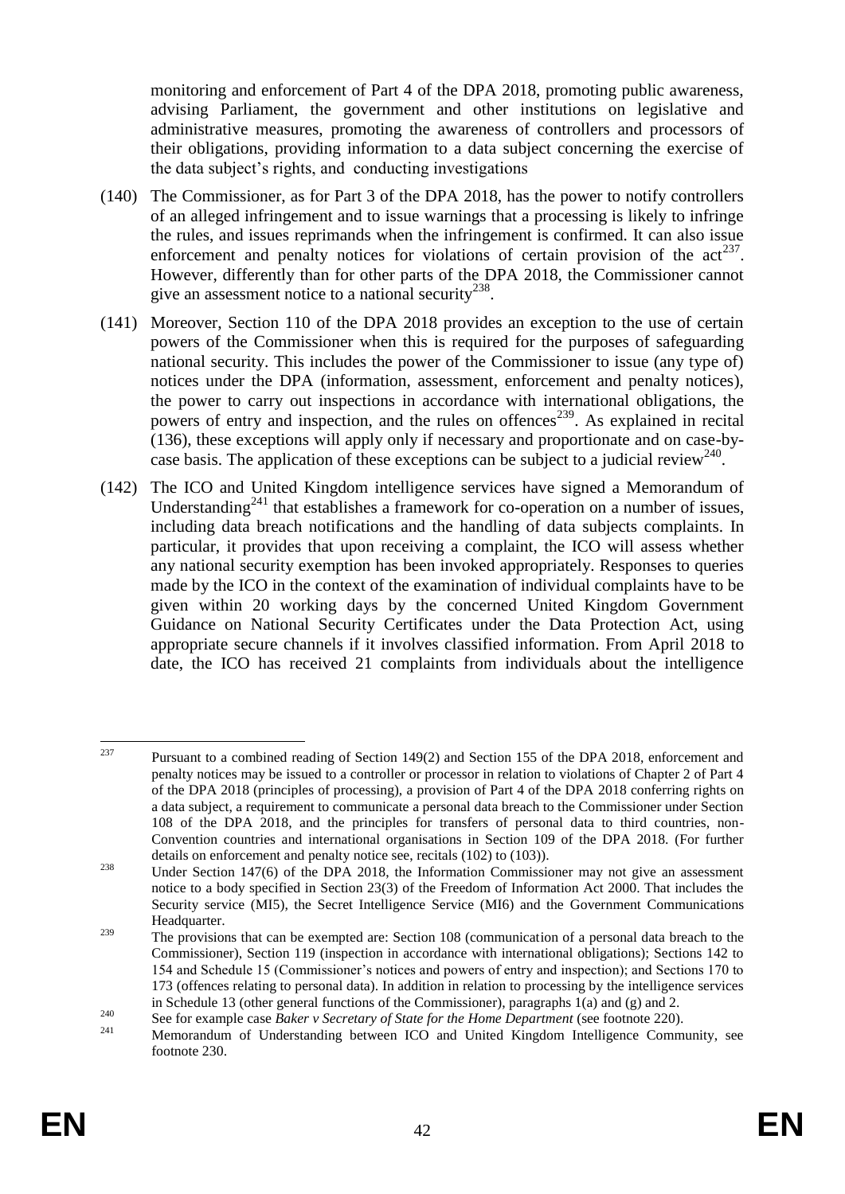monitoring and enforcement of Part 4 of the DPA 2018, promoting public awareness, advising Parliament, the government and other institutions on legislative and administrative measures, promoting the awareness of controllers and processors of their obligations, providing information to a data subject concerning the exercise of the data subject's rights, and conducting investigations

(140) The Commissioner, as for Part 3 of the DPA 2018, has the power to notify controllers of an alleged infringement and to issue warnings that a processing is likely to infringe the rules, and issues reprimands when the infringement is confirmed. It can also issue enforcement and penalty notices for violations of certain provision of the act[237]. However, differently than for other parts of the DPA 2018, the Commissioner cannot give an assessment notice to a national security[238].

(141) Moreover, Section 110 of the DPA 2018 provides an exception to the use of certain powers of the Commissioner when this is required for the purposes of safeguarding national security. This includes the power of the Commissioner to issue (any type of) notices under the DPA (information, assessment, enforcement and penalty notices), the power to carry out inspections in accordance with international obligations, the powers of entry and inspection, and the rules on offences[239]. As explained in recital (136), these exceptions will apply only if necessary and proportionate and on case-by-case basis. The application of these exceptions can be subject to a judicial review[240].

(142) The ICO and United Kingdom intelligence services have signed a Memorandum of Understanding[241] that establishes a framework for co-operation on a number of issues, including data breach notifications and the handling of data subjects complaints. In particular, it provides that upon receiving a complaint, the ICO will assess whether any national security exemption has been invoked appropriately. Responses to queries made by the ICO in the context of the examination of individual complaints have to be given within 20 working days by the concerned United Kingdom Government Guidance on National Security Certificates under the Data Protection Act, using appropriate secure channels if it involves classified information. From April 2018 to date, the ICO has received 21 complaints from individuals about the intelligence

---

[237] Pursuant to a combined reading of Section 149(2) and Section 155 of the DPA 2018, enforcement and penalty notices may be issued to a controller or processor in relation to violations of Chapter 2 of Part 4 of the DPA 2018 (principles of processing), a provision of Part 4 of the DPA 2018 conferring rights on a data subject, a requirement to communicate a personal data breach to the Commissioner under Section 108 of the DPA 2018, and the principles for transfers of personal data to third countries, non-Convention countries and international organisations in Section 109 of the DPA 2018. (For further details on enforcement and penalty notice see, recitals (102) to (103)).

[238] Under Section 147(6) of the DPA 2018, the Information Commissioner may not give an assessment notice to a body specified in Section 23(3) of the Freedom of Information Act 2000. That includes the Security service (MI5), the Secret Intelligence Service (MI6) and the Government Communications Headquarter.

[239] The provisions that can be exempted are: Section 108 (communication of a personal data breach to the Commissioner), Section 119 (inspection in accordance with international obligations); Sections 142 to 154 and Schedule 15 (Commissioner's notices and powers of entry and inspection); and Sections 170 to 173 (offences relating to personal data). In addition in relation to processing by the intelligence services in Schedule 13 (other general functions of the Commissioner), paragraphs 1(a) and (g) and 2.

[240] See for example case *Baker v Secretary of State for the Home Department* (see footnote 220).

[241] Memorandum of Understanding between ICO and United Kingdom Intelligence Community, see footnote 230.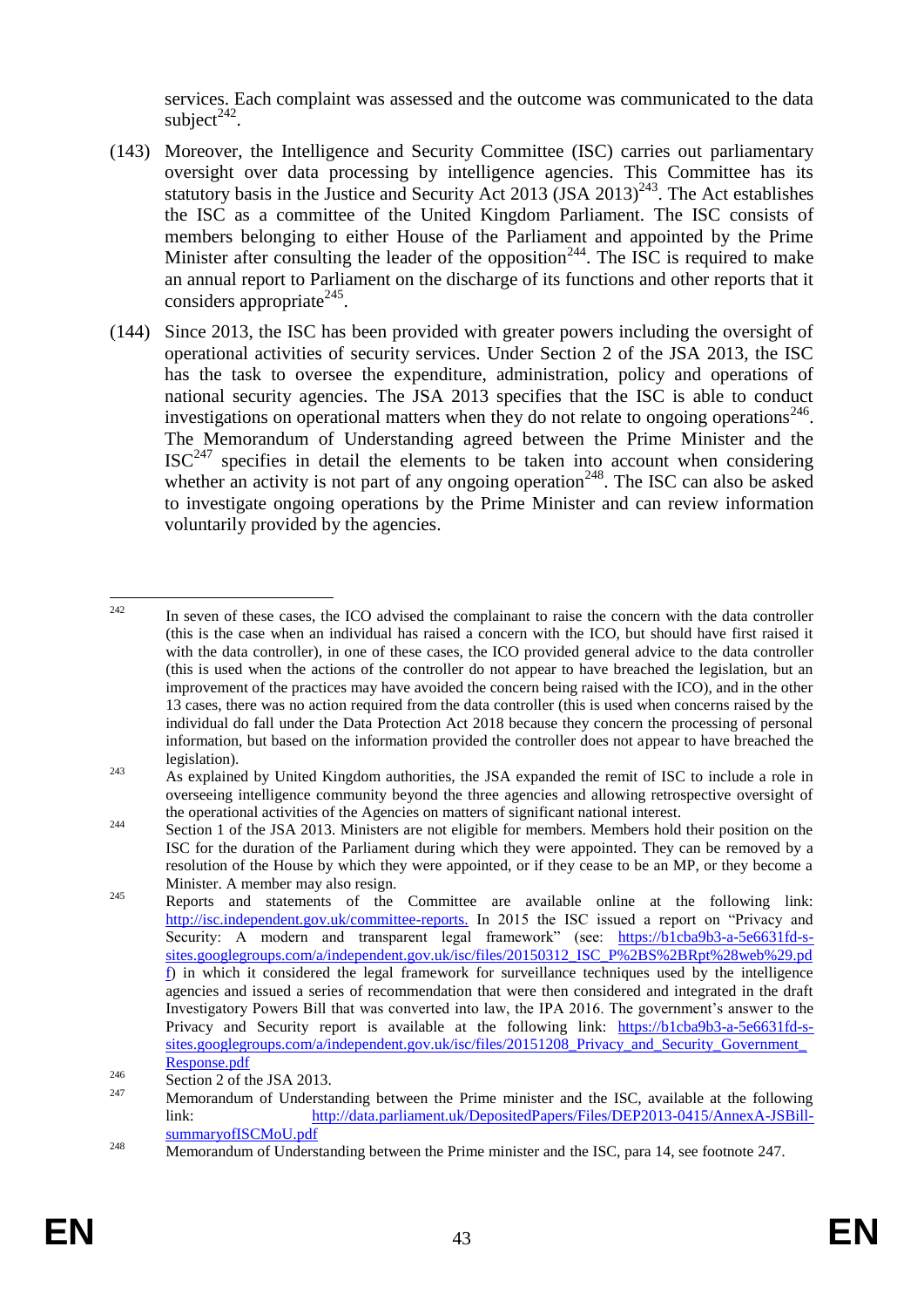services. Each complaint was assessed and the outcome was communicated to the data subject[242].

(143) Moreover, the Intelligence and Security Committee (ISC) carries out parliamentary oversight over data processing by intelligence agencies. This Committee has its statutory basis in the Justice and Security Act 2013 (JSA 2013)[243]. The Act establishes the ISC as a committee of the United Kingdom Parliament. The ISC consists of members belonging to either House of the Parliament and appointed by the Prime Minister after consulting the leader of the opposition[244]. The ISC is required to make an annual report to Parliament on the discharge of its functions and other reports that it considers appropriate[245].

(144) Since 2013, the ISC has been provided with greater powers including the oversight of operational activities of security services. Under Section 2 of the JSA 2013, the ISC has the task to oversee the expenditure, administration, policy and operations of national security agencies. The JSA 2013 specifies that the ISC is able to conduct investigations on operational matters when they do not relate to ongoing operations[246]. The Memorandum of Understanding agreed between the Prime Minister and the ISC[247] specifies in detail the elements to be taken into account when considering whether an activity is not part of any ongoing operation[248]. The ISC can also be asked to investigate ongoing operations by the Prime Minister and can review information voluntarily provided by the agencies.

---

[242] In seven of these cases, the ICO advised the complainant to raise the concern with the data controller (this is the case when an individual has raised a concern with the ICO, but should have first raised it with the data controller), in one of these cases, the ICO provided general advice to the data controller (this is used when the actions of the controller do not appear to have breached the legislation, but an improvement of the practices may have avoided the concern being raised with the ICO), and in the other 13 cases, there was no action required from the data controller (this is used when concerns raised by the individual do fall under the Data Protection Act 2018 because they concern the processing of personal information, but based on the information provided the controller does not appear to have breached the legislation).

[243] As explained by United Kingdom authorities, the JSA expanded the remit of ISC to include a role in overseeing intelligence community beyond the three agencies and allowing retrospective oversight of the operational activities of the Agencies on matters of significant national interest.

[244] Section 1 of the JSA 2013. Ministers are not eligible for members. Members hold their position on the ISC for the duration of the Parliament during which they were appointed. They can be removed by a resolution of the House by which they were appointed, or if they cease to be an MP, or they become a Minister. A member may also resign.

[245] Reports and statements of the Committee are available online at the following link: http://isc.independent.gov.uk/committee-reports. In 2015 the ISC issued a report on "Privacy and Security: A modern and transparent legal framework" (see: https://b1cba9b3-a-5e6631fd-s-sites.googlegroups.com/a/independent.gov.uk/isc/files/20150312_ISC_P%2BS%2BRpt%28web%29.pdf) in which it considered the legal framework for surveillance techniques used by the intelligence agencies and issued a series of recommendation that were then considered and integrated in the draft Investigatory Powers Bill that was converted into law, the IPA 2016. The government's answer to the Privacy and Security report is available at the following link: https://b1cba9b3-a-5e6631fd-s-sites.googlegroups.com/a/independent.gov.uk/isc/files/20151208_Privacy_and_Security_Government_Response.pdf

[246] Section 2 of the JSA 2013.

[247] Memorandum of Understanding between the Prime minister and the ISC, available at the following link: http://data.parliament.uk/DepositedPapers/Files/DEP2013-0415/AnnexA-JSBill-summaryofISCMoU.pdf

[248] Memorandum of Understanding between the Prime minister and the ISC, para 14, see footnote 247.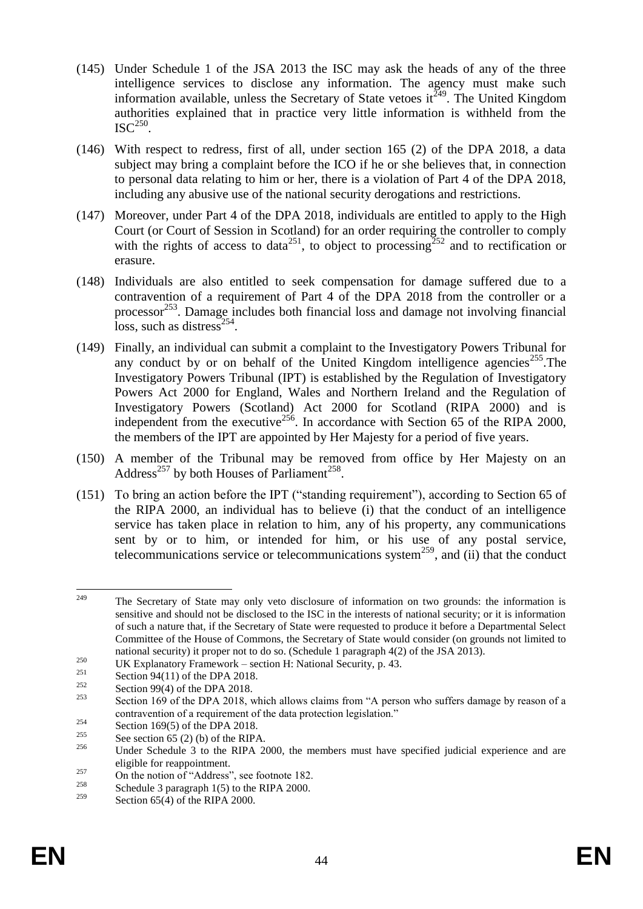(145) Under Schedule 1 of the JSA 2013 the ISC may ask the heads of any of the three intelligence services to disclose any information. The agency must make such information available, unless the Secretary of State vetoes it[249]. The United Kingdom authorities explained that in practice very little information is withheld from the ISC[250].

(146) With respect to redress, first of all, under section 165 (2) of the DPA 2018, a data subject may bring a complaint before the ICO if he or she believes that, in connection to personal data relating to him or her, there is a violation of Part 4 of the DPA 2018, including any abusive use of the national security derogations and restrictions.

(147) Moreover, under Part 4 of the DPA 2018, individuals are entitled to apply to the High Court (or Court of Session in Scotland) for an order requiring the controller to comply with the rights of access to data[251], to object to processing[252] and to rectification or erasure.

(148) Individuals are also entitled to seek compensation for damage suffered due to a contravention of a requirement of Part 4 of the DPA 2018 from the controller or a processor[253]. Damage includes both financial loss and damage not involving financial loss, such as distress[254].

(149) Finally, an individual can submit a complaint to the Investigatory Powers Tribunal for any conduct by or on behalf of the United Kingdom intelligence agencies[255].The Investigatory Powers Tribunal (IPT) is established by the Regulation of Investigatory Powers Act 2000 for England, Wales and Northern Ireland and the Regulation of Investigatory Powers (Scotland) Act 2000 for Scotland (RIPA 2000) and is independent from the executive[256]. In accordance with Section 65 of the RIPA 2000, the members of the IPT are appointed by Her Majesty for a period of five years.

(150) A member of the Tribunal may be removed from office by Her Majesty on an Address[257] by both Houses of Parliament[258].

(151) To bring an action before the IPT ("standing requirement"), according to Section 65 of the RIPA 2000, an individual has to believe (i) that the conduct of an intelligence service has taken place in relation to him, any of his property, any communications sent by or to him, or intended for him, or his use of any postal service, telecommunications service or telecommunications system[259], and (ii) that the conduct

---

[249] The Secretary of State may only veto disclosure of information on two grounds: the information is sensitive and should not be disclosed to the ISC in the interests of national security; or it is information of such a nature that, if the Secretary of State were requested to produce it before a Departmental Select Committee of the House of Commons, the Secretary of State would consider (on grounds not limited to national security) it proper not to do so. (Schedule 1 paragraph 4(2) of the JSA 2013).

[250] UK Explanatory Framework – section H: National Security, p. 43.

[251] Section 94(11) of the DPA 2018.

[252] Section 99(4) of the DPA 2018.

[253] Section 169 of the DPA 2018, which allows claims from "A person who suffers damage by reason of a contravention of a requirement of the data protection legislation."

[254] Section 169(5) of the DPA 2018.

[255] See section 65 (2) (b) of the RIPA.

[256] Under Schedule 3 to the RIPA 2000, the members must have specified judicial experience and are eligible for reappointment.

[257] On the notion of "Address", see footnote 182.

[258] Schedule 3 paragraph 1(5) to the RIPA 2000.

[259] Section 65(4) of the RIPA 2000.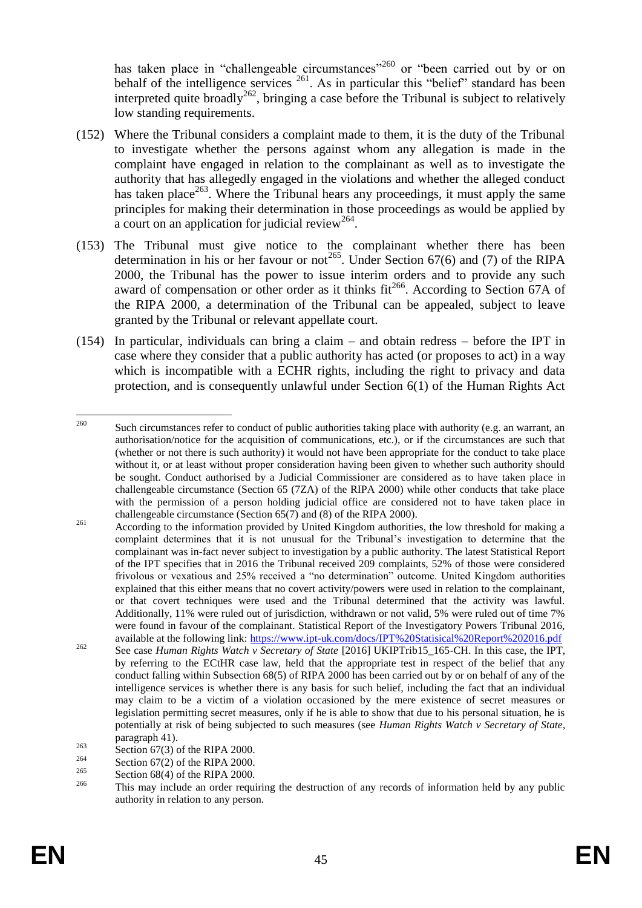has taken place in "challengeable circumstances"[260] or "been carried out by or on behalf of the intelligence services [261]. As in particular this "belief" standard has been interpreted quite broadly[262], bringing a case before the Tribunal is subject to relatively low standing requirements.

(152) Where the Tribunal considers a complaint made to them, it is the duty of the Tribunal to investigate whether the persons against whom any allegation is made in the complaint have engaged in relation to the complainant as well as to investigate the authority that has allegedly engaged in the violations and whether the alleged conduct has taken place[263]. Where the Tribunal hears any proceedings, it must apply the same principles for making their determination in those proceedings as would be applied by a court on an application for judicial review[264].

(153) The Tribunal must give notice to the complainant whether there has been determination in his or her favour or not[265]. Under Section 67(6) and (7) of the RIPA 2000, the Tribunal has the power to issue interim orders and to provide any such award of compensation or other order as it thinks fit[266]. According to Section 67A of the RIPA 2000, a determination of the Tribunal can be appealed, subject to leave granted by the Tribunal or relevant appellate court.

(154) In particular, individuals can bring a claim – and obtain redress – before the IPT in case where they consider that a public authority has acted (or proposes to act) in a way which is incompatible with a ECHR rights, including the right to privacy and data protection, and is consequently unlawful under Section 6(1) of the Human Rights Act

---

[260] Such circumstances refer to conduct of public authorities taking place with authority (e.g. an warrant, an authorisation/notice for the acquisition of communications, etc.), or if the circumstances are such that (whether or not there is such authority) it would not have been appropriate for the conduct to take place without it, or at least without proper consideration having been given to whether such authority should be sought. Conduct authorised by a Judicial Commissioner are considered as to have taken place in challengeable circumstance (Section 65 (7ZA) of the RIPA 2000) while other conducts that take place with the permission of a person holding judicial office are considered not to have taken place in challengeable circumstance (Section 65(7) and (8) of the RIPA 2000).

[261] According to the information provided by United Kingdom authorities, the low threshold for making a complaint determines that it is not unusual for the Tribunal's investigation to determine that the complainant was in-fact never subject to investigation by a public authority. The latest Statistical Report of the IPT specifies that in 2016 the Tribunal received 209 complaints, 52% of those were considered frivolous or vexatious and 25% received a "no determination" outcome. United Kingdom authorities explained that this either means that no covert activity/powers were used in relation to the complainant, or that covert techniques were used and the Tribunal determined that the activity was lawful. Additionally, 11% were ruled out of jurisdiction, withdrawn or not valid, 5% were ruled out of time 7% were found in favour of the complainant. Statistical Report of the Investigatory Powers Tribunal 2016, available at the following link: https://www.ipt-uk.com/docs/IPT%20Statisical%20Report%202016.pdf

[262] See case *Human Rights Watch v Secretary of State* [2016] UKIPTrib15_165-CH. In this case, the IPT, by referring to the ECtHR case law, held that the appropriate test in respect of the belief that any conduct falling within Subsection 68(5) of RIPA 2000 has been carried out by or on behalf of any of the intelligence services is whether there is any basis for such belief, including the fact that an individual may claim to be a victim of a violation occasioned by the mere existence of secret measures or legislation permitting secret measures, only if he is able to show that due to his personal situation, he is potentially at risk of being subjected to such measures (see *Human Rights Watch v Secretary of State*, paragraph 41).

[263] Section 67(3) of the RIPA 2000.

[264] Section 67(2) of the RIPA 2000.

[265] Section 68(4) of the RIPA 2000.

[266] This may include an order requiring the destruction of any records of information held by any public authority in relation to any person.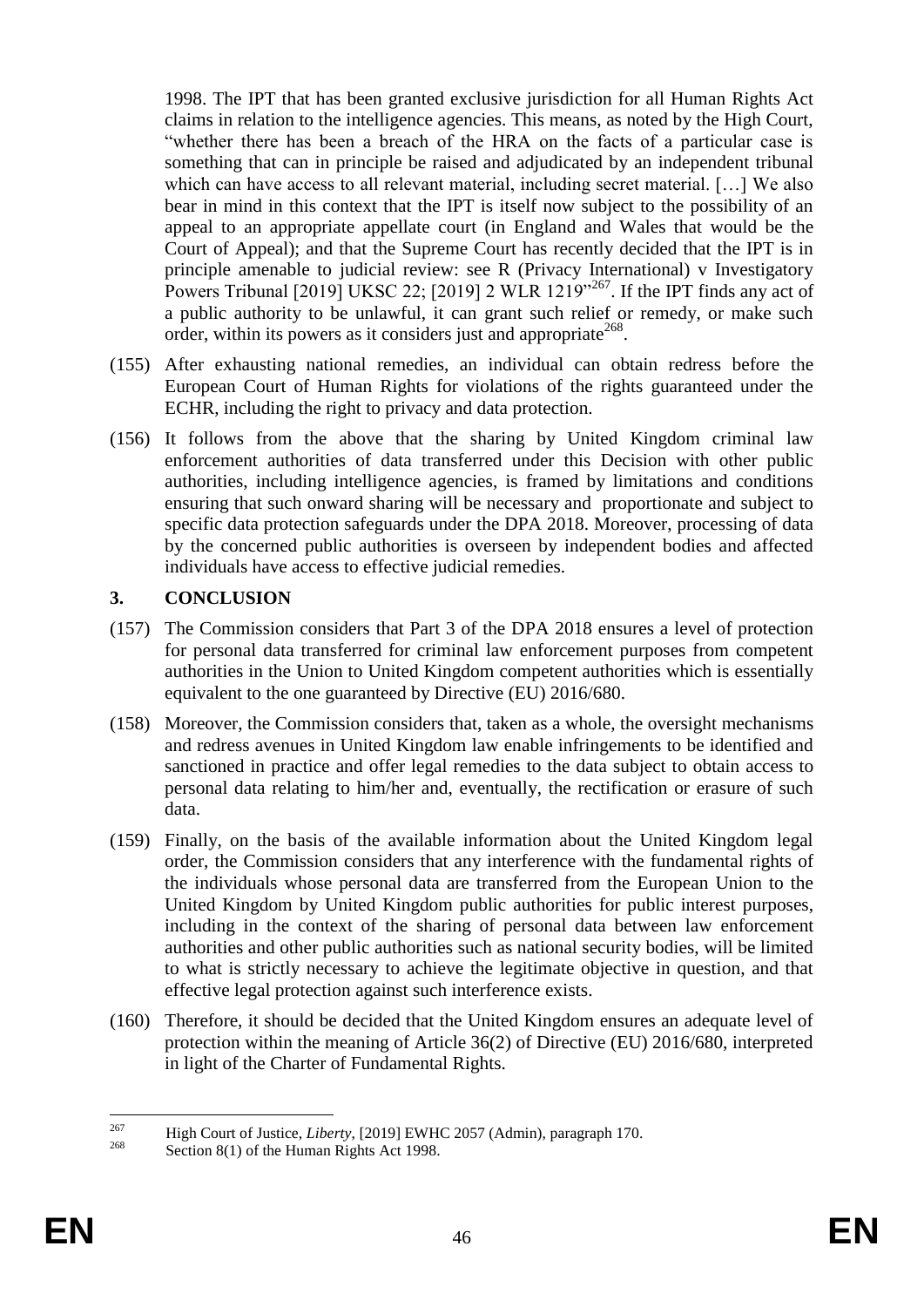1998. The IPT that has been granted exclusive jurisdiction for all Human Rights Act claims in relation to the intelligence agencies. This means, as noted by the High Court, "whether there has been a breach of the HRA on the facts of a particular case is something that can in principle be raised and adjudicated by an independent tribunal which can have access to all relevant material, including secret material. […] We also bear in mind in this context that the IPT is itself now subject to the possibility of an appeal to an appropriate appellate court (in England and Wales that would be the Court of Appeal); and that the Supreme Court has recently decided that the IPT is in principle amenable to judicial review: see R (Privacy International) v Investigatory Powers Tribunal [2019] UKSC 22; [2019] 2 WLR 1219"[267]. If the IPT finds any act of a public authority to be unlawful, it can grant such relief or remedy, or make such order, within its powers as it considers just and appropriate[268].

(155) After exhausting national remedies, an individual can obtain redress before the European Court of Human Rights for violations of the rights guaranteed under the ECHR, including the right to privacy and data protection.

(156) It follows from the above that the sharing by United Kingdom criminal law enforcement authorities of data transferred under this Decision with other public authorities, including intelligence agencies, is framed by limitations and conditions ensuring that such onward sharing will be necessary and proportionate and subject to specific data protection safeguards under the DPA 2018. Moreover, processing of data by the concerned public authorities is overseen by independent bodies and affected individuals have access to effective judicial remedies.

## 3. CONCLUSION

(157) The Commission considers that Part 3 of the DPA 2018 ensures a level of protection for personal data transferred for criminal law enforcement purposes from competent authorities in the Union to United Kingdom competent authorities which is essentially equivalent to the one guaranteed by Directive (EU) 2016/680.

(158) Moreover, the Commission considers that, taken as a whole, the oversight mechanisms and redress avenues in United Kingdom law enable infringements to be identified and sanctioned in practice and offer legal remedies to the data subject to obtain access to personal data relating to him/her and, eventually, the rectification or erasure of such data.

(159) Finally, on the basis of the available information about the United Kingdom legal order, the Commission considers that any interference with the fundamental rights of the individuals whose personal data are transferred from the European Union to the United Kingdom by United Kingdom public authorities for public interest purposes, including in the context of the sharing of personal data between law enforcement authorities and other public authorities such as national security bodies, will be limited to what is strictly necessary to achieve the legitimate objective in question, and that effective legal protection against such interference exists.

(160) Therefore, it should be decided that the United Kingdom ensures an adequate level of protection within the meaning of Article 36(2) of Directive (EU) 2016/680, interpreted in light of the Charter of Fundamental Rights.

---

[267] High Court of Justice, *Liberty*, [2019] EWHC 2057 (Admin), paragraph 170.

[268] Section 8(1) of the Human Rights Act 1998.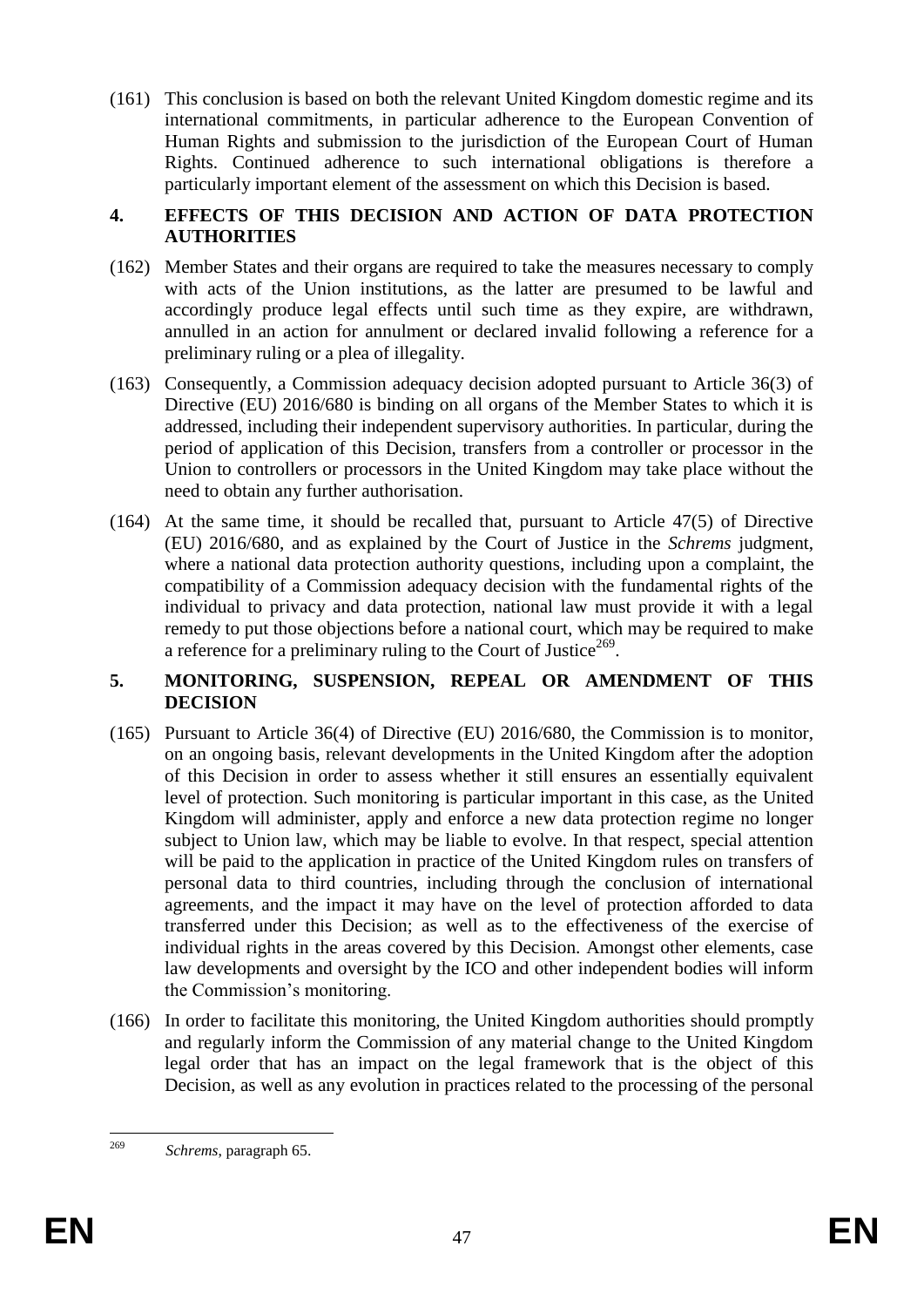(161) This conclusion is based on both the relevant United Kingdom domestic regime and its international commitments, in particular adherence to the European Convention of Human Rights and submission to the jurisdiction of the European Court of Human Rights. Continued adherence to such international obligations is therefore a particularly important element of the assessment on which this Decision is based.

## 4. EFFECTS OF THIS DECISION AND ACTION OF DATA PROTECTION AUTHORITIES

(162) Member States and their organs are required to take the measures necessary to comply with acts of the Union institutions, as the latter are presumed to be lawful and accordingly produce legal effects until such time as they expire, are withdrawn, annulled in an action for annulment or declared invalid following a reference for a preliminary ruling or a plea of illegality.

(163) Consequently, a Commission adequacy decision adopted pursuant to Article 36(3) of Directive (EU) 2016/680 is binding on all organs of the Member States to which it is addressed, including their independent supervisory authorities. In particular, during the period of application of this Decision, transfers from a controller or processor in the Union to controllers or processors in the United Kingdom may take place without the need to obtain any further authorisation.

(164) At the same time, it should be recalled that, pursuant to Article 47(5) of Directive (EU) 2016/680, and as explained by the Court of Justice in the *Schrems* judgment, where a national data protection authority questions, including upon a complaint, the compatibility of a Commission adequacy decision with the fundamental rights of the individual to privacy and data protection, national law must provide it with a legal remedy to put those objections before a national court, which may be required to make a reference for a preliminary ruling to the Court of Justice[269].

## 5. MONITORING, SUSPENSION, REPEAL OR AMENDMENT OF THIS DECISION

(165) Pursuant to Article 36(4) of Directive (EU) 2016/680, the Commission is to monitor, on an ongoing basis, relevant developments in the United Kingdom after the adoption of this Decision in order to assess whether it still ensures an essentially equivalent level of protection. Such monitoring is particular important in this case, as the United Kingdom will administer, apply and enforce a new data protection regime no longer subject to Union law, which may be liable to evolve. In that respect, special attention will be paid to the application in practice of the United Kingdom rules on transfers of personal data to third countries, including through the conclusion of international agreements, and the impact it may have on the level of protection afforded to data transferred under this Decision; as well as to the effectiveness of the exercise of individual rights in the areas covered by this Decision. Amongst other elements, case law developments and oversight by the ICO and other independent bodies will inform the Commission's monitoring.

(166) In order to facilitate this monitoring, the United Kingdom authorities should promptly and regularly inform the Commission of any material change to the United Kingdom legal order that has an impact on the legal framework that is the object of this Decision, as well as any evolution in practices related to the processing of the personal

---

[269] *Schrems*, paragraph 65.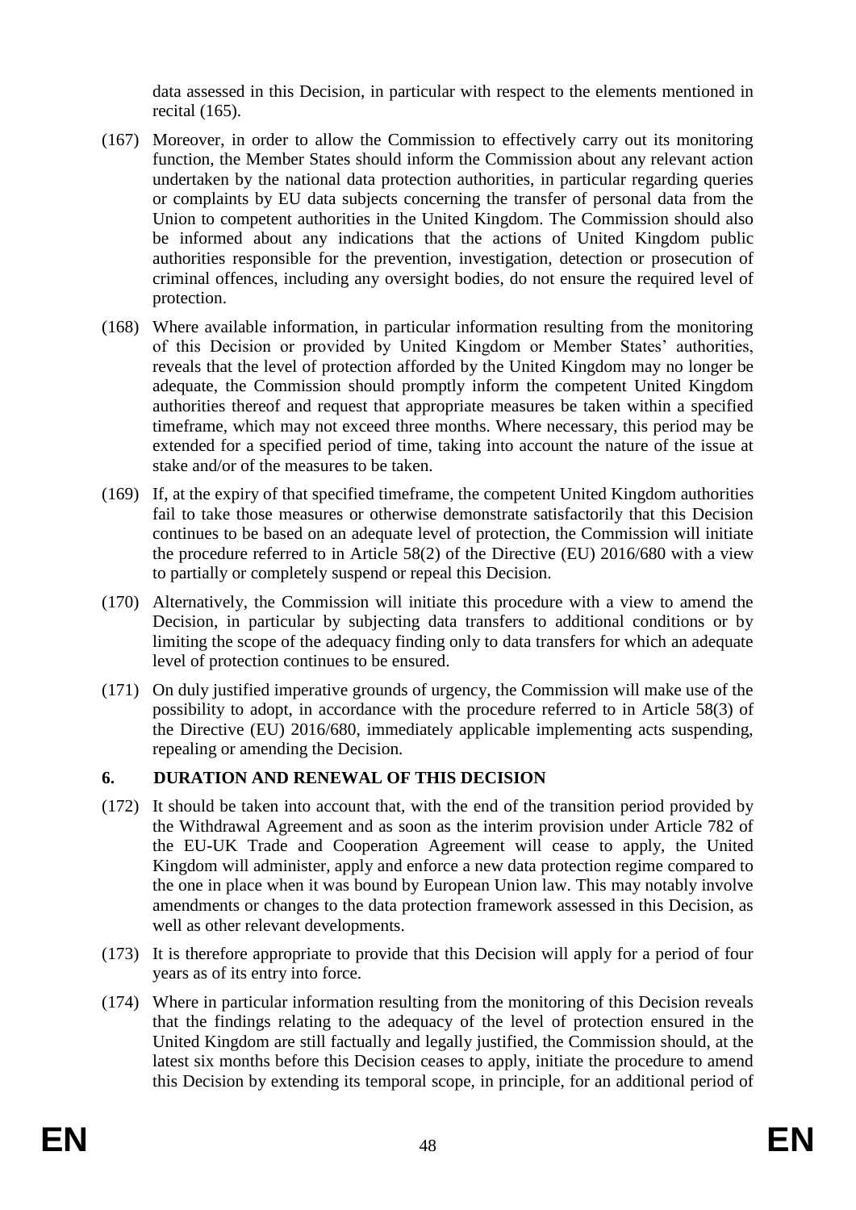data assessed in this Decision, in particular with respect to the elements mentioned in recital (165).

(167) Moreover, in order to allow the Commission to effectively carry out its monitoring function, the Member States should inform the Commission about any relevant action undertaken by the national data protection authorities, in particular regarding queries or complaints by EU data subjects concerning the transfer of personal data from the Union to competent authorities in the United Kingdom. The Commission should also be informed about any indications that the actions of United Kingdom public authorities responsible for the prevention, investigation, detection or prosecution of criminal offences, including any oversight bodies, do not ensure the required level of protection.

(168) Where available information, in particular information resulting from the monitoring of this Decision or provided by United Kingdom or Member States' authorities, reveals that the level of protection afforded by the United Kingdom may no longer be adequate, the Commission should promptly inform the competent United Kingdom authorities thereof and request that appropriate measures be taken within a specified timeframe, which may not exceed three months. Where necessary, this period may be extended for a specified period of time, taking into account the nature of the issue at stake and/or of the measures to be taken.

(169) If, at the expiry of that specified timeframe, the competent United Kingdom authorities fail to take those measures or otherwise demonstrate satisfactorily that this Decision continues to be based on an adequate level of protection, the Commission will initiate the procedure referred to in Article 58(2) of the Directive (EU) 2016/680 with a view to partially or completely suspend or repeal this Decision.

(170) Alternatively, the Commission will initiate this procedure with a view to amend the Decision, in particular by subjecting data transfers to additional conditions or by limiting the scope of the adequacy finding only to data transfers for which an adequate level of protection continues to be ensured.

(171) On duly justified imperative grounds of urgency, the Commission will make use of the possibility to adopt, in accordance with the procedure referred to in Article 58(3) of the Directive (EU) 2016/680, immediately applicable implementing acts suspending, repealing or amending the Decision.

## 6. DURATION AND RENEWAL OF THIS DECISION

(172) It should be taken into account that, with the end of the transition period provided by the Withdrawal Agreement and as soon as the interim provision under Article 782 of the EU-UK Trade and Cooperation Agreement will cease to apply, the United Kingdom will administer, apply and enforce a new data protection regime compared to the one in place when it was bound by European Union law. This may notably involve amendments or changes to the data protection framework assessed in this Decision, as well as other relevant developments.

(173) It is therefore appropriate to provide that this Decision will apply for a period of four years as of its entry into force.

(174) Where in particular information resulting from the monitoring of this Decision reveals that the findings relating to the adequacy of the level of protection ensured in the United Kingdom are still factually and legally justified, the Commission should, at the latest six months before this Decision ceases to apply, initiate the procedure to amend this Decision by extending its temporal scope, in principle, for an additional period of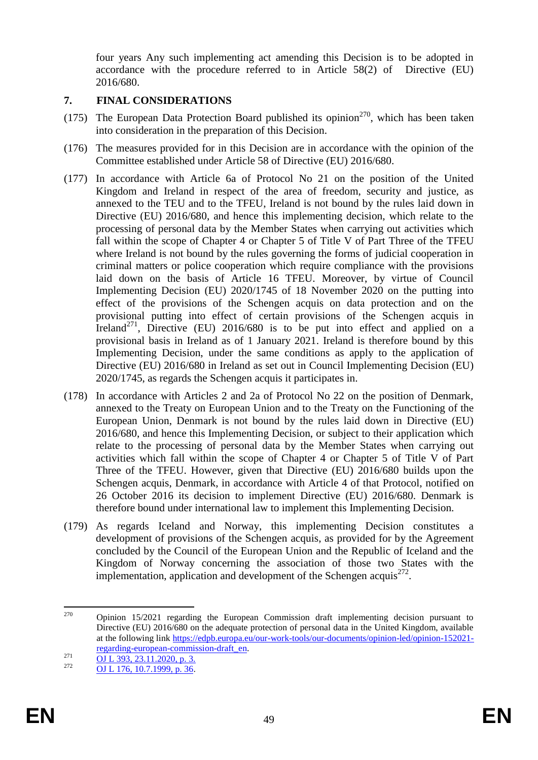four years Any such implementing act amending this Decision is to be adopted in accordance with the procedure referred to in Article 58(2) of Directive (EU) 2016/680.

## 7. FINAL CONSIDERATIONS

(175) The European Data Protection Board published its opinion[270], which has been taken into consideration in the preparation of this Decision.

(176) The measures provided for in this Decision are in accordance with the opinion of the Committee established under Article 58 of Directive (EU) 2016/680.

(177) In accordance with Article 6a of Protocol No 21 on the position of the United Kingdom and Ireland in respect of the area of freedom, security and justice, as annexed to the TEU and to the TFEU, Ireland is not bound by the rules laid down in Directive (EU) 2016/680, and hence this implementing decision, which relate to the processing of personal data by the Member States when carrying out activities which fall within the scope of Chapter 4 or Chapter 5 of Title V of Part Three of the TFEU where Ireland is not bound by the rules governing the forms of judicial cooperation in criminal matters or police cooperation which require compliance with the provisions laid down on the basis of Article 16 TFEU. Moreover, by virtue of Council Implementing Decision (EU) 2020/1745 of 18 November 2020 on the putting into effect of the provisions of the Schengen acquis on data protection and on the provisional putting into effect of certain provisions of the Schengen acquis in Ireland[271], Directive (EU) 2016/680 is to be put into effect and applied on a provisional basis in Ireland as of 1 January 2021. Ireland is therefore bound by this Implementing Decision, under the same conditions as apply to the application of Directive (EU) 2016/680 in Ireland as set out in Council Implementing Decision (EU) 2020/1745, as regards the Schengen acquis it participates in.

(178) In accordance with Articles 2 and 2a of Protocol No 22 on the position of Denmark, annexed to the Treaty on European Union and to the Treaty on the Functioning of the European Union, Denmark is not bound by the rules laid down in Directive (EU) 2016/680, and hence this Implementing Decision, or subject to their application which relate to the processing of personal data by the Member States when carrying out activities which fall within the scope of Chapter 4 or Chapter 5 of Title V of Part Three of the TFEU. However, given that Directive (EU) 2016/680 builds upon the Schengen acquis, Denmark, in accordance with Article 4 of that Protocol, notified on 26 October 2016 its decision to implement Directive (EU) 2016/680. Denmark is therefore bound under international law to implement this Implementing Decision.

(179) As regards Iceland and Norway, this implementing Decision constitutes a development of provisions of the Schengen acquis, as provided for by the Agreement concluded by the Council of the European Union and the Republic of Iceland and the Kingdom of Norway concerning the association of those two States with the implementation, application and development of the Schengen acquis[272].

---

[270] Opinion 15/2021 regarding the European Commission draft implementing decision pursuant to Directive (EU) 2016/680 on the adequate protection of personal data in the United Kingdom, available at the following link https://edpb.europa.eu/our-work-tools/our-documents/opinion-led/opinion-152021-regarding-european-commission-draft_en.

[271] OJ L 393, 23.11.2020, p. 3.

[272] OJ L 176, 10.7.1999, p. 36.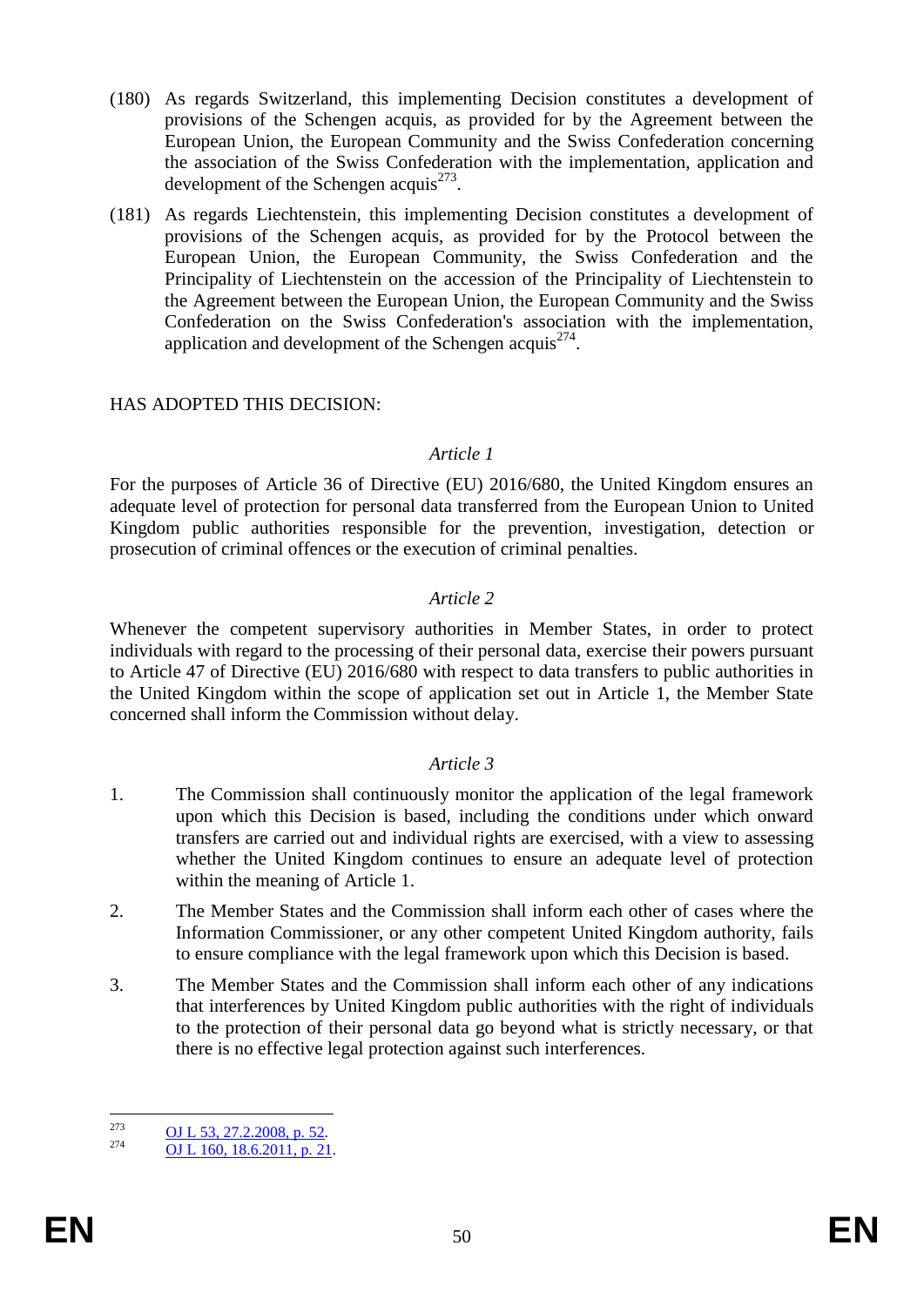(180) As regards Switzerland, this implementing Decision constitutes a development of provisions of the Schengen acquis, as provided for by the Agreement between the European Union, the European Community and the Swiss Confederation concerning the association of the Swiss Confederation with the implementation, application and development of the Schengen acquis[273].

(181) As regards Liechtenstein, this implementing Decision constitutes a development of provisions of the Schengen acquis, as provided for by the Protocol between the European Union, the European Community, the Swiss Confederation and the Principality of Liechtenstein on the accession of the Principality of Liechtenstein to the Agreement between the European Union, the European Community and the Swiss Confederation on the Swiss Confederation's association with the implementation, application and development of the Schengen acquis[274].

HAS ADOPTED THIS DECISION:

*Article 1*

For the purposes of Article 36 of Directive (EU) 2016/680, the United Kingdom ensures an adequate level of protection for personal data transferred from the European Union to United Kingdom public authorities responsible for the prevention, investigation, detection or prosecution of criminal offences or the execution of criminal penalties.

*Article 2*

Whenever the competent supervisory authorities in Member States, in order to protect individuals with regard to the processing of their personal data, exercise their powers pursuant to Article 47 of Directive (EU) 2016/680 with respect to data transfers to public authorities in the United Kingdom within the scope of application set out in Article 1, the Member State concerned shall inform the Commission without delay.

*Article 3*

1. The Commission shall continuously monitor the application of the legal framework upon which this Decision is based, including the conditions under which onward transfers are carried out and individual rights are exercised, with a view to assessing whether the United Kingdom continues to ensure an adequate level of protection within the meaning of Article 1.

2. The Member States and the Commission shall inform each other of cases where the Information Commissioner, or any other competent United Kingdom authority, fails to ensure compliance with the legal framework upon which this Decision is based.

3. The Member States and the Commission shall inform each other of any indications that interferences by United Kingdom public authorities with the right of individuals to the protection of their personal data go beyond what is strictly necessary, or that there is no effective legal protection against such interferences.

---

[273] OJ L 53, 27.2.2008, p. 52.

[274] OJ L 160, 18.6.2011, p. 21.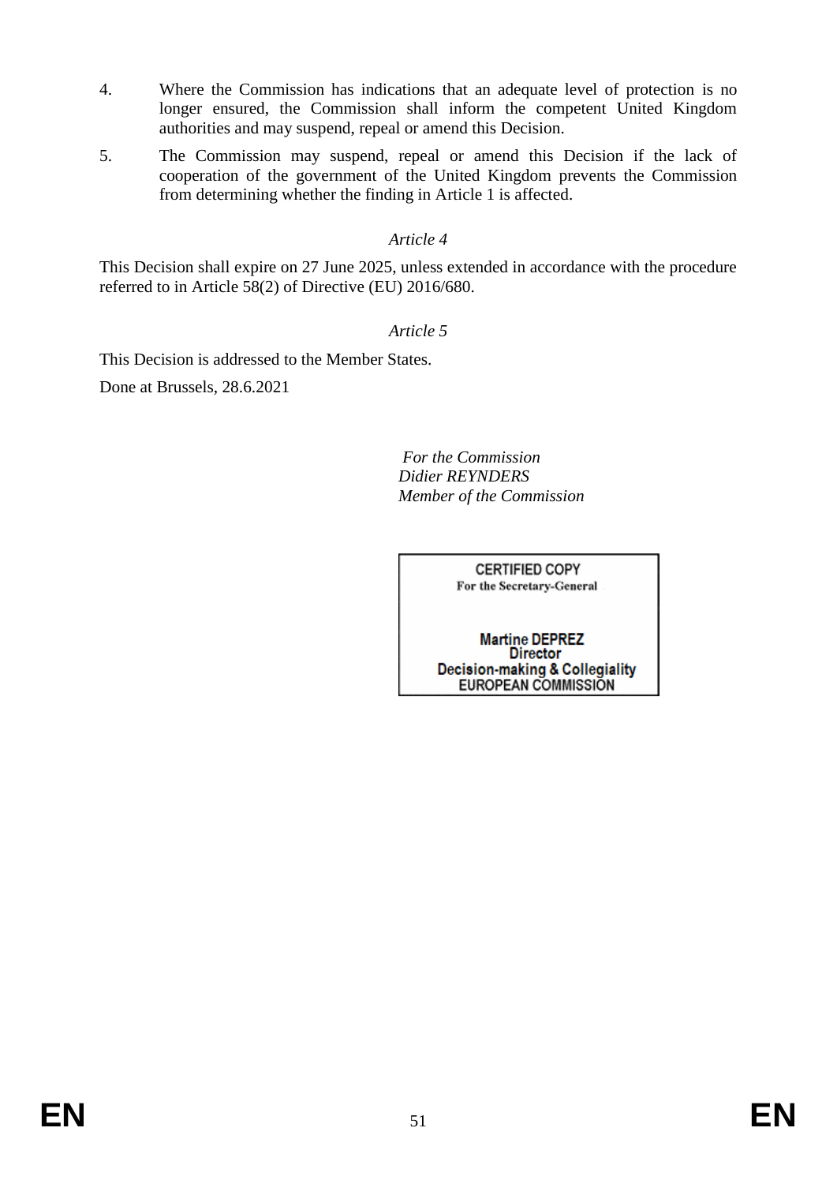4. Where the Commission has indications that an adequate level of protection is no longer ensured, the Commission shall inform the competent United Kingdom authorities and may suspend, repeal or amend this Decision.

5. The Commission may suspend, repeal or amend this Decision if the lack of cooperation of the government of the United Kingdom prevents the Commission from determining whether the finding in Article 1 is affected.

*Article 4*

This Decision shall expire on 27 June 2025, unless extended in accordance with the procedure referred to in Article 58(2) of Directive (EU) 2016/680.

*Article 5*

This Decision is addressed to the Member States.

Done at Brussels, 28.6.2021

*For the Commission*
*Didier REYNDERS*
*Member of the Commission*

CERTIFIED COPY
For the Secretary-General

Martine DEPREZ
Director
Decision-making & Collegiality
EUROPEAN COMMISSION